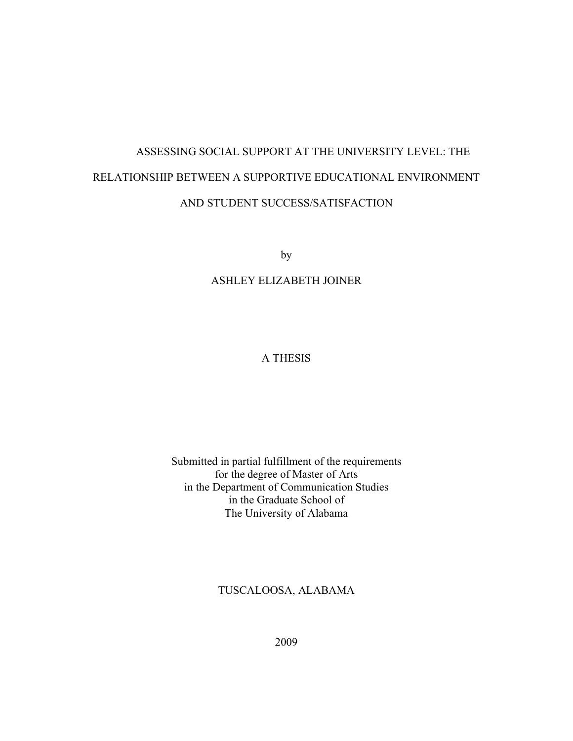# ASSESSING SOCIAL SUPPORT AT THE UNIVERSITY LEVEL: THE RELATIONSHIP BETWEEN A SUPPORTIVE EDUCATIONAL ENVIRONMENT AND STUDENT SUCCESS/SATISFACTION

by

ASHLEY ELIZABETH JOINER

A THESIS

Submitted in partial fulfillment of the requirements
for the degree of Master of Arts
in the Department of Communication Studies
in the Graduate School of
The University of Alabama

TUSCALOOSA, ALABAMA

2009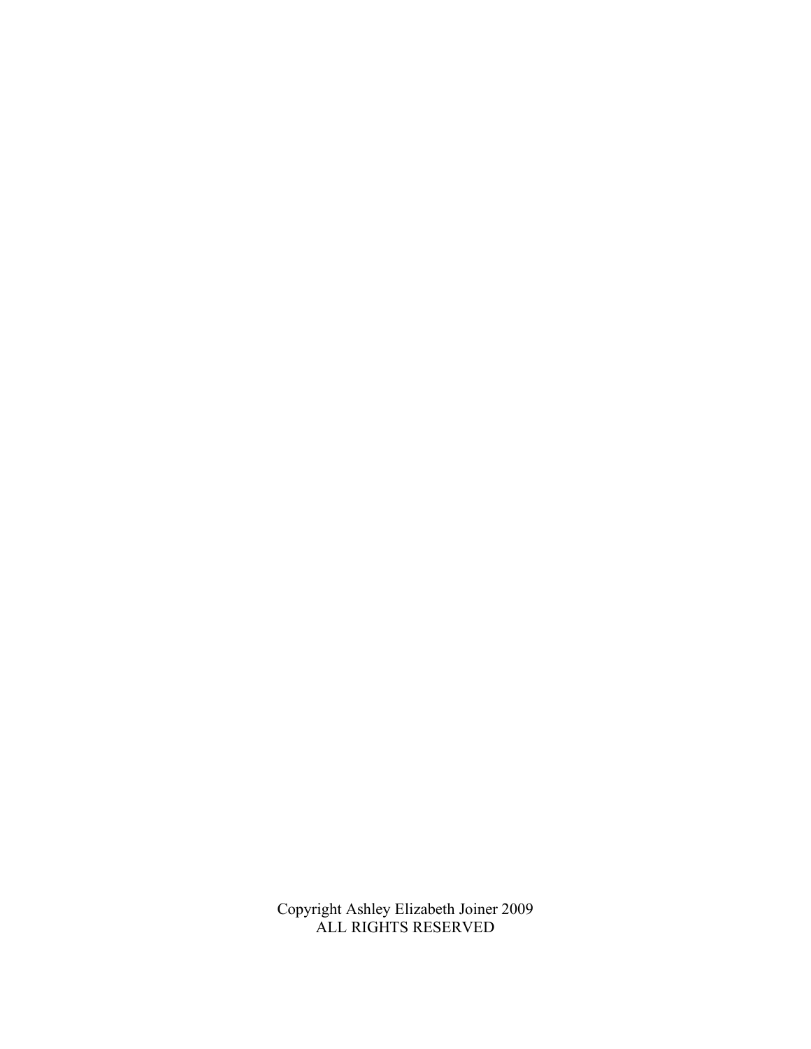Copyright Ashley Elizabeth Joiner 2009
ALL RIGHTS RESERVED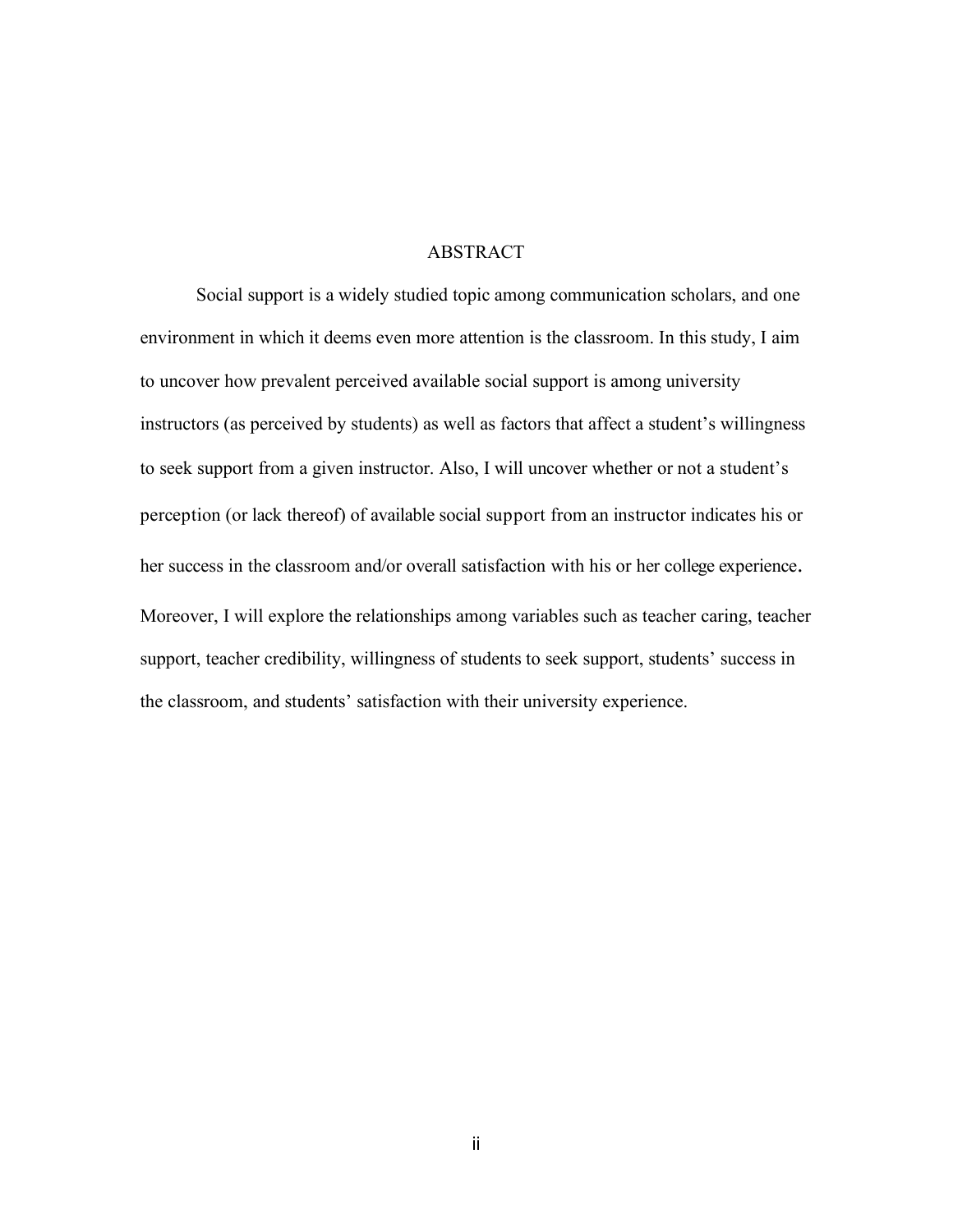# ABSTRACT

Social support is a widely studied topic among communication scholars, and one environment in which it deems even more attention is the classroom. In this study, I aim to uncover how prevalent perceived available social support is among university instructors (as perceived by students) as well as factors that affect a student's willingness to seek support from a given instructor. Also, I will uncover whether or not a student's perception (or lack thereof) of available social support from an instructor indicates his or her success in the classroom and/or overall satisfaction with his or her college experience. Moreover, I will explore the relationships among variables such as teacher caring, teacher support, teacher credibility, willingness of students to seek support, students' success in the classroom, and students' satisfaction with their university experience.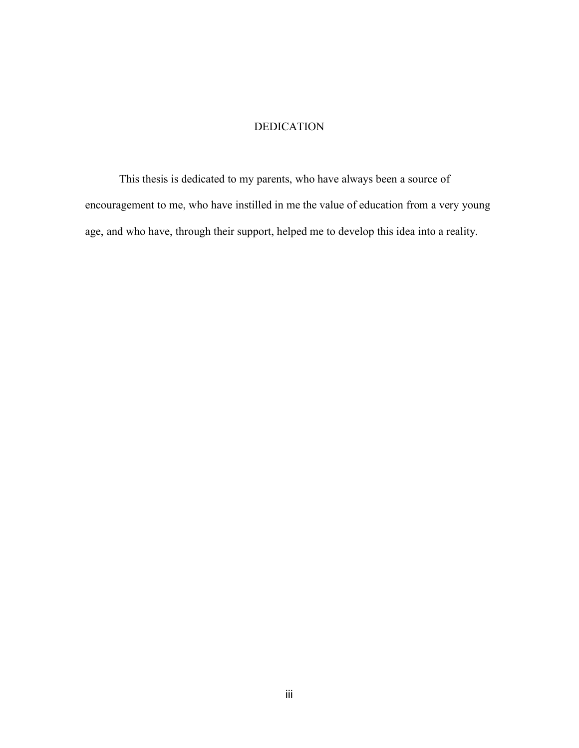# DEDICATION

This thesis is dedicated to my parents, who have always been a source of encouragement to me, who have instilled in me the value of education from a very young age, and who have, through their support, helped me to develop this idea into a reality.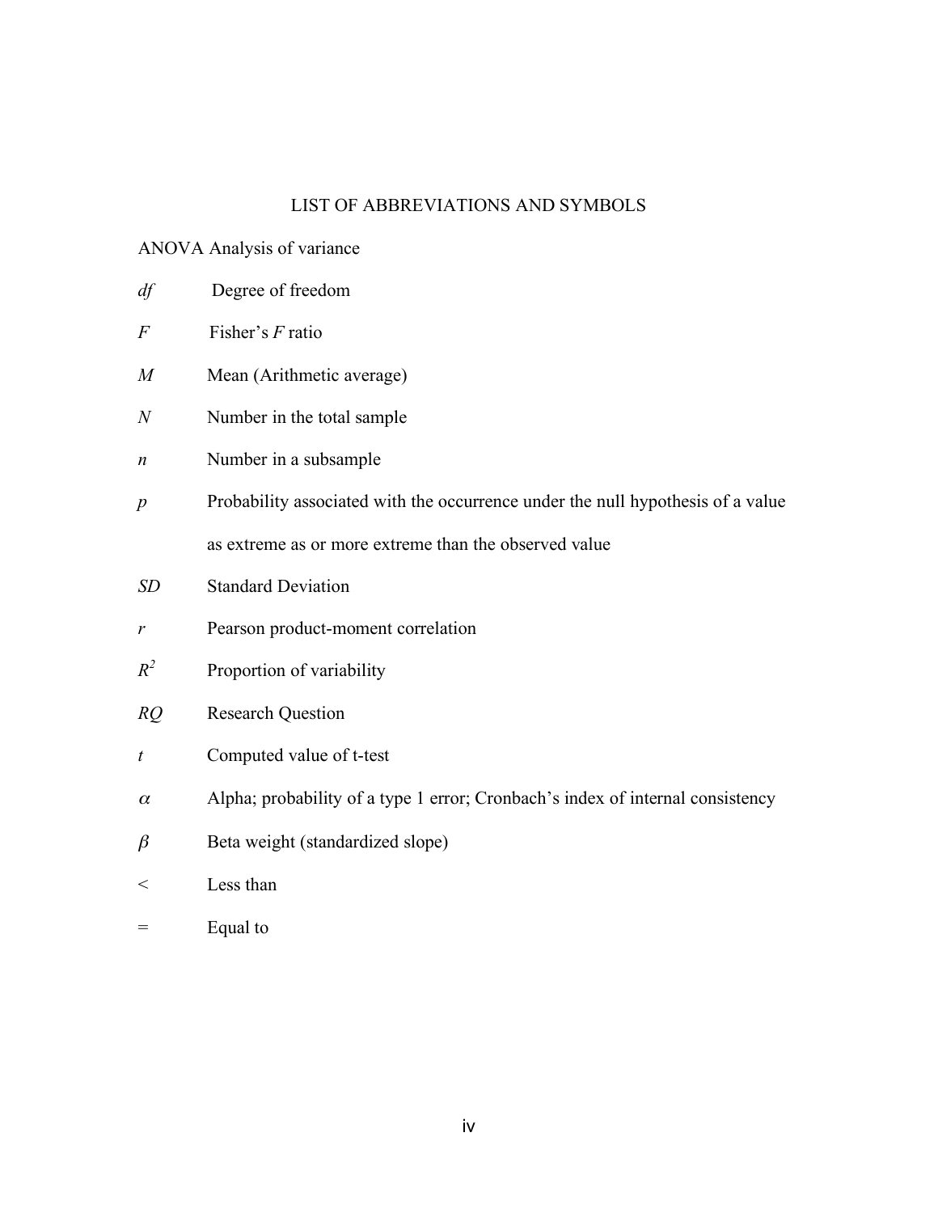# LIST OF ABBREVIATIONS AND SYMBOLS

ANOVA Analysis of variance

*df* Degree of freedom

*F* Fisher's *F* ratio

*M* Mean (Arithmetic average)

*N* Number in the total sample

*n* Number in a subsample

*p* Probability associated with the occurrence under the null hypothesis of a value as extreme as or more extreme than the observed value

*SD* Standard Deviation

*r* Pearson product-moment correlation

$R^2$ Proportion of variability

*RQ* Research Question

*t* Computed value of t-test

$\alpha$ Alpha; probability of a type 1 error; Cronbach's index of internal consistency

$\beta$ Beta weight (standardized slope)

< Less than

= Equal to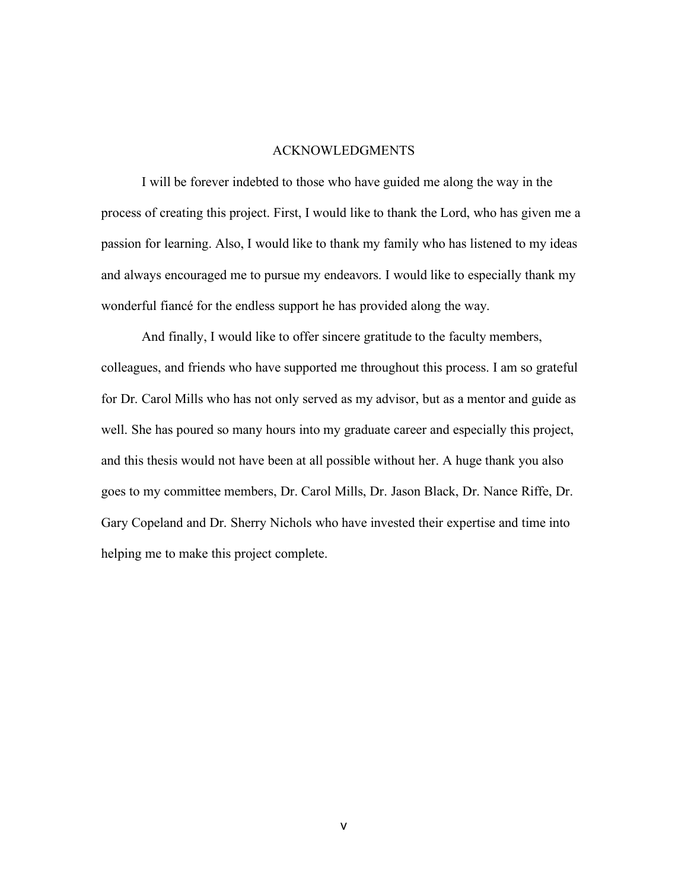# ACKNOWLEDGMENTS

I will be forever indebted to those who have guided me along the way in the process of creating this project. First, I would like to thank the Lord, who has given me a passion for learning. Also, I would like to thank my family who has listened to my ideas and always encouraged me to pursue my endeavors. I would like to especially thank my wonderful fiancé for the endless support he has provided along the way.

And finally, I would like to offer sincere gratitude to the faculty members, colleagues, and friends who have supported me throughout this process. I am so grateful for Dr. Carol Mills who has not only served as my advisor, but as a mentor and guide as well. She has poured so many hours into my graduate career and especially this project, and this thesis would not have been at all possible without her. A huge thank you also goes to my committee members, Dr. Carol Mills, Dr. Jason Black, Dr. Nance Riffe, Dr. Gary Copeland and Dr. Sherry Nichols who have invested their expertise and time into helping me to make this project complete.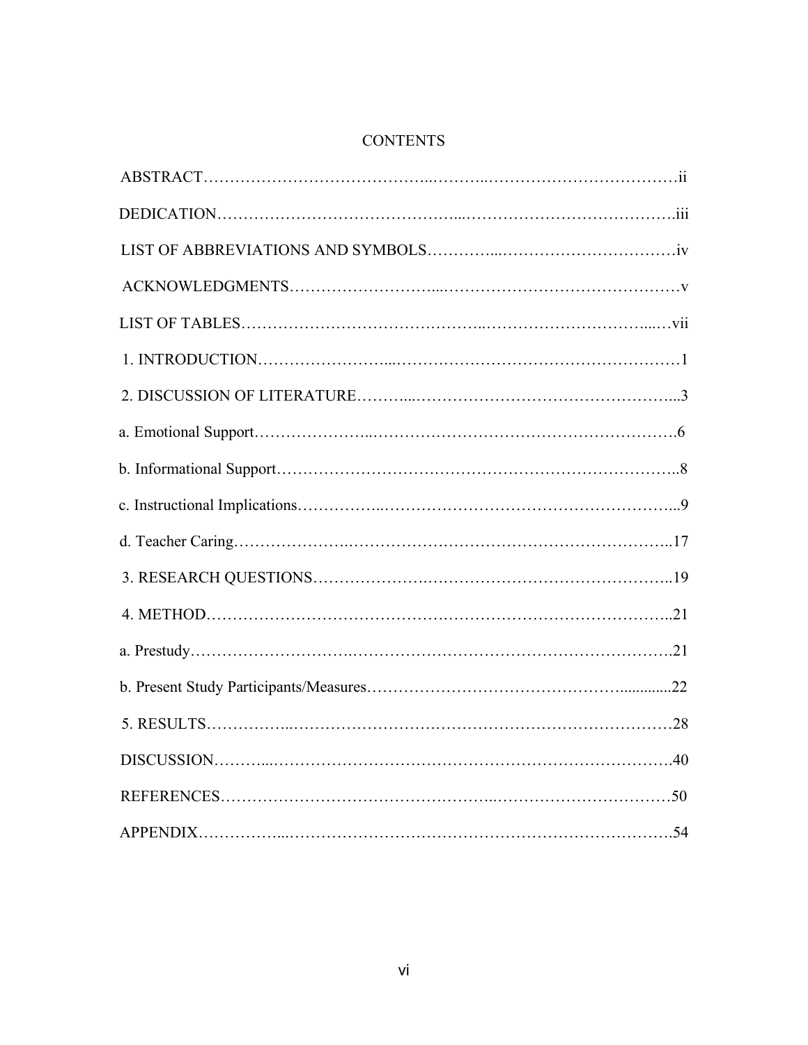# CONTENTS

ABSTRACT……………………………………..………..………………………………ii

DEDICATION……………………………………...…………………………………..iii

LIST OF ABBREVIATIONS AND SYMBOLS…………...……………………….……iv

ACKNOWLEDGMENTS……………………....………………………………………v

LIST OF TABLES……………………………………..………………………...…vii

1. INTRODUCTION……………………...………………………………………………1

2. DISCUSSION OF LITERATURE………...…………………………………………...3

a. Emotional Support…………………..…………………………………………………….6

b. Informational Support……………………….……………………………………..8

c. Instructional Implications……………..…………………………………………...9

d. Teacher Caring…………………..…………………………………………………..17

3. RESEARCH QUESTIONS…………………..…………………………….………..19

4. METHOD……………………………………………………………………………..21

a. Prestudy……………………….………………………………………….……….21

b. Present Study Participants/Measures…………………………………………............22

5. RESULTS……………..……………………….……………………………………28

DISCUSSION………...………………………………………………………………….40

REFERENCES……………………………………………..………………….…………50

APPENDIX……………...…………………………………………………………………….54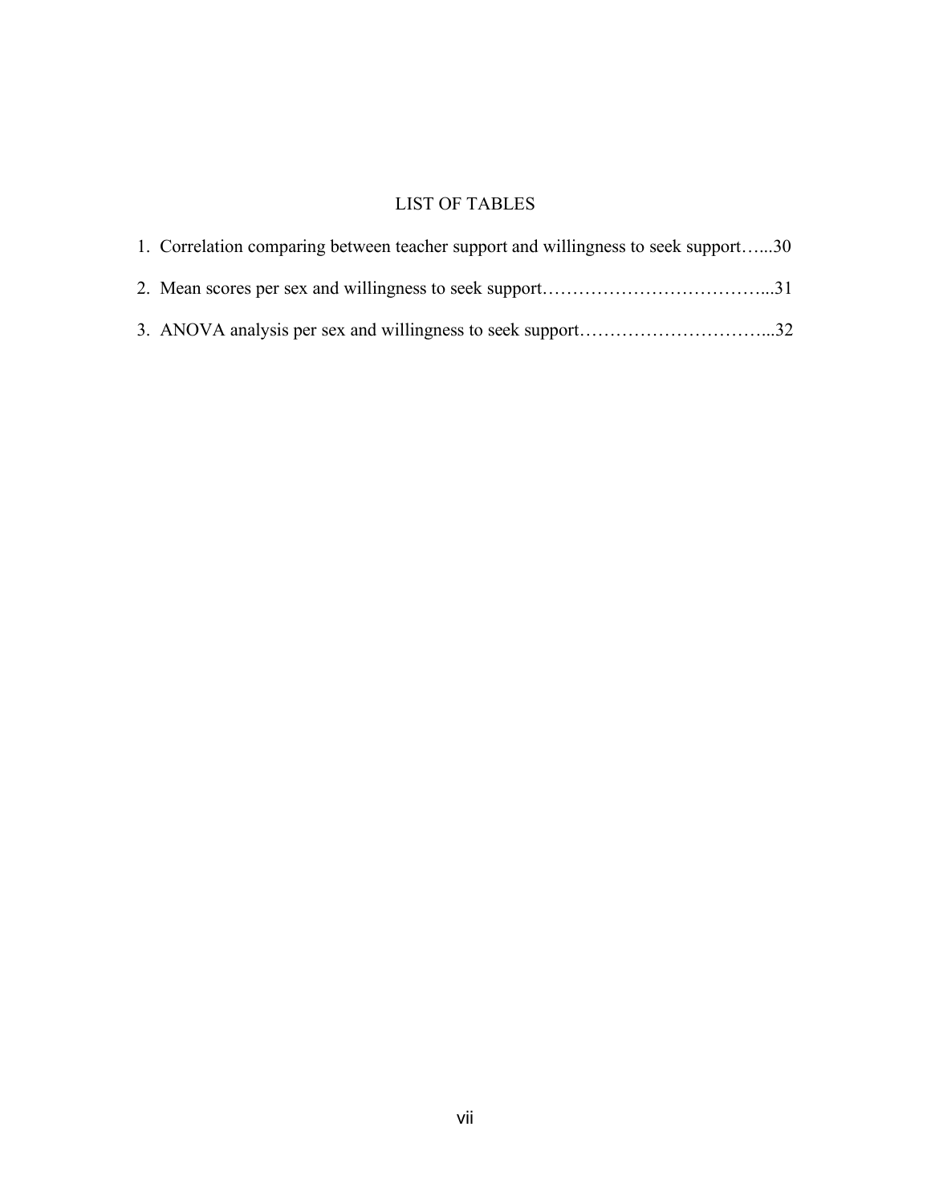# LIST OF TABLES

1. Correlation comparing between teacher support and willingness to seek support…...30
2. Mean scores per sex and willingness to seek support………………………………...31
3. ANOVA analysis per sex and willingness to seek support…………………………...32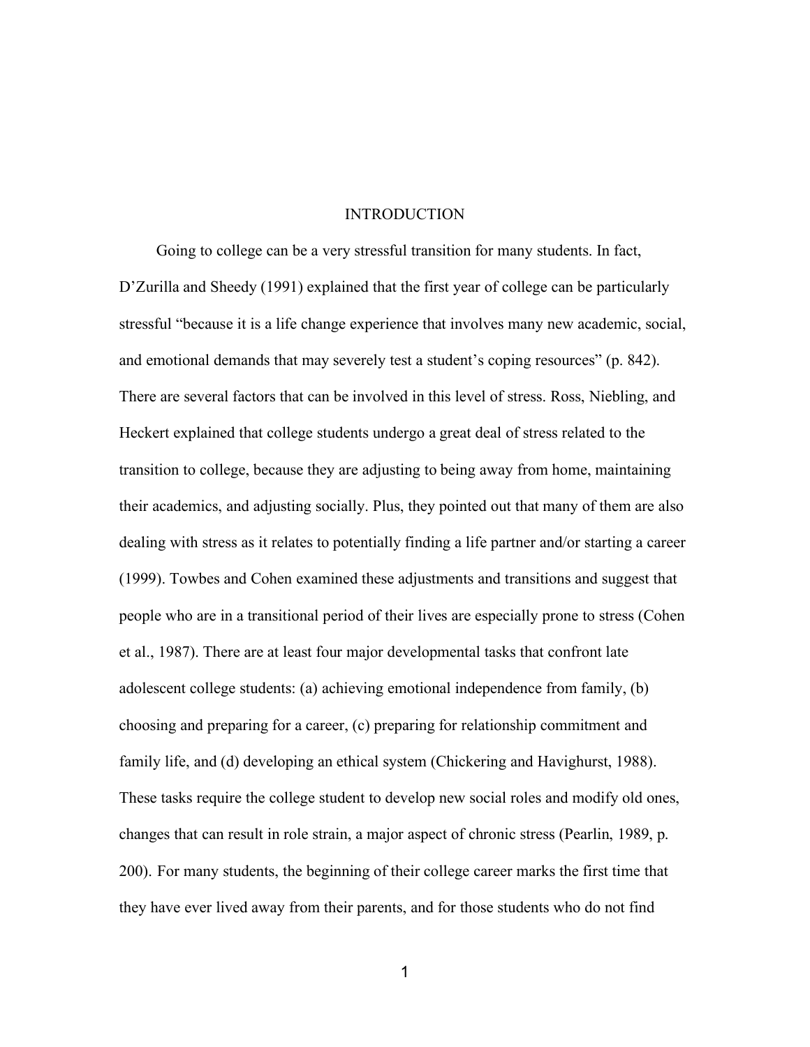# INTRODUCTION

Going to college can be a very stressful transition for many students. In fact, D'Zurilla and Sheedy (1991) explained that the first year of college can be particularly stressful "because it is a life change experience that involves many new academic, social, and emotional demands that may severely test a student's coping resources" (p. 842). There are several factors that can be involved in this level of stress. Ross, Niebling, and Heckert explained that college students undergo a great deal of stress related to the transition to college, because they are adjusting to being away from home, maintaining their academics, and adjusting socially. Plus, they pointed out that many of them are also dealing with stress as it relates to potentially finding a life partner and/or starting a career (1999). Towbes and Cohen examined these adjustments and transitions and suggest that people who are in a transitional period of their lives are especially prone to stress (Cohen et al., 1987). There are at least four major developmental tasks that confront late adolescent college students: (a) achieving emotional independence from family, (b) choosing and preparing for a career, (c) preparing for relationship commitment and family life, and (d) developing an ethical system (Chickering and Havighurst, 1988). These tasks require the college student to develop new social roles and modify old ones, changes that can result in role strain, a major aspect of chronic stress (Pearlin, 1989, p. 200). For many students, the beginning of their college career marks the first time that they have ever lived away from their parents, and for those students who do not find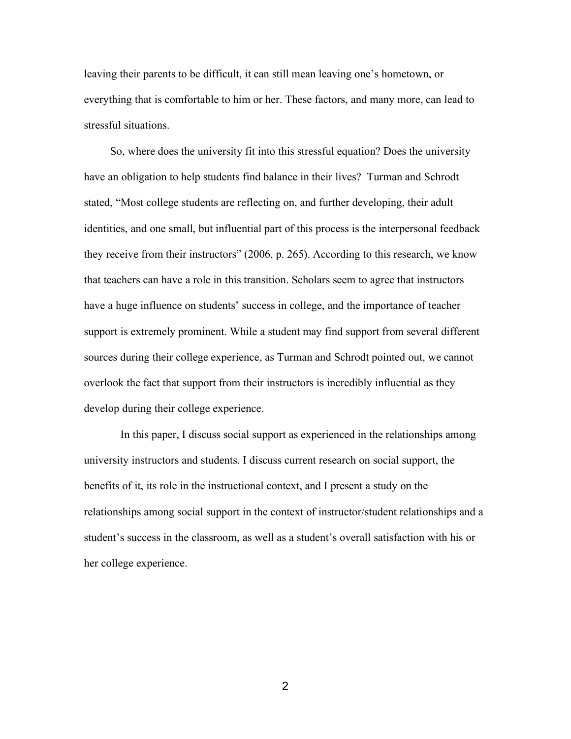leaving their parents to be difficult, it can still mean leaving one's hometown, or everything that is comfortable to him or her. These factors, and many more, can lead to stressful situations.

So, where does the university fit into this stressful equation? Does the university have an obligation to help students find balance in their lives? Turman and Schrodt stated, "Most college students are reflecting on, and further developing, their adult identities, and one small, but influential part of this process is the interpersonal feedback they receive from their instructors" (2006, p. 265). According to this research, we know that teachers can have a role in this transition. Scholars seem to agree that instructors have a huge influence on students' success in college, and the importance of teacher support is extremely prominent. While a student may find support from several different sources during their college experience, as Turman and Schrodt pointed out, we cannot overlook the fact that support from their instructors is incredibly influential as they develop during their college experience.

In this paper, I discuss social support as experienced in the relationships among university instructors and students. I discuss current research on social support, the benefits of it, its role in the instructional context, and I present a study on the relationships among social support in the context of instructor/student relationships and a student's success in the classroom, as well as a student's overall satisfaction with his or her college experience.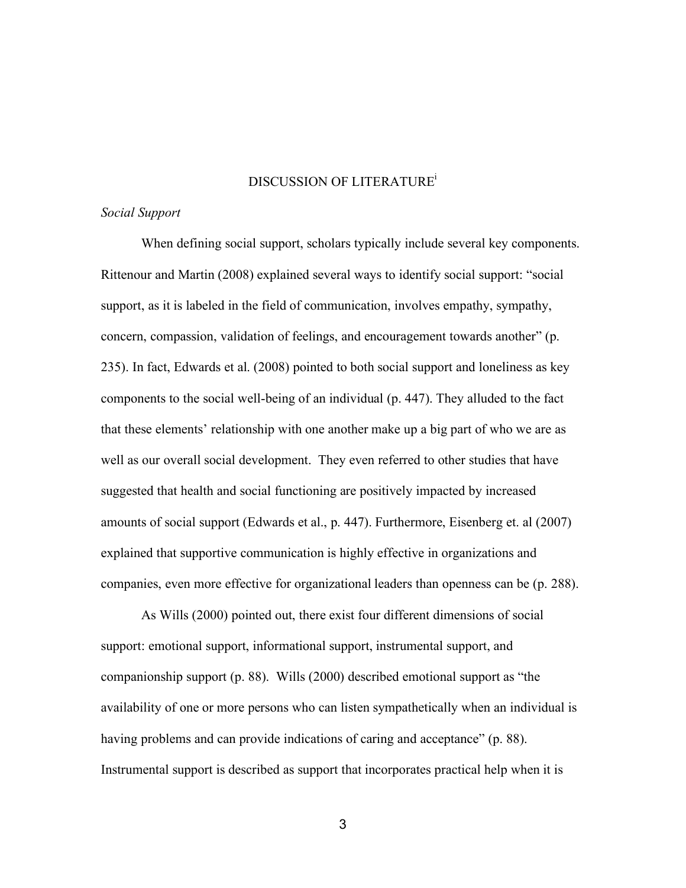# DISCUSSION OF LITERATURE[i]

*Social Support*

When defining social support, scholars typically include several key components. Rittenour and Martin (2008) explained several ways to identify social support: "social support, as it is labeled in the field of communication, involves empathy, sympathy, concern, compassion, validation of feelings, and encouragement towards another" (p. 235). In fact, Edwards et al. (2008) pointed to both social support and loneliness as key components to the social well-being of an individual (p. 447). They alluded to the fact that these elements' relationship with one another make up a big part of who we are as well as our overall social development. They even referred to other studies that have suggested that health and social functioning are positively impacted by increased amounts of social support (Edwards et al., p. 447). Furthermore, Eisenberg et. al (2007) explained that supportive communication is highly effective in organizations and companies, even more effective for organizational leaders than openness can be (p. 288).

As Wills (2000) pointed out, there exist four different dimensions of social support: emotional support, informational support, instrumental support, and companionship support (p. 88). Wills (2000) described emotional support as "the availability of one or more persons who can listen sympathetically when an individual is having problems and can provide indications of caring and acceptance" (p. 88). Instrumental support is described as support that incorporates practical help when it is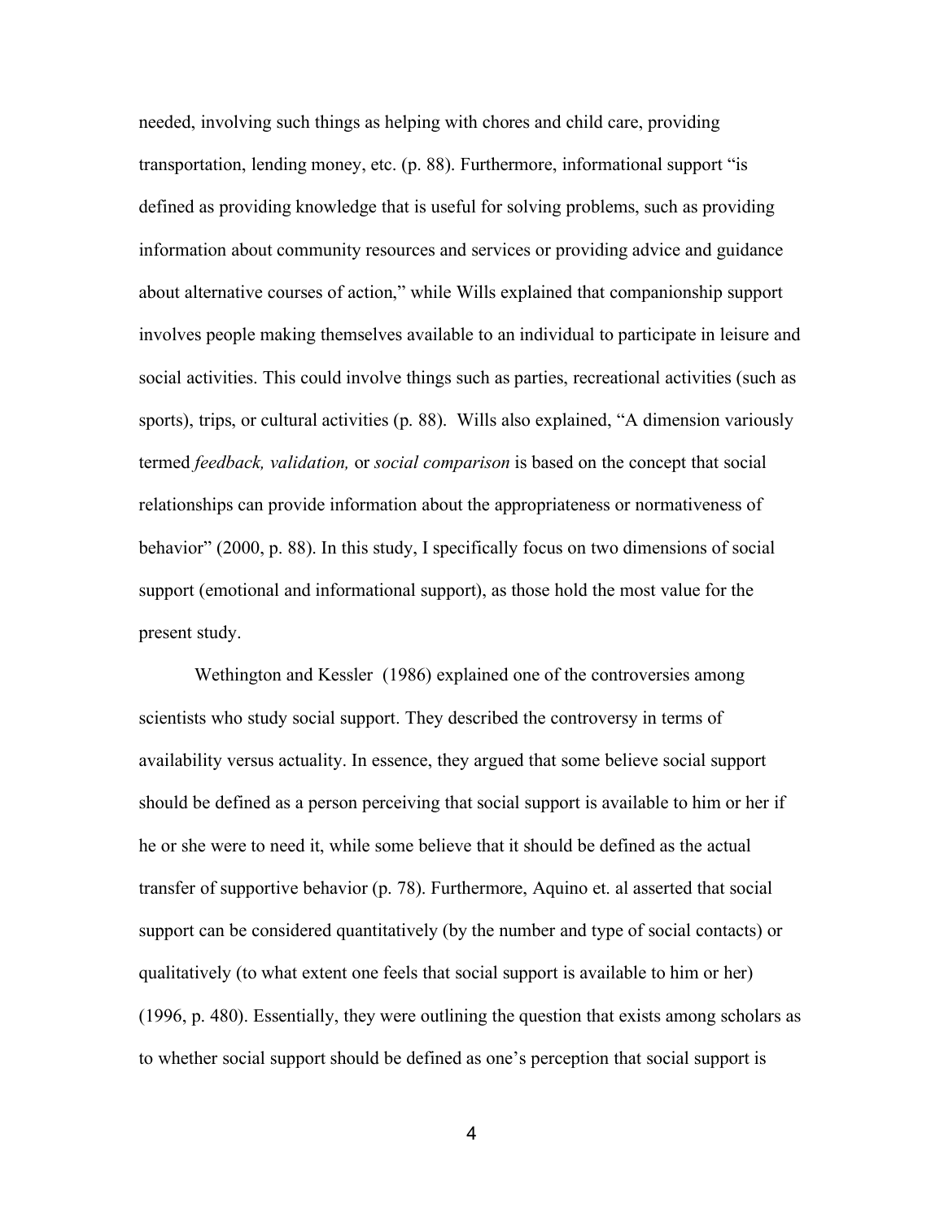needed, involving such things as helping with chores and child care, providing transportation, lending money, etc. (p. 88). Furthermore, informational support "is defined as providing knowledge that is useful for solving problems, such as providing information about community resources and services or providing advice and guidance about alternative courses of action," while Wills explained that companionship support involves people making themselves available to an individual to participate in leisure and social activities. This could involve things such as parties, recreational activities (such as sports), trips, or cultural activities (p. 88). Wills also explained, "A dimension variously termed *feedback, validation,* or *social comparison* is based on the concept that social relationships can provide information about the appropriateness or normativeness of behavior" (2000, p. 88). In this study, I specifically focus on two dimensions of social support (emotional and informational support), as those hold the most value for the present study.

Wethington and Kessler (1986) explained one of the controversies among scientists who study social support. They described the controversy in terms of availability versus actuality. In essence, they argued that some believe social support should be defined as a person perceiving that social support is available to him or her if he or she were to need it, while some believe that it should be defined as the actual transfer of supportive behavior (p. 78). Furthermore, Aquino et. al asserted that social support can be considered quantitatively (by the number and type of social contacts) or qualitatively (to what extent one feels that social support is available to him or her) (1996, p. 480). Essentially, they were outlining the question that exists among scholars as to whether social support should be defined as one's perception that social support is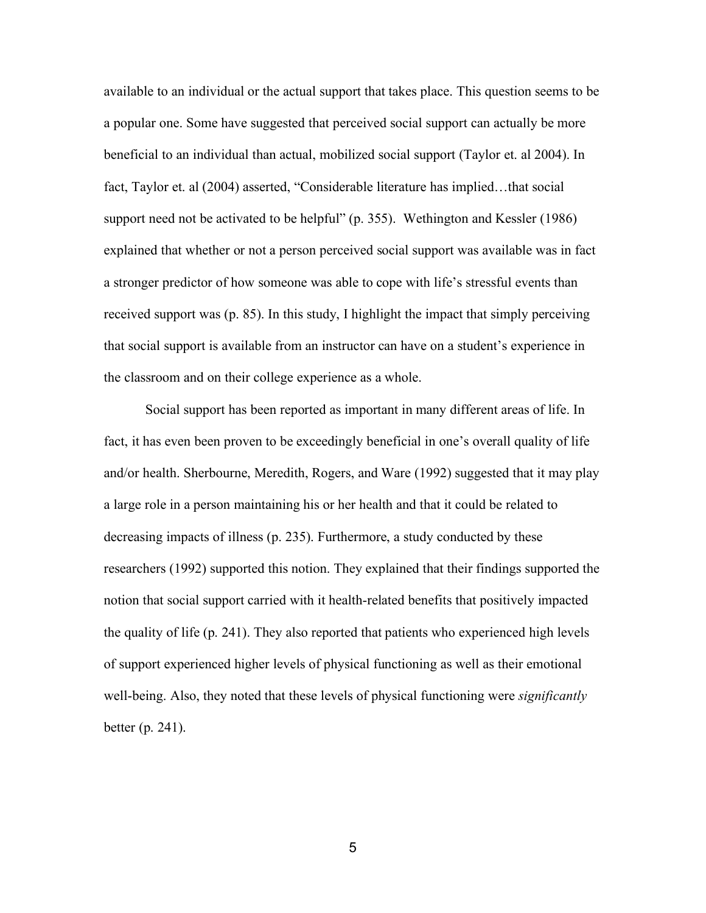available to an individual or the actual support that takes place. This question seems to be a popular one. Some have suggested that perceived social support can actually be more beneficial to an individual than actual, mobilized social support (Taylor et. al 2004). In fact, Taylor et. al (2004) asserted, “Considerable literature has implied…that social support need not be activated to be helpful” (p. 355). Wethington and Kessler (1986) explained that whether or not a person perceived social support was available was in fact a stronger predictor of how someone was able to cope with life’s stressful events than received support was (p. 85). In this study, I highlight the impact that simply perceiving that social support is available from an instructor can have on a student’s experience in the classroom and on their college experience as a whole.

Social support has been reported as important in many different areas of life. In fact, it has even been proven to be exceedingly beneficial in one’s overall quality of life and/or health. Sherbourne, Meredith, Rogers, and Ware (1992) suggested that it may play a large role in a person maintaining his or her health and that it could be related to decreasing impacts of illness (p. 235). Furthermore, a study conducted by these researchers (1992) supported this notion. They explained that their findings supported the notion that social support carried with it health-related benefits that positively impacted the quality of life (p. 241). They also reported that patients who experienced high levels of support experienced higher levels of physical functioning as well as their emotional well-being. Also, they noted that these levels of physical functioning were *significantly* better (p. 241).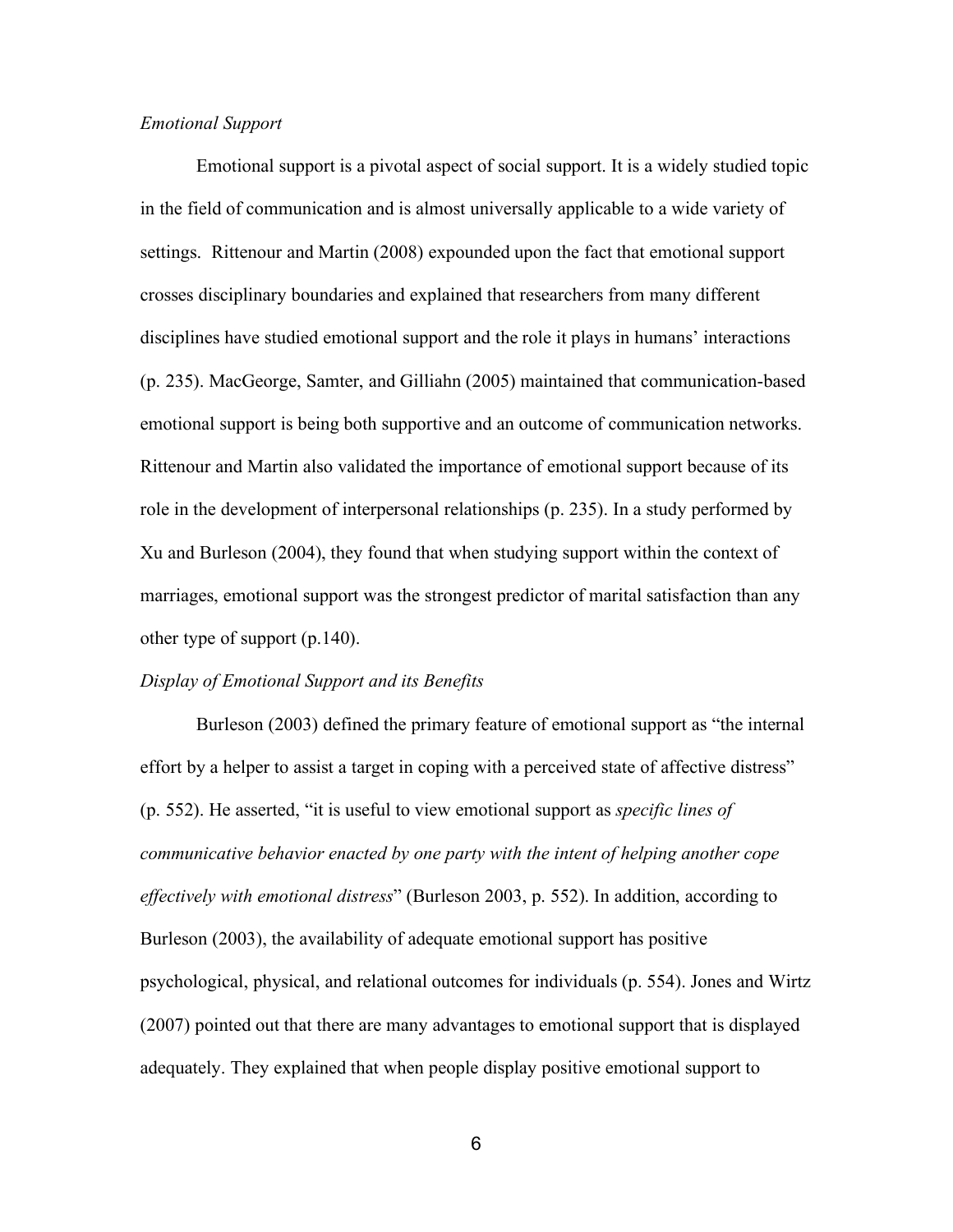*Emotional Support*

Emotional support is a pivotal aspect of social support. It is a widely studied topic in the field of communication and is almost universally applicable to a wide variety of settings. Rittenour and Martin (2008) expounded upon the fact that emotional support crosses disciplinary boundaries and explained that researchers from many different disciplines have studied emotional support and the role it plays in humans' interactions (p. 235). MacGeorge, Samter, and Gilliahn (2005) maintained that communication-based emotional support is being both supportive and an outcome of communication networks. Rittenour and Martin also validated the importance of emotional support because of its role in the development of interpersonal relationships (p. 235). In a study performed by Xu and Burleson (2004), they found that when studying support within the context of marriages, emotional support was the strongest predictor of marital satisfaction than any other type of support (p.140).

*Display of Emotional Support and its Benefits*

Burleson (2003) defined the primary feature of emotional support as "the internal effort by a helper to assist a target in coping with a perceived state of affective distress" (p. 552). He asserted, "it is useful to view emotional support as *specific lines of communicative behavior enacted by one party with the intent of helping another cope effectively with emotional distress*" (Burleson 2003, p. 552). In addition, according to Burleson (2003), the availability of adequate emotional support has positive psychological, physical, and relational outcomes for individuals (p. 554). Jones and Wirtz (2007) pointed out that there are many advantages to emotional support that is displayed adequately. They explained that when people display positive emotional support to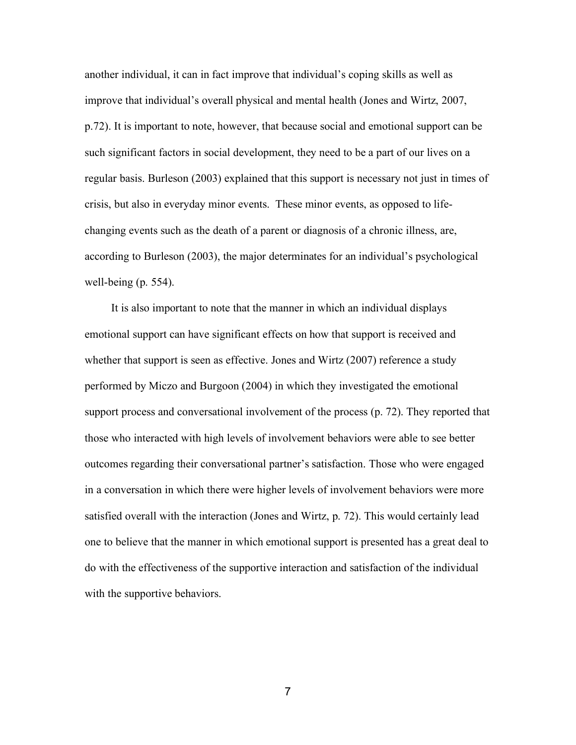another individual, it can in fact improve that individual's coping skills as well as improve that individual's overall physical and mental health (Jones and Wirtz, 2007, p.72). It is important to note, however, that because social and emotional support can be such significant factors in social development, they need to be a part of our lives on a regular basis. Burleson (2003) explained that this support is necessary not just in times of crisis, but also in everyday minor events.  These minor events, as opposed to life-changing events such as the death of a parent or diagnosis of a chronic illness, are, according to Burleson (2003), the major determinates for an individual's psychological well-being (p. 554).

It is also important to note that the manner in which an individual displays emotional support can have significant effects on how that support is received and whether that support is seen as effective. Jones and Wirtz (2007) reference a study performed by Miczo and Burgoon (2004) in which they investigated the emotional support process and conversational involvement of the process (p. 72). They reported that those who interacted with high levels of involvement behaviors were able to see better outcomes regarding their conversational partner's satisfaction. Those who were engaged in a conversation in which there were higher levels of involvement behaviors were more satisfied overall with the interaction (Jones and Wirtz, p. 72). This would certainly lead one to believe that the manner in which emotional support is presented has a great deal to do with the effectiveness of the supportive interaction and satisfaction of the individual with the supportive behaviors.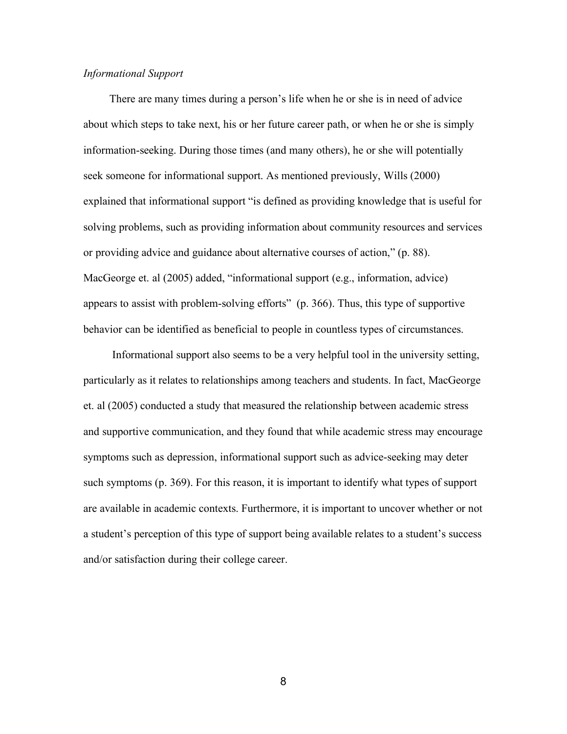*Informational Support*

There are many times during a person's life when he or she is in need of advice about which steps to take next, his or her future career path, or when he or she is simply information-seeking. During those times (and many others), he or she will potentially seek someone for informational support. As mentioned previously, Wills (2000) explained that informational support "is defined as providing knowledge that is useful for solving problems, such as providing information about community resources and services or providing advice and guidance about alternative courses of action," (p. 88). MacGeorge et. al (2005) added, "informational support (e.g., information, advice) appears to assist with problem-solving efforts" (p. 366). Thus, this type of supportive behavior can be identified as beneficial to people in countless types of circumstances.

Informational support also seems to be a very helpful tool in the university setting, particularly as it relates to relationships among teachers and students. In fact, MacGeorge et. al (2005) conducted a study that measured the relationship between academic stress and supportive communication, and they found that while academic stress may encourage symptoms such as depression, informational support such as advice-seeking may deter such symptoms (p. 369). For this reason, it is important to identify what types of support are available in academic contexts. Furthermore, it is important to uncover whether or not a student's perception of this type of support being available relates to a student's success and/or satisfaction during their college career.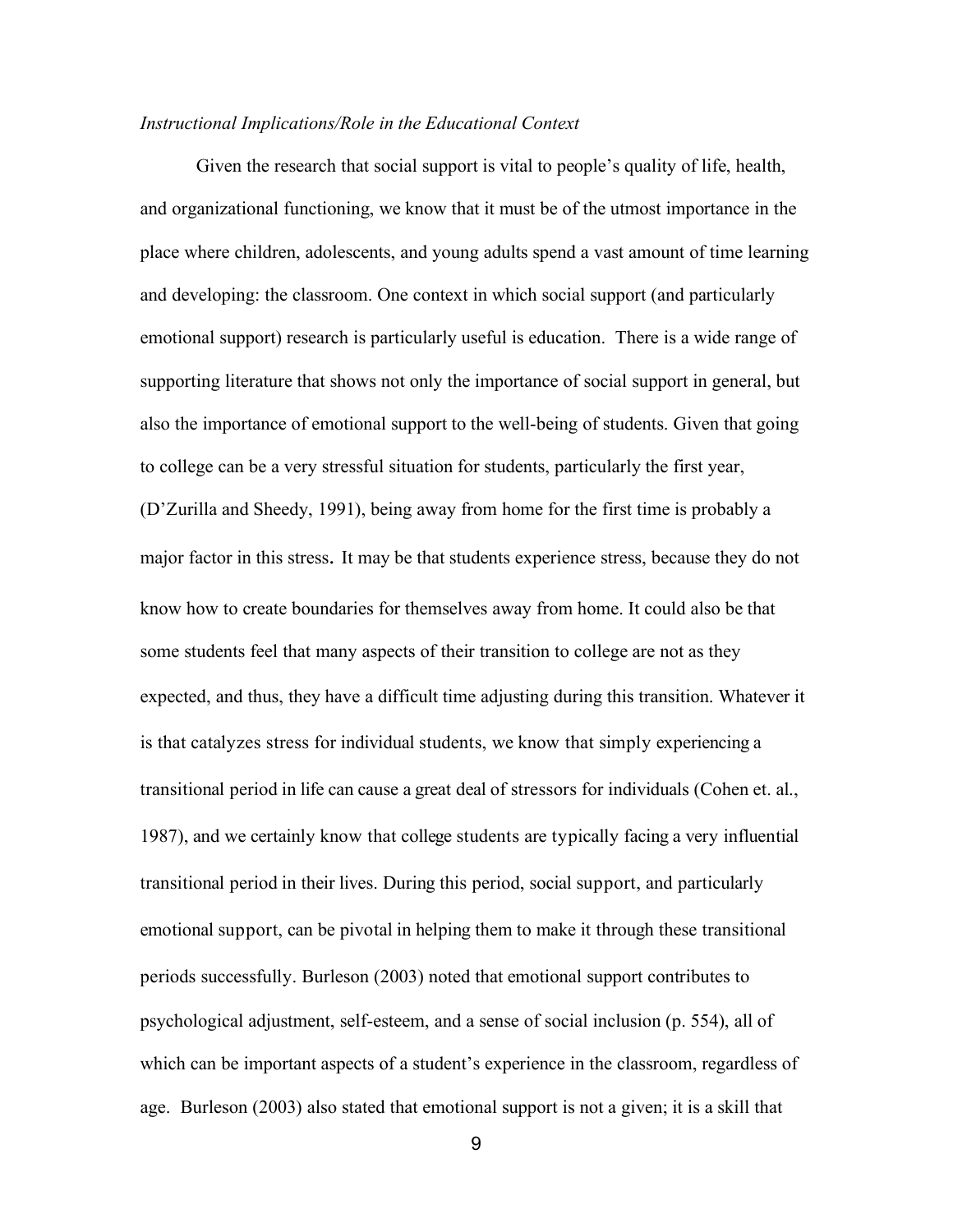*Instructional Implications/Role in the Educational Context*

Given the research that social support is vital to people's quality of life, health, and organizational functioning, we know that it must be of the utmost importance in the place where children, adolescents, and young adults spend a vast amount of time learning and developing: the classroom. One context in which social support (and particularly emotional support) research is particularly useful is education. There is a wide range of supporting literature that shows not only the importance of social support in general, but also the importance of emotional support to the well-being of students. Given that going to college can be a very stressful situation for students, particularly the first year, (D'Zurilla and Sheedy, 1991), being away from home for the first time is probably a major factor in this stress. It may be that students experience stress, because they do not know how to create boundaries for themselves away from home. It could also be that some students feel that many aspects of their transition to college are not as they expected, and thus, they have a difficult time adjusting during this transition. Whatever it is that catalyzes stress for individual students, we know that simply experiencing a transitional period in life can cause a great deal of stressors for individuals (Cohen et. al., 1987), and we certainly know that college students are typically facing a very influential transitional period in their lives. During this period, social support, and particularly emotional support, can be pivotal in helping them to make it through these transitional periods successfully. Burleson (2003) noted that emotional support contributes to psychological adjustment, self-esteem, and a sense of social inclusion (p. 554), all of which can be important aspects of a student's experience in the classroom, regardless of age. Burleson (2003) also stated that emotional support is not a given; it is a skill that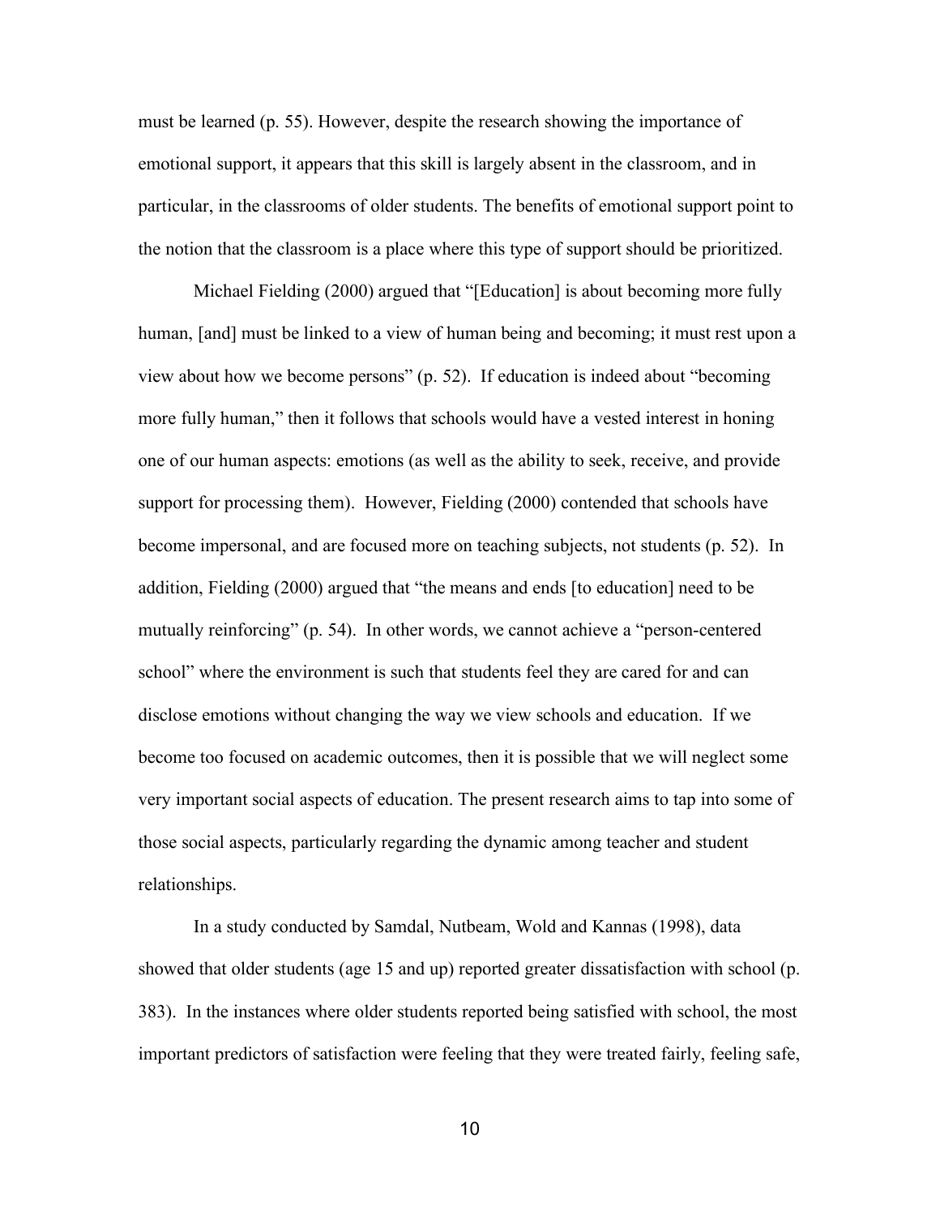must be learned (p. 55). However, despite the research showing the importance of emotional support, it appears that this skill is largely absent in the classroom, and in particular, in the classrooms of older students. The benefits of emotional support point to the notion that the classroom is a place where this type of support should be prioritized.

Michael Fielding (2000) argued that "[Education] is about becoming more fully human, [and] must be linked to a view of human being and becoming; it must rest upon a view about how we become persons" (p. 52). If education is indeed about "becoming more fully human," then it follows that schools would have a vested interest in honing one of our human aspects: emotions (as well as the ability to seek, receive, and provide support for processing them). However, Fielding (2000) contended that schools have become impersonal, and are focused more on teaching subjects, not students (p. 52). In addition, Fielding (2000) argued that "the means and ends [to education] need to be mutually reinforcing" (p. 54). In other words, we cannot achieve a "person-centered school" where the environment is such that students feel they are cared for and can disclose emotions without changing the way we view schools and education. If we become too focused on academic outcomes, then it is possible that we will neglect some very important social aspects of education. The present research aims to tap into some of those social aspects, particularly regarding the dynamic among teacher and student relationships.

In a study conducted by Samdal, Nutbeam, Wold and Kannas (1998), data showed that older students (age 15 and up) reported greater dissatisfaction with school (p. 383). In the instances where older students reported being satisfied with school, the most important predictors of satisfaction were feeling that they were treated fairly, feeling safe,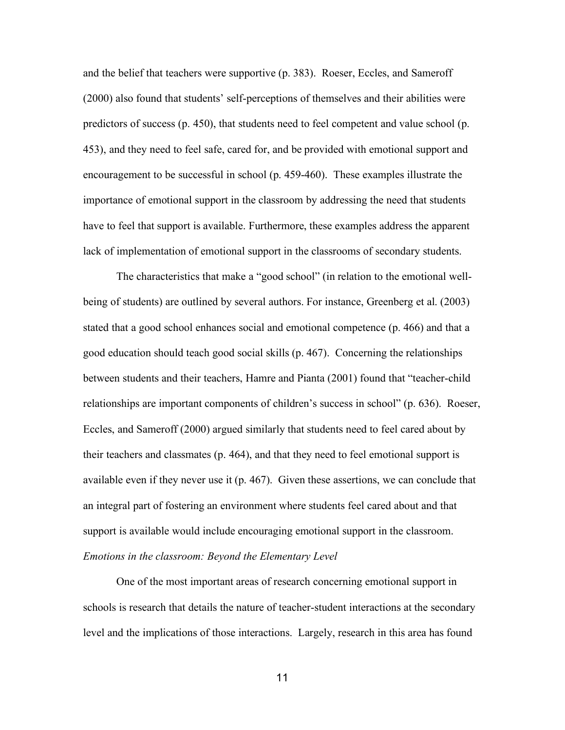and the belief that teachers were supportive (p. 383). Roeser, Eccles, and Sameroff (2000) also found that students' self-perceptions of themselves and their abilities were predictors of success (p. 450), that students need to feel competent and value school (p. 453), and they need to feel safe, cared for, and be provided with emotional support and encouragement to be successful in school (p. 459-460). These examples illustrate the importance of emotional support in the classroom by addressing the need that students have to feel that support is available. Furthermore, these examples address the apparent lack of implementation of emotional support in the classrooms of secondary students.

The characteristics that make a "good school" (in relation to the emotional well-being of students) are outlined by several authors. For instance, Greenberg et al. (2003) stated that a good school enhances social and emotional competence (p. 466) and that a good education should teach good social skills (p. 467). Concerning the relationships between students and their teachers, Hamre and Pianta (2001) found that "teacher-child relationships are important components of children's success in school" (p. 636). Roeser, Eccles, and Sameroff (2000) argued similarly that students need to feel cared about by their teachers and classmates (p. 464), and that they need to feel emotional support is available even if they never use it (p. 467). Given these assertions, we can conclude that an integral part of fostering an environment where students feel cared about and that support is available would include encouraging emotional support in the classroom.

*Emotions in the classroom: Beyond the Elementary Level*

One of the most important areas of research concerning emotional support in schools is research that details the nature of teacher-student interactions at the secondary level and the implications of those interactions. Largely, research in this area has found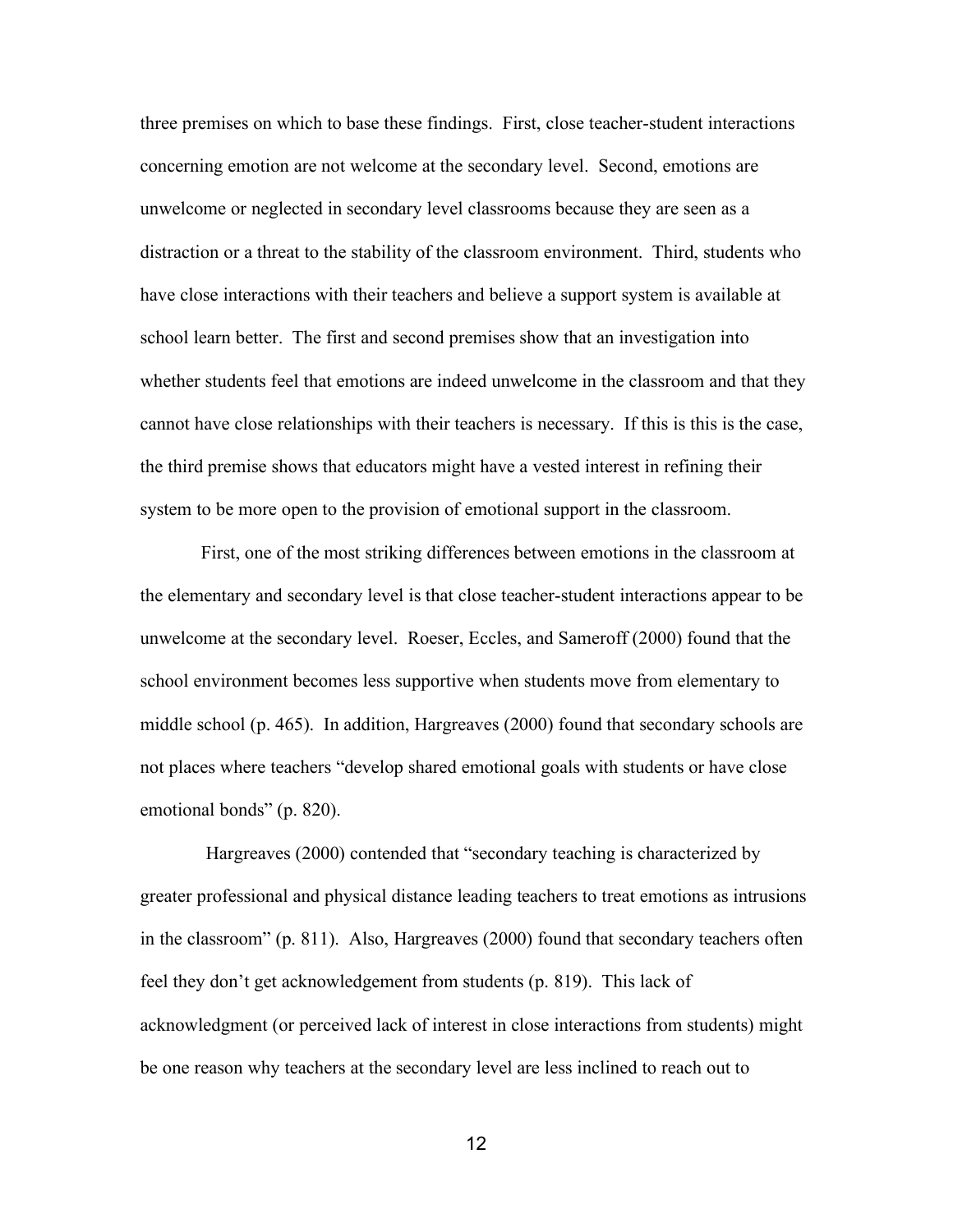three premises on which to base these findings. First, close teacher-student interactions concerning emotion are not welcome at the secondary level. Second, emotions are unwelcome or neglected in secondary level classrooms because they are seen as a distraction or a threat to the stability of the classroom environment. Third, students who have close interactions with their teachers and believe a support system is available at school learn better. The first and second premises show that an investigation into whether students feel that emotions are indeed unwelcome in the classroom and that they cannot have close relationships with their teachers is necessary. If this is this is the case, the third premise shows that educators might have a vested interest in refining their system to be more open to the provision of emotional support in the classroom.

First, one of the most striking differences between emotions in the classroom at the elementary and secondary level is that close teacher-student interactions appear to be unwelcome at the secondary level. Roeser, Eccles, and Sameroff (2000) found that the school environment becomes less supportive when students move from elementary to middle school (p. 465). In addition, Hargreaves (2000) found that secondary schools are not places where teachers "develop shared emotional goals with students or have close emotional bonds" (p. 820).

Hargreaves (2000) contended that "secondary teaching is characterized by greater professional and physical distance leading teachers to treat emotions as intrusions in the classroom" (p. 811). Also, Hargreaves (2000) found that secondary teachers often feel they don't get acknowledgement from students (p. 819). This lack of acknowledgment (or perceived lack of interest in close interactions from students) might be one reason why teachers at the secondary level are less inclined to reach out to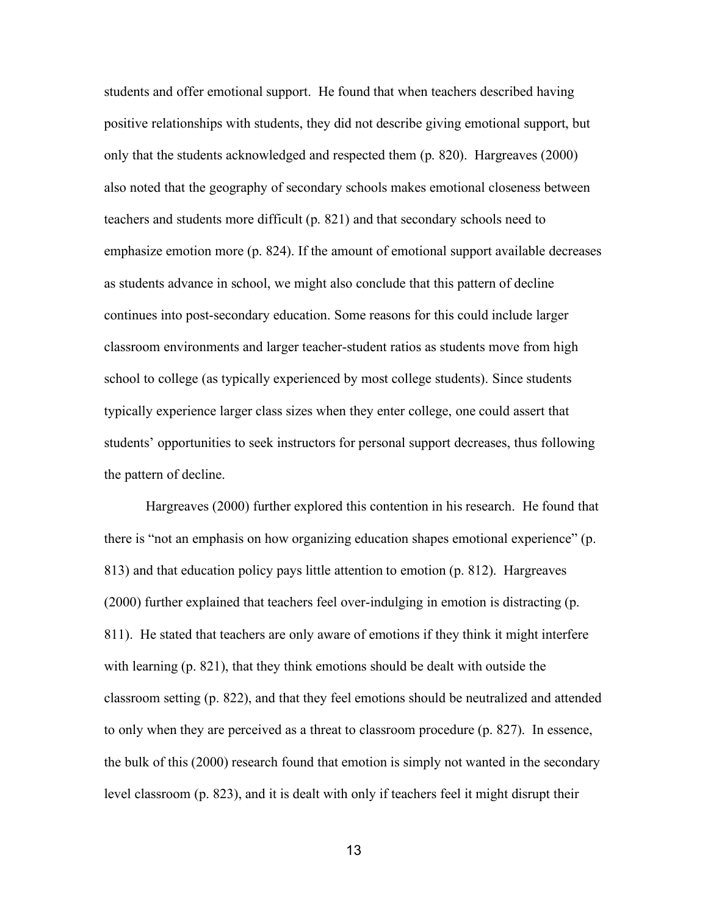students and offer emotional support. He found that when teachers described having positive relationships with students, they did not describe giving emotional support, but only that the students acknowledged and respected them (p. 820). Hargreaves (2000) also noted that the geography of secondary schools makes emotional closeness between teachers and students more difficult (p. 821) and that secondary schools need to emphasize emotion more (p. 824). If the amount of emotional support available decreases as students advance in school, we might also conclude that this pattern of decline continues into post-secondary education. Some reasons for this could include larger classroom environments and larger teacher-student ratios as students move from high school to college (as typically experienced by most college students). Since students typically experience larger class sizes when they enter college, one could assert that students' opportunities to seek instructors for personal support decreases, thus following the pattern of decline.

Hargreaves (2000) further explored this contention in his research. He found that there is "not an emphasis on how organizing education shapes emotional experience" (p. 813) and that education policy pays little attention to emotion (p. 812). Hargreaves (2000) further explained that teachers feel over-indulging in emotion is distracting (p. 811). He stated that teachers are only aware of emotions if they think it might interfere with learning (p. 821), that they think emotions should be dealt with outside the classroom setting (p. 822), and that they feel emotions should be neutralized and attended to only when they are perceived as a threat to classroom procedure (p. 827). In essence, the bulk of this (2000) research found that emotion is simply not wanted in the secondary level classroom (p. 823), and it is dealt with only if teachers feel it might disrupt their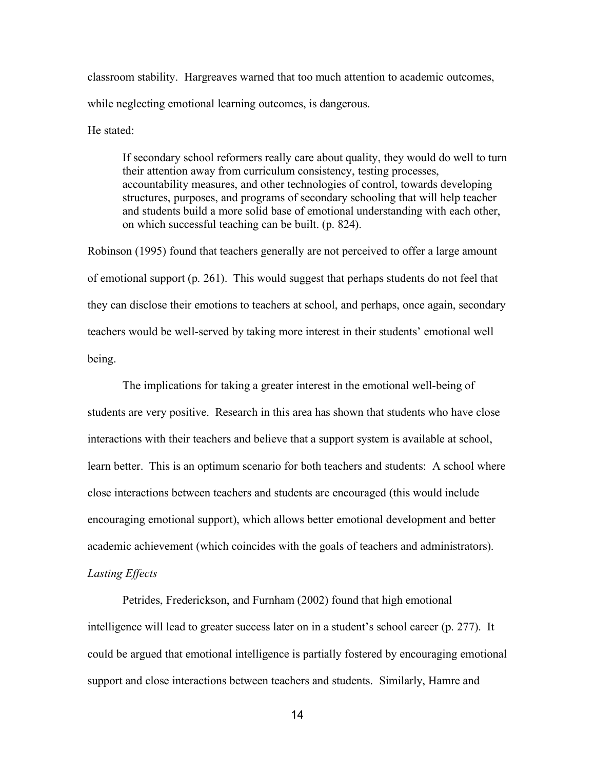classroom stability. Hargreaves warned that too much attention to academic outcomes, while neglecting emotional learning outcomes, is dangerous.

He stated:

> If secondary school reformers really care about quality, they would do well to turn their attention away from curriculum consistency, testing processes, accountability measures, and other technologies of control, towards developing structures, purposes, and programs of secondary schooling that will help teacher and students build a more solid base of emotional understanding with each other, on which successful teaching can be built. (p. 824).

Robinson (1995) found that teachers generally are not perceived to offer a large amount of emotional support (p. 261). This would suggest that perhaps students do not feel that they can disclose their emotions to teachers at school, and perhaps, once again, secondary teachers would be well-served by taking more interest in their students' emotional well being.

The implications for taking a greater interest in the emotional well-being of students are very positive. Research in this area has shown that students who have close interactions with their teachers and believe that a support system is available at school, learn better. This is an optimum scenario for both teachers and students: A school where close interactions between teachers and students are encouraged (this would include encouraging emotional support), which allows better emotional development and better academic achievement (which coincides with the goals of teachers and administrators).

*Lasting Effects*

Petrides, Frederickson, and Furnham (2002) found that high emotional intelligence will lead to greater success later on in a student's school career (p. 277). It could be argued that emotional intelligence is partially fostered by encouraging emotional support and close interactions between teachers and students. Similarly, Hamre and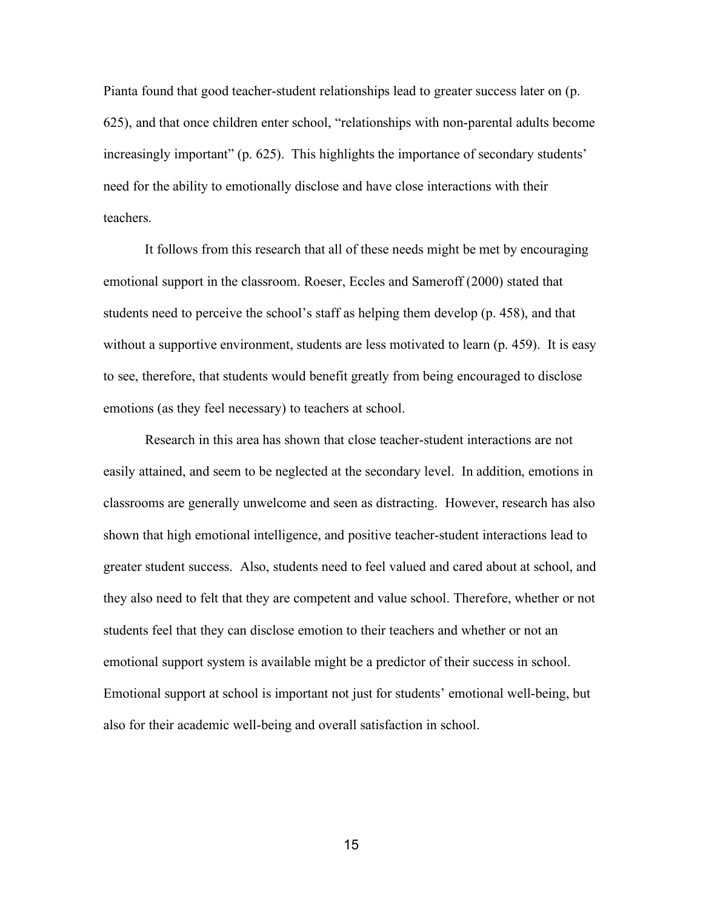Pianta found that good teacher-student relationships lead to greater success later on (p. 625), and that once children enter school, "relationships with non-parental adults become increasingly important" (p. 625). This highlights the importance of secondary students' need for the ability to emotionally disclose and have close interactions with their teachers.

It follows from this research that all of these needs might be met by encouraging emotional support in the classroom. Roeser, Eccles and Sameroff (2000) stated that students need to perceive the school's staff as helping them develop (p. 458), and that without a supportive environment, students are less motivated to learn (p. 459). It is easy to see, therefore, that students would benefit greatly from being encouraged to disclose emotions (as they feel necessary) to teachers at school.

Research in this area has shown that close teacher-student interactions are not easily attained, and seem to be neglected at the secondary level. In addition, emotions in classrooms are generally unwelcome and seen as distracting. However, research has also shown that high emotional intelligence, and positive teacher-student interactions lead to greater student success. Also, students need to feel valued and cared about at school, and they also need to felt that they are competent and value school. Therefore, whether or not students feel that they can disclose emotion to their teachers and whether or not an emotional support system is available might be a predictor of their success in school. Emotional support at school is important not just for students' emotional well-being, but also for their academic well-being and overall satisfaction in school.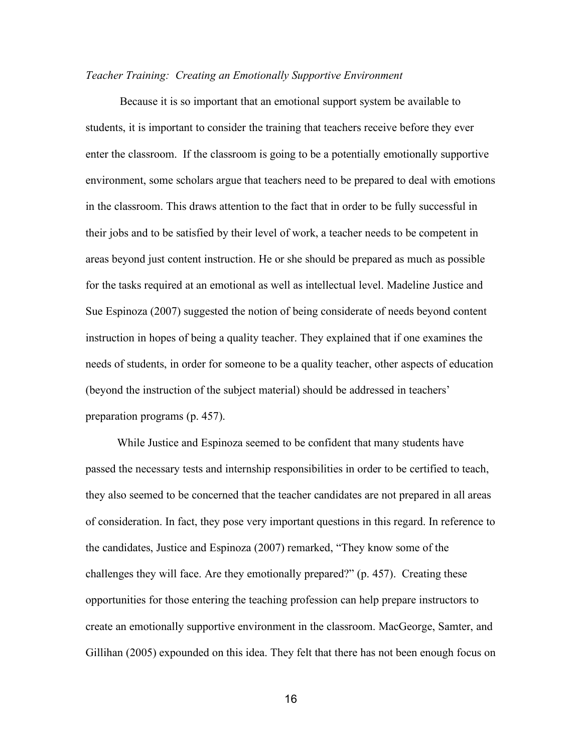*Teacher Training: Creating an Emotionally Supportive Environment*

Because it is so important that an emotional support system be available to students, it is important to consider the training that teachers receive before they ever enter the classroom. If the classroom is going to be a potentially emotionally supportive environment, some scholars argue that teachers need to be prepared to deal with emotions in the classroom. This draws attention to the fact that in order to be fully successful in their jobs and to be satisfied by their level of work, a teacher needs to be competent in areas beyond just content instruction. He or she should be prepared as much as possible for the tasks required at an emotional as well as intellectual level. Madeline Justice and Sue Espinoza (2007) suggested the notion of being considerate of needs beyond content instruction in hopes of being a quality teacher. They explained that if one examines the needs of students, in order for someone to be a quality teacher, other aspects of education (beyond the instruction of the subject material) should be addressed in teachers' preparation programs (p. 457).

While Justice and Espinoza seemed to be confident that many students have passed the necessary tests and internship responsibilities in order to be certified to teach, they also seemed to be concerned that the teacher candidates are not prepared in all areas of consideration. In fact, they pose very important questions in this regard. In reference to the candidates, Justice and Espinoza (2007) remarked, "They know some of the challenges they will face. Are they emotionally prepared?" (p. 457). Creating these opportunities for those entering the teaching profession can help prepare instructors to create an emotionally supportive environment in the classroom. MacGeorge, Samter, and Gillihan (2005) expounded on this idea. They felt that there has not been enough focus on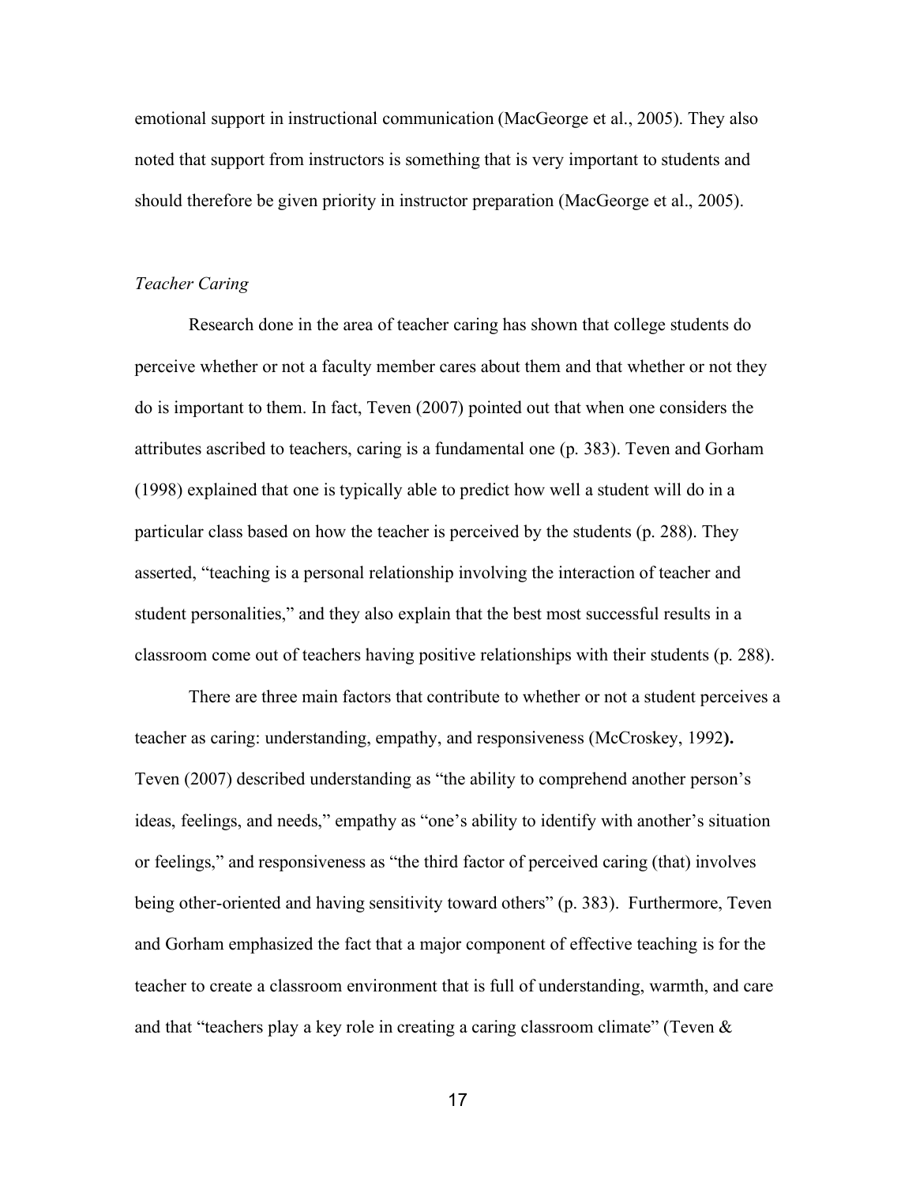emotional support in instructional communication (MacGeorge et al., 2005). They also noted that support from instructors is something that is very important to students and should therefore be given priority in instructor preparation (MacGeorge et al., 2005).

*Teacher Caring*

Research done in the area of teacher caring has shown that college students do perceive whether or not a faculty member cares about them and that whether or not they do is important to them. In fact, Teven (2007) pointed out that when one considers the attributes ascribed to teachers, caring is a fundamental one (p. 383). Teven and Gorham (1998) explained that one is typically able to predict how well a student will do in a particular class based on how the teacher is perceived by the students (p. 288). They asserted, "teaching is a personal relationship involving the interaction of teacher and student personalities," and they also explain that the best most successful results in a classroom come out of teachers having positive relationships with their students (p. 288).

There are three main factors that contribute to whether or not a student perceives a teacher as caring: understanding, empathy, and responsiveness (McCroskey, 1992**).** Teven (2007) described understanding as "the ability to comprehend another person's ideas, feelings, and needs," empathy as "one's ability to identify with another's situation or feelings," and responsiveness as "the third factor of perceived caring (that) involves being other-oriented and having sensitivity toward others" (p. 383). Furthermore, Teven and Gorham emphasized the fact that a major component of effective teaching is for the teacher to create a classroom environment that is full of understanding, warmth, and care and that "teachers play a key role in creating a caring classroom climate" (Teven &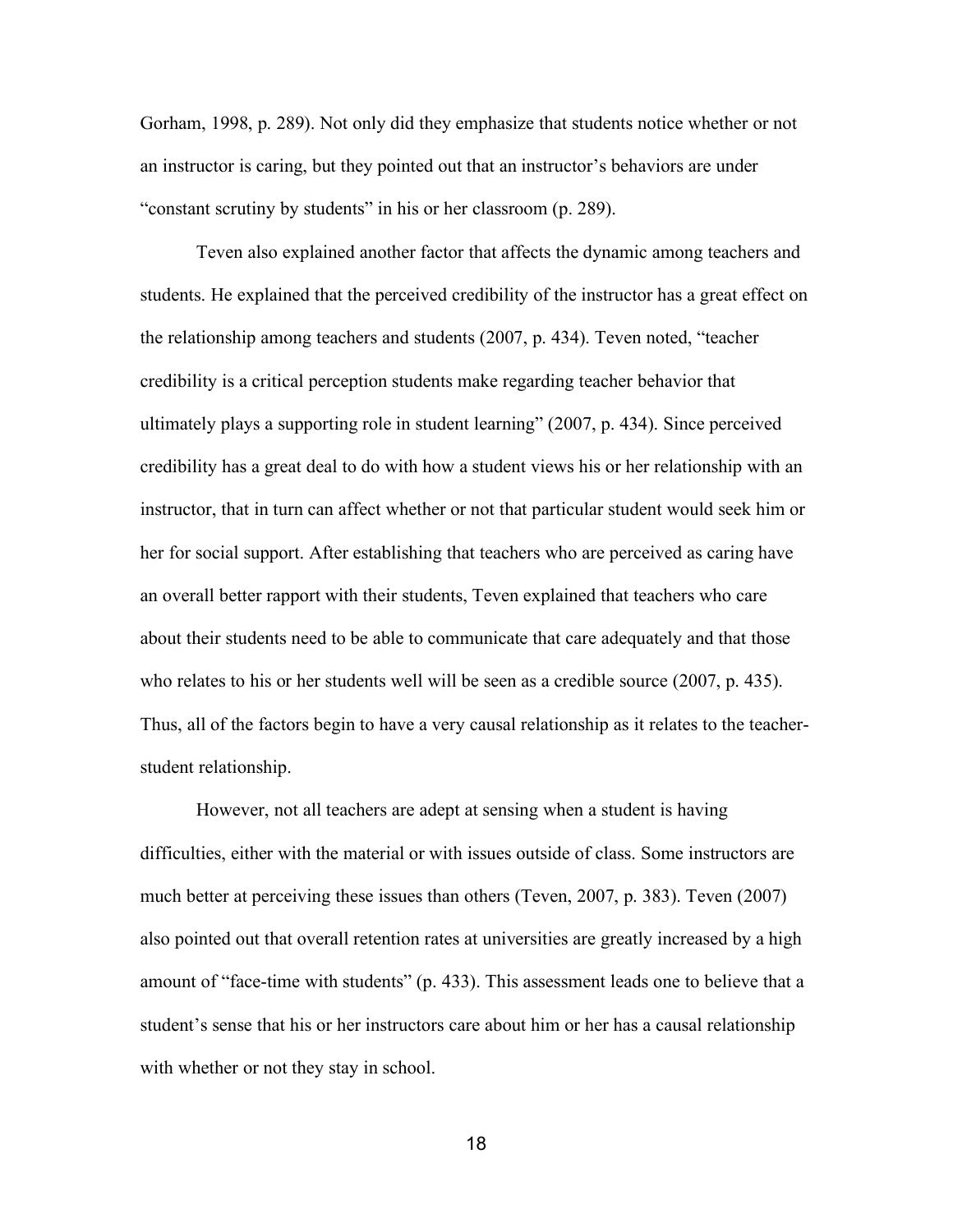Gorham, 1998, p. 289). Not only did they emphasize that students notice whether or not an instructor is caring, but they pointed out that an instructor's behaviors are under "constant scrutiny by students" in his or her classroom (p. 289).

Teven also explained another factor that affects the dynamic among teachers and students. He explained that the perceived credibility of the instructor has a great effect on the relationship among teachers and students (2007, p. 434). Teven noted, "teacher credibility is a critical perception students make regarding teacher behavior that ultimately plays a supporting role in student learning" (2007, p. 434). Since perceived credibility has a great deal to do with how a student views his or her relationship with an instructor, that in turn can affect whether or not that particular student would seek him or her for social support. After establishing that teachers who are perceived as caring have an overall better rapport with their students, Teven explained that teachers who care about their students need to be able to communicate that care adequately and that those who relates to his or her students well will be seen as a credible source (2007, p. 435). Thus, all of the factors begin to have a very causal relationship as it relates to the teacher-student relationship.

However, not all teachers are adept at sensing when a student is having difficulties, either with the material or with issues outside of class. Some instructors are much better at perceiving these issues than others (Teven, 2007, p. 383). Teven (2007) also pointed out that overall retention rates at universities are greatly increased by a high amount of "face-time with students" (p. 433). This assessment leads one to believe that a student's sense that his or her instructors care about him or her has a causal relationship with whether or not they stay in school.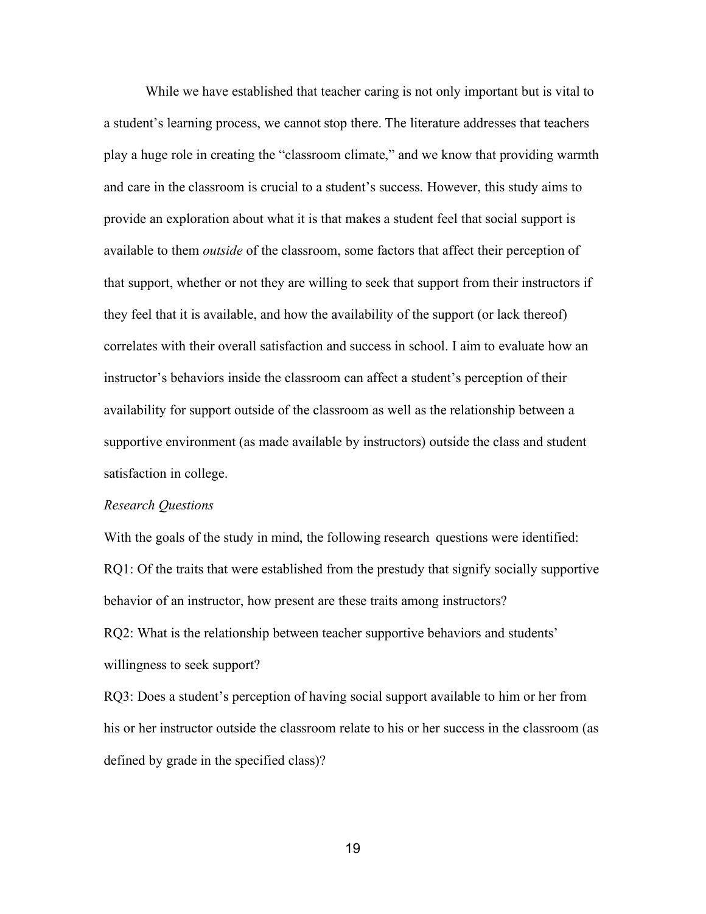While we have established that teacher caring is not only important but is vital to a student's learning process, we cannot stop there. The literature addresses that teachers play a huge role in creating the "classroom climate," and we know that providing warmth and care in the classroom is crucial to a student's success. However, this study aims to provide an exploration about what it is that makes a student feel that social support is available to them *outside* of the classroom, some factors that affect their perception of that support, whether or not they are willing to seek that support from their instructors if they feel that it is available, and how the availability of the support (or lack thereof) correlates with their overall satisfaction and success in school. I aim to evaluate how an instructor's behaviors inside the classroom can affect a student's perception of their availability for support outside of the classroom as well as the relationship between a supportive environment (as made available by instructors) outside the class and student satisfaction in college.

*Research Questions*

With the goals of the study in mind, the following research questions were identified:

RQ1: Of the traits that were established from the prestudy that signify socially supportive behavior of an instructor, how present are these traits among instructors?

RQ2: What is the relationship between teacher supportive behaviors and students' willingness to seek support?

RQ3: Does a student's perception of having social support available to him or her from his or her instructor outside the classroom relate to his or her success in the classroom (as defined by grade in the specified class)?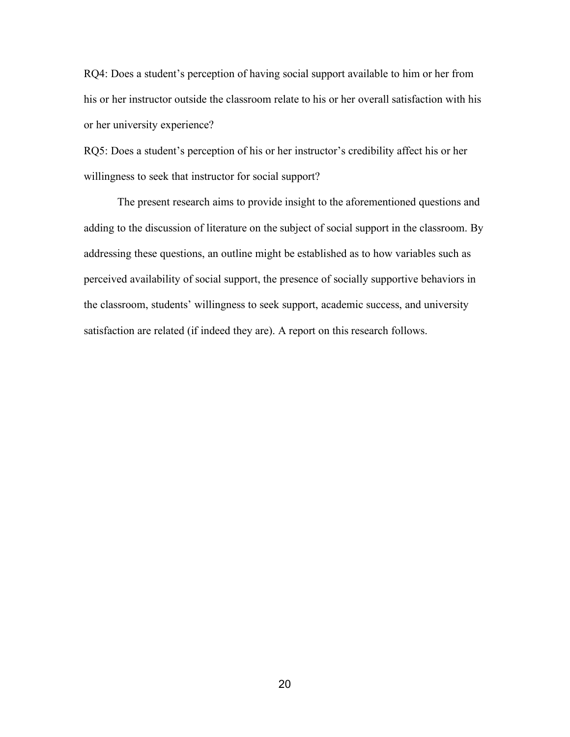RQ4: Does a student's perception of having social support available to him or her from his or her instructor outside the classroom relate to his or her overall satisfaction with his or her university experience?

RQ5: Does a student's perception of his or her instructor's credibility affect his or her willingness to seek that instructor for social support?

The present research aims to provide insight to the aforementioned questions and adding to the discussion of literature on the subject of social support in the classroom. By addressing these questions, an outline might be established as to how variables such as perceived availability of social support, the presence of socially supportive behaviors in the classroom, students' willingness to seek support, academic success, and university satisfaction are related (if indeed they are). A report on this research follows.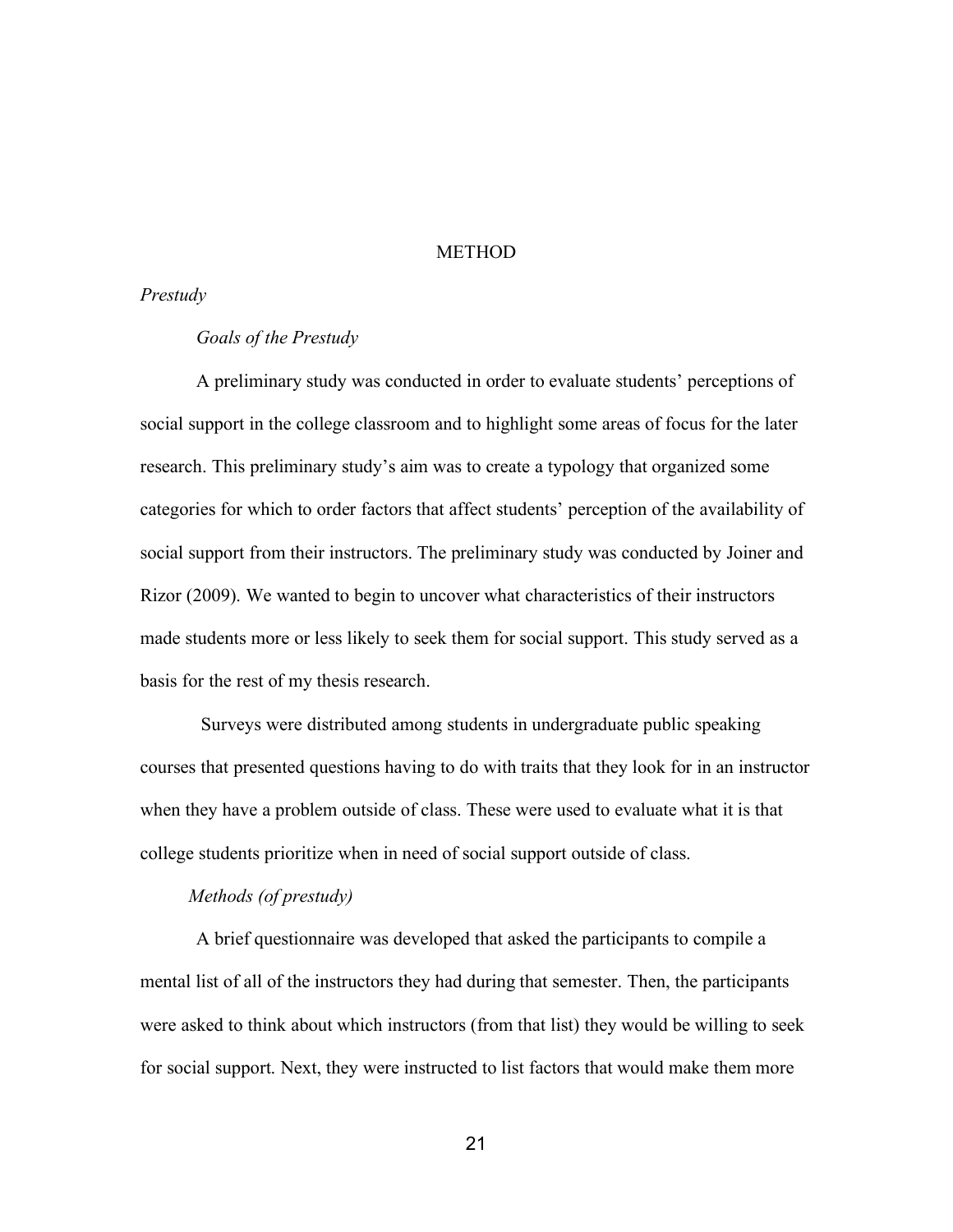# METHOD

## *Prestudy*

### *Goals of the Prestudy*

A preliminary study was conducted in order to evaluate students' perceptions of social support in the college classroom and to highlight some areas of focus for the later research. This preliminary study's aim was to create a typology that organized some categories for which to order factors that affect students' perception of the availability of social support from their instructors. The preliminary study was conducted by Joiner and Rizor (2009). We wanted to begin to uncover what characteristics of their instructors made students more or less likely to seek them for social support. This study served as a basis for the rest of my thesis research.

Surveys were distributed among students in undergraduate public speaking courses that presented questions having to do with traits that they look for in an instructor when they have a problem outside of class. These were used to evaluate what it is that college students prioritize when in need of social support outside of class.

### *Methods (of prestudy)*

A brief questionnaire was developed that asked the participants to compile a mental list of all of the instructors they had during that semester. Then, the participants were asked to think about which instructors (from that list) they would be willing to seek for social support. Next, they were instructed to list factors that would make them more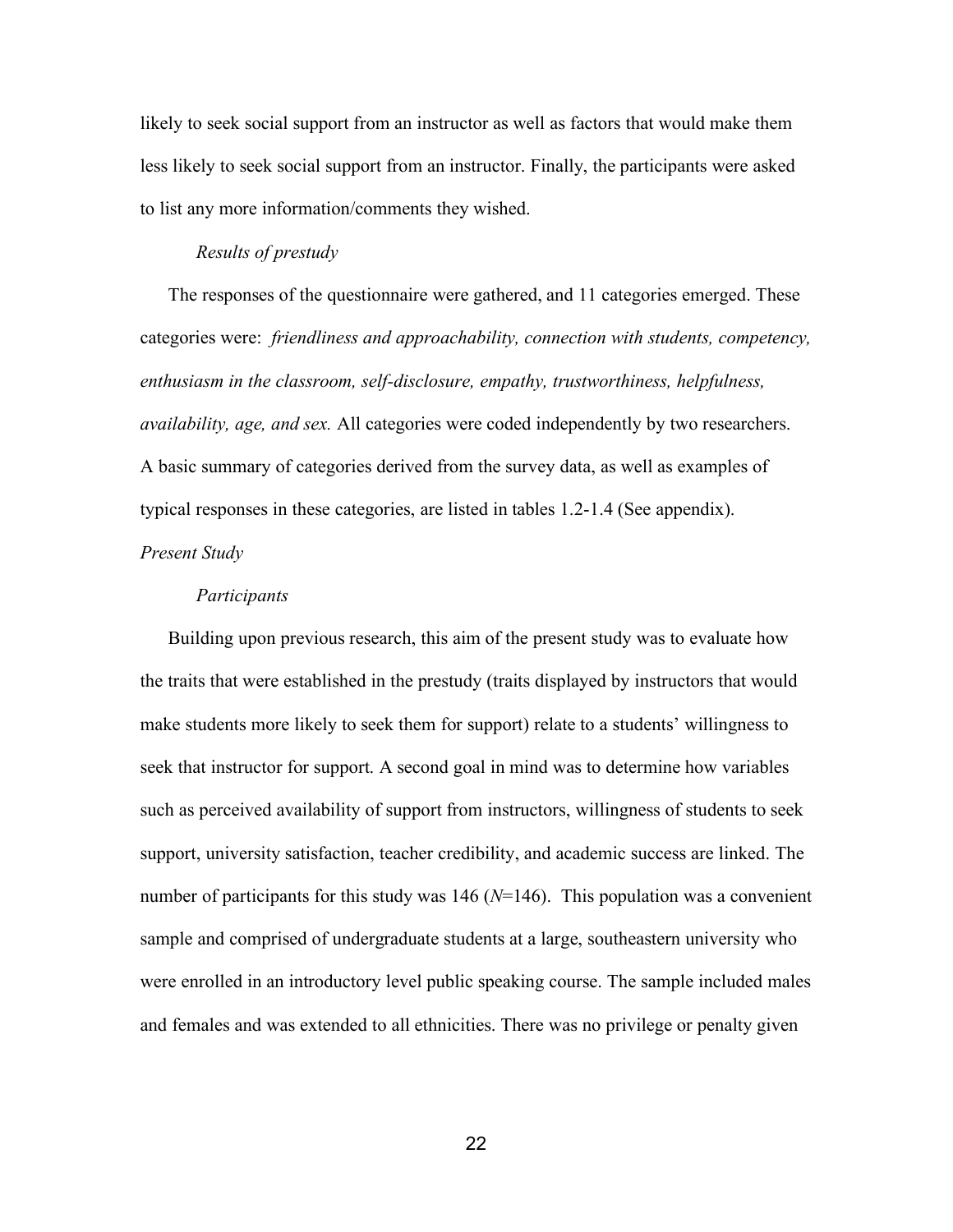likely to seek social support from an instructor as well as factors that would make them less likely to seek social support from an instructor. Finally, the participants were asked to list any more information/comments they wished.

#### *Results of prestudy*

The responses of the questionnaire were gathered, and 11 categories emerged. These categories were: *friendliness and approachability, connection with students, competency, enthusiasm in the classroom, self-disclosure, empathy, trustworthiness, helpfulness, availability, age, and sex.* All categories were coded independently by two researchers. A basic summary of categories derived from the survey data, as well as examples of typical responses in these categories, are listed in tables 1.2-1.4 (See appendix).

### *Present Study*

#### *Participants*

Building upon previous research, this aim of the present study was to evaluate how the traits that were established in the prestudy (traits displayed by instructors that would make students more likely to seek them for support) relate to a students' willingness to seek that instructor for support. A second goal in mind was to determine how variables such as perceived availability of support from instructors, willingness of students to seek support, university satisfaction, teacher credibility, and academic success are linked. The number of participants for this study was 146 ($N$=146). This population was a convenient sample and comprised of undergraduate students at a large, southeastern university who were enrolled in an introductory level public speaking course. The sample included males and females and was extended to all ethnicities. There was no privilege or penalty given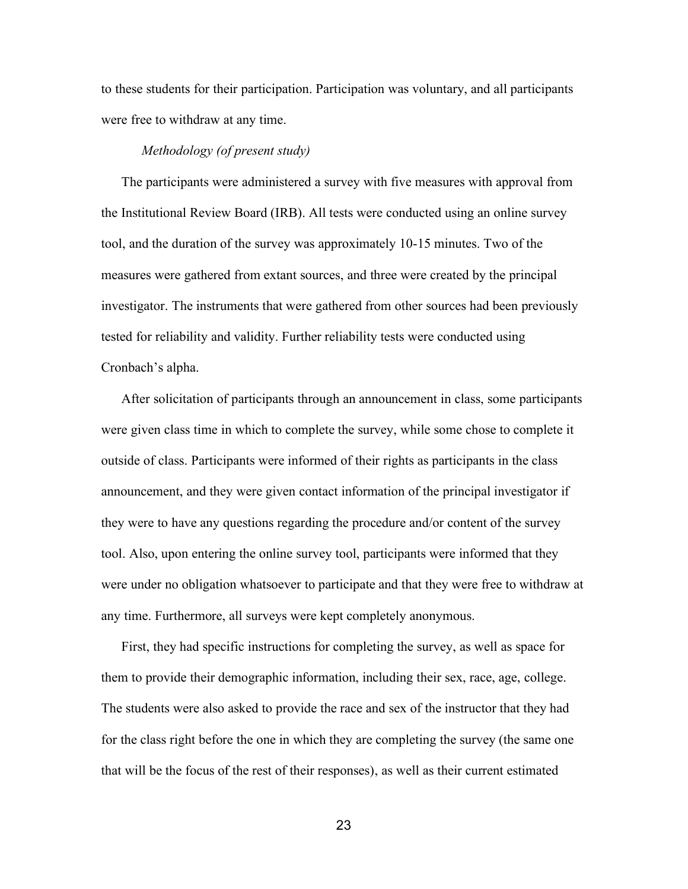to these students for their participation. Participation was voluntary, and all participants were free to withdraw at any time.

*Methodology (of present study)*

The participants were administered a survey with five measures with approval from the Institutional Review Board (IRB). All tests were conducted using an online survey tool, and the duration of the survey was approximately 10-15 minutes. Two of the measures were gathered from extant sources, and three were created by the principal investigator. The instruments that were gathered from other sources had been previously tested for reliability and validity. Further reliability tests were conducted using Cronbach's alpha.

After solicitation of participants through an announcement in class, some participants were given class time in which to complete the survey, while some chose to complete it outside of class. Participants were informed of their rights as participants in the class announcement, and they were given contact information of the principal investigator if they were to have any questions regarding the procedure and/or content of the survey tool. Also, upon entering the online survey tool, participants were informed that they were under no obligation whatsoever to participate and that they were free to withdraw at any time. Furthermore, all surveys were kept completely anonymous.

First, they had specific instructions for completing the survey, as well as space for them to provide their demographic information, including their sex, race, age, college. The students were also asked to provide the race and sex of the instructor that they had for the class right before the one in which they are completing the survey (the same one that will be the focus of the rest of their responses), as well as their current estimated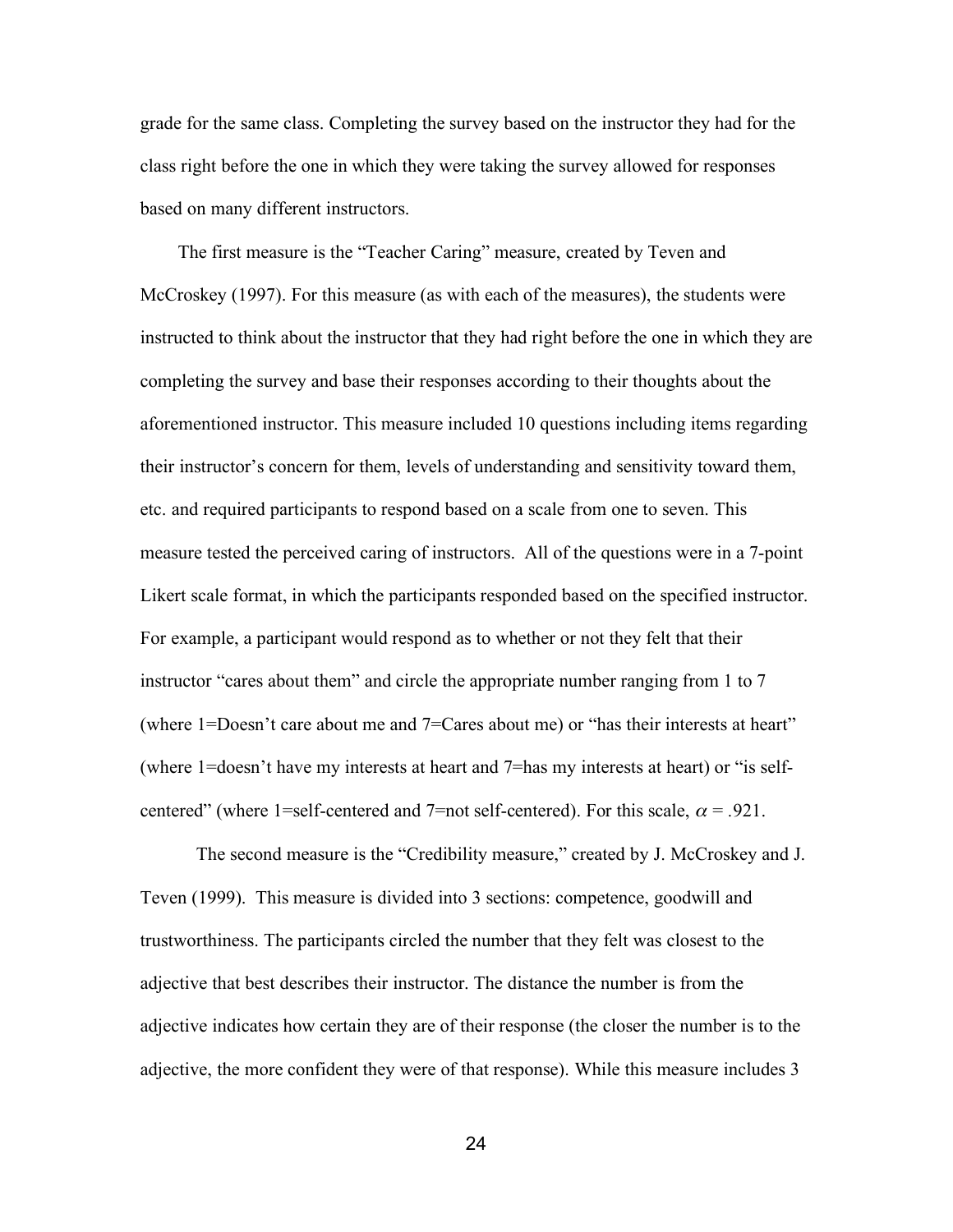grade for the same class. Completing the survey based on the instructor they had for the class right before the one in which they were taking the survey allowed for responses based on many different instructors.

The first measure is the "Teacher Caring" measure, created by Teven and McCroskey (1997). For this measure (as with each of the measures), the students were instructed to think about the instructor that they had right before the one in which they are completing the survey and base their responses according to their thoughts about the aforementioned instructor. This measure included 10 questions including items regarding their instructor's concern for them, levels of understanding and sensitivity toward them, etc. and required participants to respond based on a scale from one to seven. This measure tested the perceived caring of instructors. All of the questions were in a 7-point Likert scale format, in which the participants responded based on the specified instructor. For example, a participant would respond as to whether or not they felt that their instructor "cares about them" and circle the appropriate number ranging from 1 to 7 (where 1=Doesn't care about me and 7=Cares about me) or "has their interests at heart" (where 1=doesn't have my interests at heart and 7=has my interests at heart) or "is self-centered" (where 1=self-centered and 7=not self-centered). For this scale, $\alpha = .921$.

The second measure is the "Credibility measure," created by J. McCroskey and J. Teven (1999). This measure is divided into 3 sections: competence, goodwill and trustworthiness. The participants circled the number that they felt was closest to the adjective that best describes their instructor. The distance the number is from the adjective indicates how certain they are of their response (the closer the number is to the adjective, the more confident they were of that response). While this measure includes 3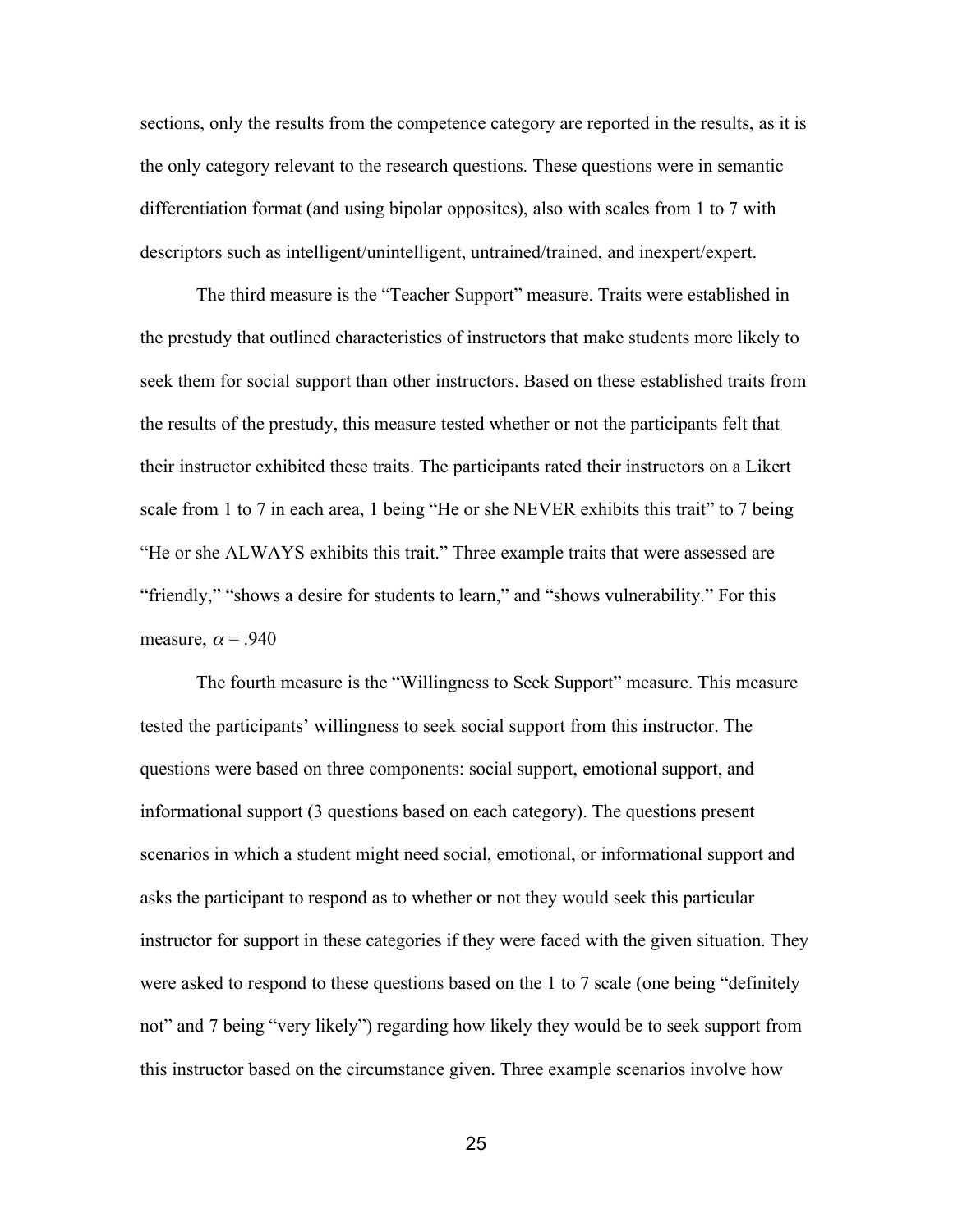sections, only the results from the competence category are reported in the results, as it is the only category relevant to the research questions. These questions were in semantic differentiation format (and using bipolar opposites), also with scales from 1 to 7 with descriptors such as intelligent/unintelligent, untrained/trained, and inexpert/expert.

The third measure is the "Teacher Support" measure. Traits were established in the prestudy that outlined characteristics of instructors that make students more likely to seek them for social support than other instructors. Based on these established traits from the results of the prestudy, this measure tested whether or not the participants felt that their instructor exhibited these traits. The participants rated their instructors on a Likert scale from 1 to 7 in each area, 1 being "He or she NEVER exhibits this trait" to 7 being "He or she ALWAYS exhibits this trait." Three example traits that were assessed are "friendly," "shows a desire for students to learn," and "shows vulnerability." For this measure, $\alpha = .940$

The fourth measure is the "Willingness to Seek Support" measure. This measure tested the participants' willingness to seek social support from this instructor. The questions were based on three components: social support, emotional support, and informational support (3 questions based on each category). The questions present scenarios in which a student might need social, emotional, or informational support and asks the participant to respond as to whether or not they would seek this particular instructor for support in these categories if they were faced with the given situation. They were asked to respond to these questions based on the 1 to 7 scale (one being "definitely not" and 7 being "very likely") regarding how likely they would be to seek support from this instructor based on the circumstance given. Three example scenarios involve how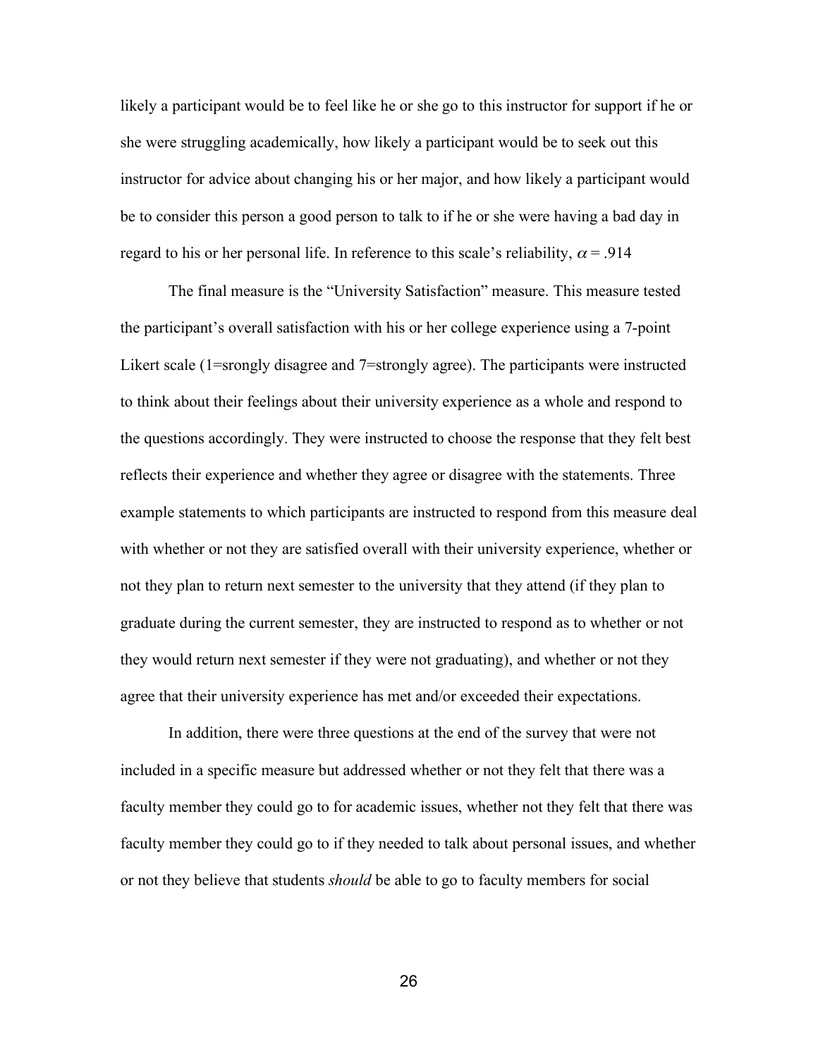likely a participant would be to feel like he or she go to this instructor for support if he or she were struggling academically, how likely a participant would be to seek out this instructor for advice about changing his or her major, and how likely a participant would be to consider this person a good person to talk to if he or she were having a bad day in regard to his or her personal life. In reference to this scale's reliability, $\alpha = .914$

The final measure is the "University Satisfaction" measure. This measure tested the participant's overall satisfaction with his or her college experience using a 7-point Likert scale (1=srongly disagree and 7=strongly agree). The participants were instructed to think about their feelings about their university experience as a whole and respond to the questions accordingly. They were instructed to choose the response that they felt best reflects their experience and whether they agree or disagree with the statements. Three example statements to which participants are instructed to respond from this measure deal with whether or not they are satisfied overall with their university experience, whether or not they plan to return next semester to the university that they attend (if they plan to graduate during the current semester, they are instructed to respond as to whether or not they would return next semester if they were not graduating), and whether or not they agree that their university experience has met and/or exceeded their expectations.

In addition, there were three questions at the end of the survey that were not included in a specific measure but addressed whether or not they felt that there was a faculty member they could go to for academic issues, whether not they felt that there was faculty member they could go to if they needed to talk about personal issues, and whether or not they believe that students *should* be able to go to faculty members for social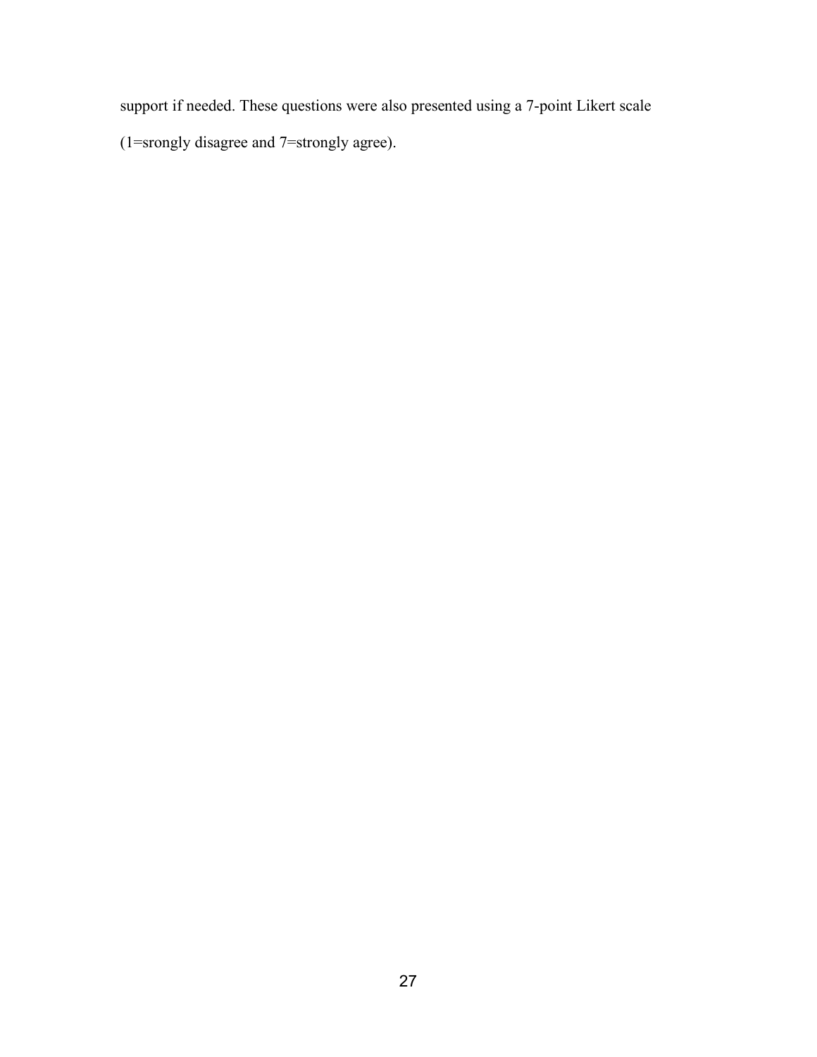support if needed. These questions were also presented using a 7-point Likert scale (1=srongly disagree and 7=strongly agree).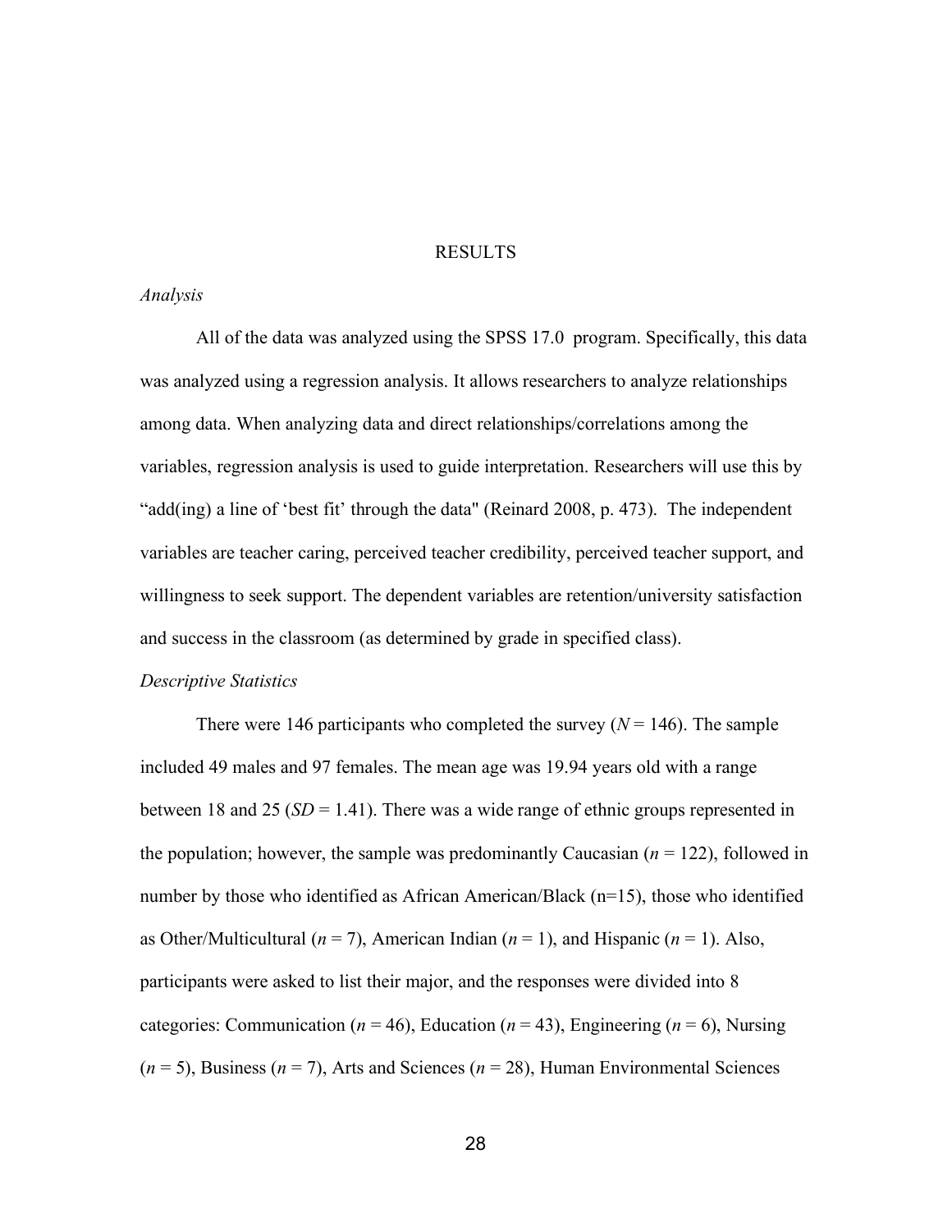# RESULTS

*Analysis*

All of the data was analyzed using the SPSS 17.0 program. Specifically, this data was analyzed using a regression analysis. It allows researchers to analyze relationships among data. When analyzing data and direct relationships/correlations among the variables, regression analysis is used to guide interpretation. Researchers will use this by "add(ing) a line of 'best fit' through the data" (Reinard 2008, p. 473). The independent variables are teacher caring, perceived teacher credibility, perceived teacher support, and willingness to seek support. The dependent variables are retention/university satisfaction and success in the classroom (as determined by grade in specified class).

*Descriptive Statistics*

There were 146 participants who completed the survey ($N = 146$). The sample included 49 males and 97 females. The mean age was 19.94 years old with a range between 18 and 25 ($SD = 1.41$). There was a wide range of ethnic groups represented in the population; however, the sample was predominantly Caucasian ($n = 122$), followed in number by those who identified as African American/Black (n=15), those who identified as Other/Multicultural ($n = 7$), American Indian ($n = 1$), and Hispanic ($n = 1$). Also, participants were asked to list their major, and the responses were divided into 8 categories: Communication ($n = 46$), Education ($n = 43$), Engineering ($n = 6$), Nursing ($n = 5$), Business ($n = 7$), Arts and Sciences ($n = 28$), Human Environmental Sciences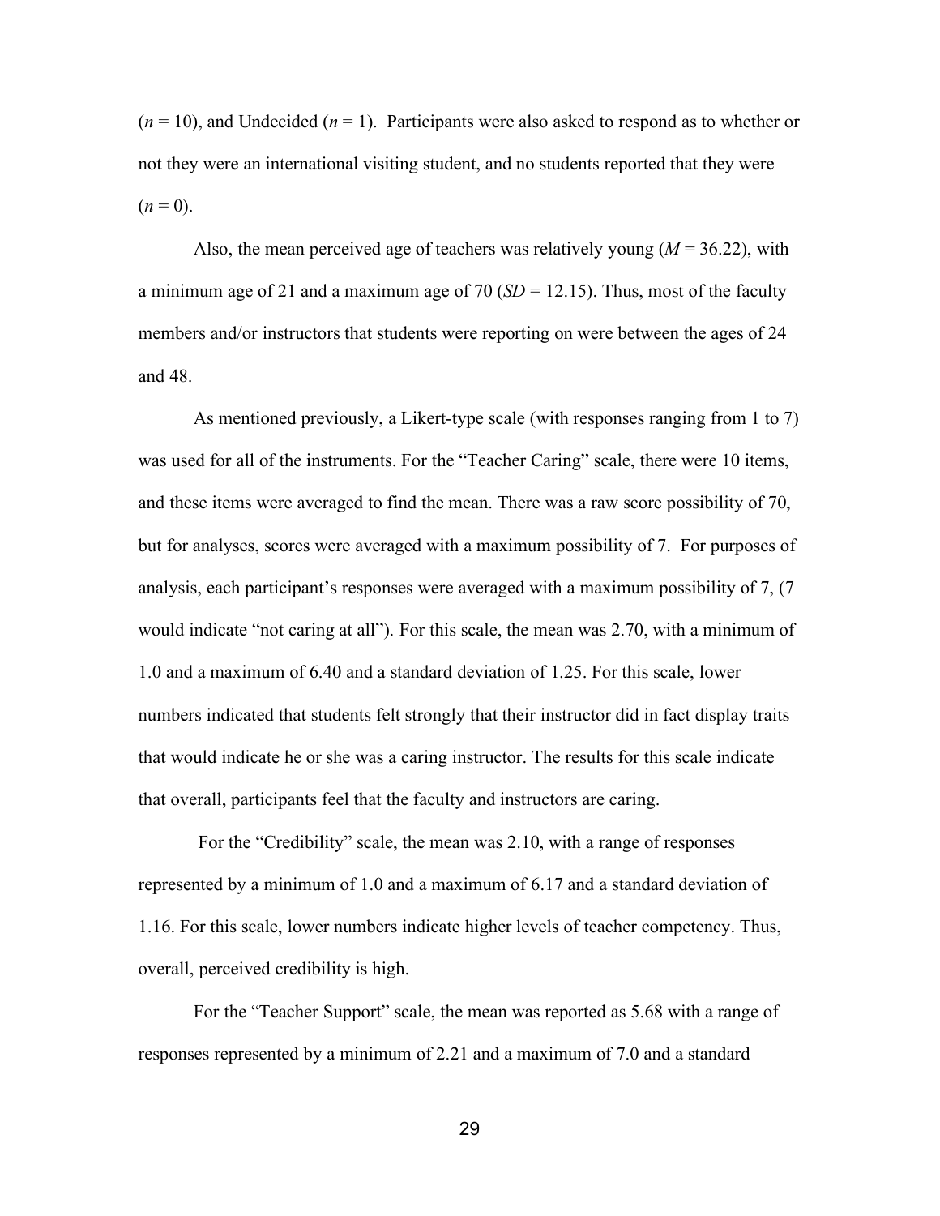(*n* = 10), and Undecided (*n* = 1). Participants were also asked to respond as to whether or not they were an international visiting student, and no students reported that they were (*n* = 0).

Also, the mean perceived age of teachers was relatively young (*M* = 36.22), with a minimum age of 21 and a maximum age of 70 (*SD* = 12.15). Thus, most of the faculty members and/or instructors that students were reporting on were between the ages of 24 and 48.

As mentioned previously, a Likert-type scale (with responses ranging from 1 to 7) was used for all of the instruments. For the "Teacher Caring" scale, there were 10 items, and these items were averaged to find the mean. There was a raw score possibility of 70, but for analyses, scores were averaged with a maximum possibility of 7. For purposes of analysis, each participant's responses were averaged with a maximum possibility of 7, (7 would indicate "not caring at all"). For this scale, the mean was 2.70, with a minimum of 1.0 and a maximum of 6.40 and a standard deviation of 1.25. For this scale, lower numbers indicated that students felt strongly that their instructor did in fact display traits that would indicate he or she was a caring instructor. The results for this scale indicate that overall, participants feel that the faculty and instructors are caring.

For the "Credibility" scale, the mean was 2.10, with a range of responses represented by a minimum of 1.0 and a maximum of 6.17 and a standard deviation of 1.16. For this scale, lower numbers indicate higher levels of teacher competency. Thus, overall, perceived credibility is high.

For the "Teacher Support" scale, the mean was reported as 5.68 with a range of responses represented by a minimum of 2.21 and a maximum of 7.0 and a standard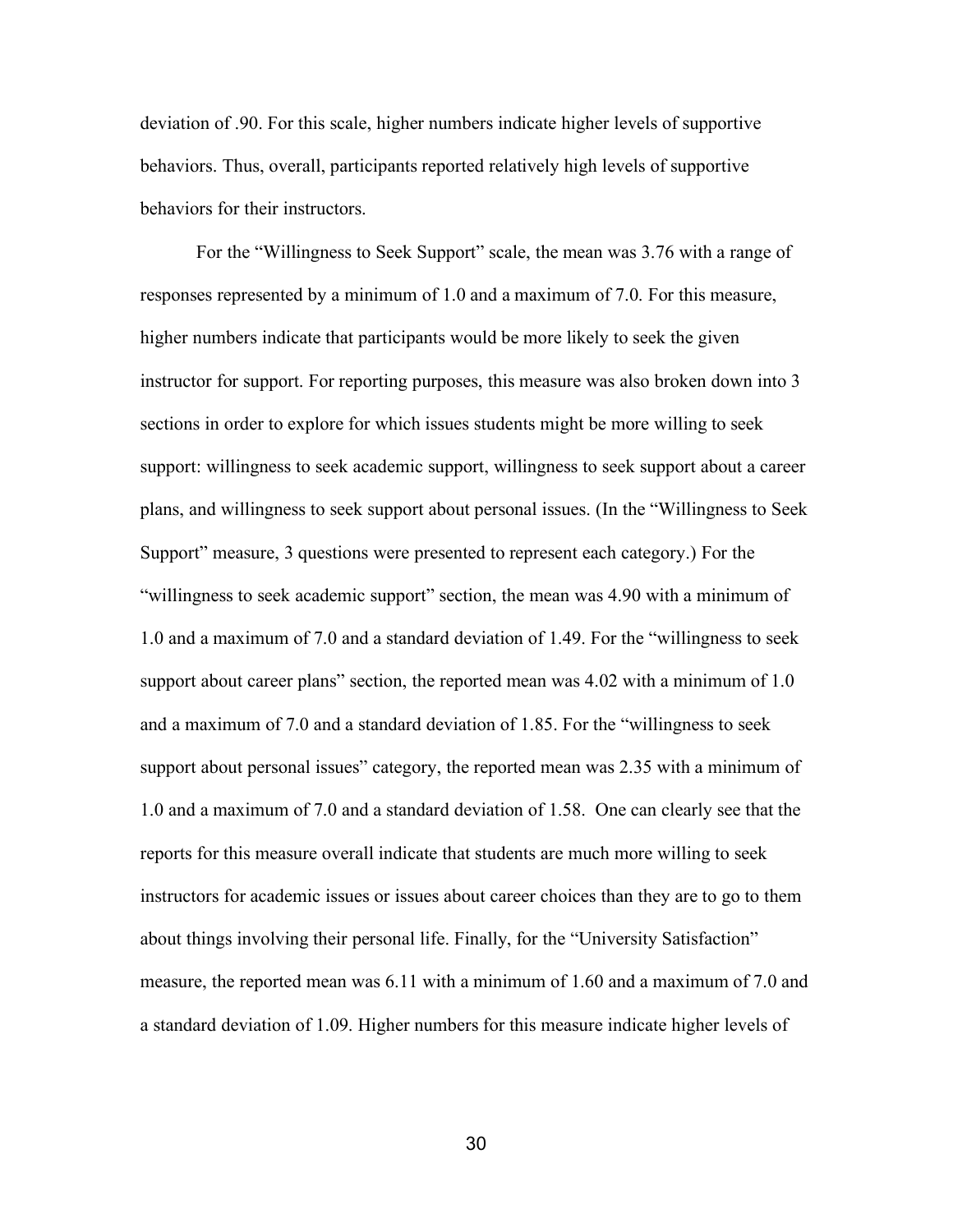deviation of .90. For this scale, higher numbers indicate higher levels of supportive behaviors. Thus, overall, participants reported relatively high levels of supportive behaviors for their instructors.

For the "Willingness to Seek Support" scale, the mean was 3.76 with a range of responses represented by a minimum of 1.0 and a maximum of 7.0. For this measure, higher numbers indicate that participants would be more likely to seek the given instructor for support. For reporting purposes, this measure was also broken down into 3 sections in order to explore for which issues students might be more willing to seek support: willingness to seek academic support, willingness to seek support about a career plans, and willingness to seek support about personal issues. (In the "Willingness to Seek Support" measure, 3 questions were presented to represent each category.) For the "willingness to seek academic support" section, the mean was 4.90 with a minimum of 1.0 and a maximum of 7.0 and a standard deviation of 1.49. For the "willingness to seek support about career plans" section, the reported mean was 4.02 with a minimum of 1.0 and a maximum of 7.0 and a standard deviation of 1.85. For the "willingness to seek support about personal issues" category, the reported mean was 2.35 with a minimum of 1.0 and a maximum of 7.0 and a standard deviation of 1.58. One can clearly see that the reports for this measure overall indicate that students are much more willing to seek instructors for academic issues or issues about career choices than they are to go to them about things involving their personal life. Finally, for the "University Satisfaction" measure, the reported mean was 6.11 with a minimum of 1.60 and a maximum of 7.0 and a standard deviation of 1.09. Higher numbers for this measure indicate higher levels of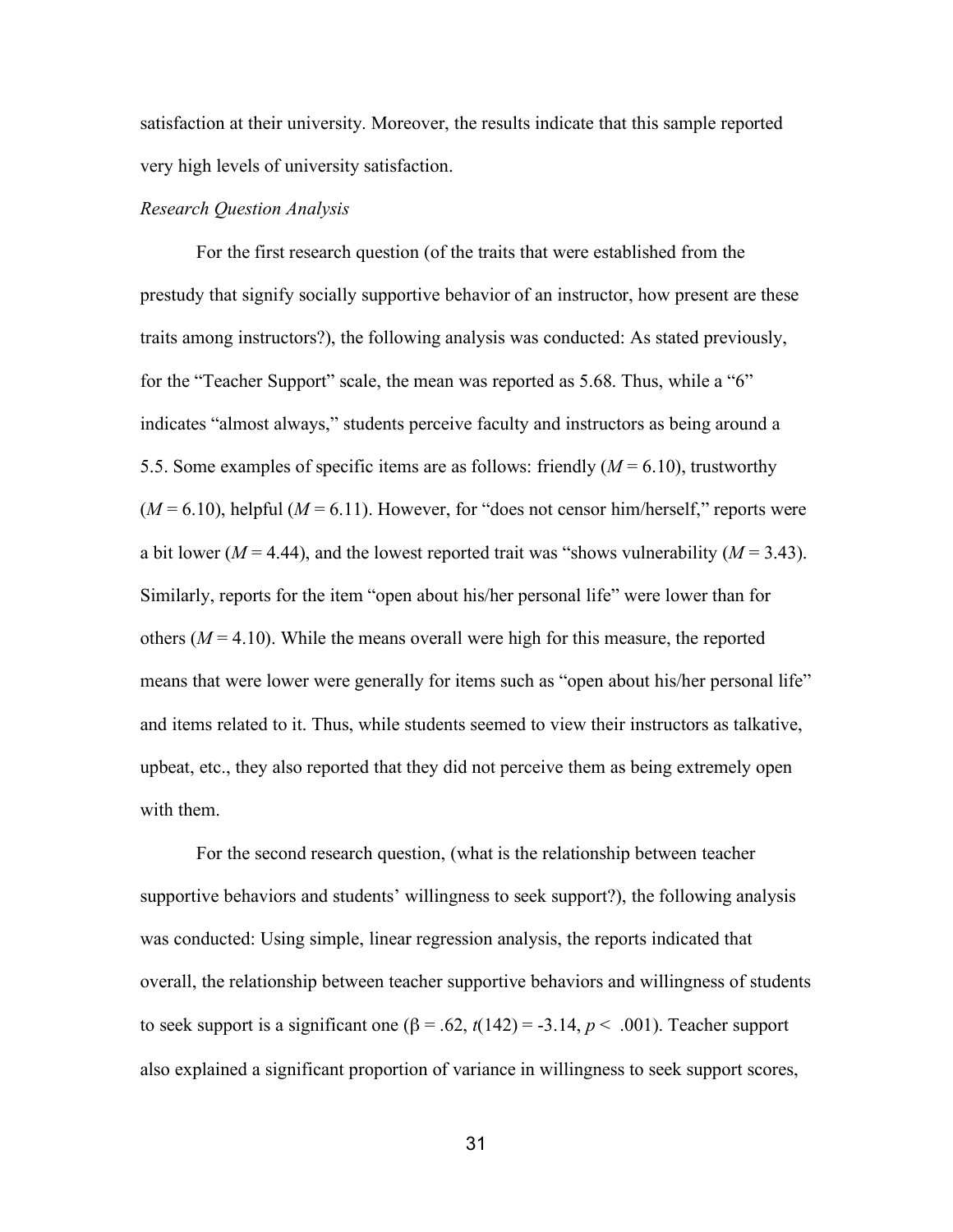satisfaction at their university. Moreover, the results indicate that this sample reported very high levels of university satisfaction.

*Research Question Analysis*

For the first research question (of the traits that were established from the prestudy that signify socially supportive behavior of an instructor, how present are these traits among instructors?), the following analysis was conducted: As stated previously, for the "Teacher Support" scale, the mean was reported as 5.68. Thus, while a "6" indicates "almost always," students perceive faculty and instructors as being around a 5.5. Some examples of specific items are as follows: friendly ($M$ = 6.10), trustworthy ($M$ = 6.10), helpful ($M$ = 6.11). However, for "does not censor him/herself," reports were a bit lower ($M$ = 4.44), and the lowest reported trait was "shows vulnerability ($M$ = 3.43). Similarly, reports for the item "open about his/her personal life" were lower than for others ($M$ = 4.10). While the means overall were high for this measure, the reported means that were lower were generally for items such as "open about his/her personal life" and items related to it. Thus, while students seemed to view their instructors as talkative, upbeat, etc., they also reported that they did not perceive them as being extremely open with them.

For the second research question, (what is the relationship between teacher supportive behaviors and students' willingness to seek support?), the following analysis was conducted: Using simple, linear regression analysis, the reports indicated that overall, the relationship between teacher supportive behaviors and willingness of students to seek support is a significant one ($\beta$ = .62, $t(142)$ = -3.14, $p <$ .001). Teacher support also explained a significant proportion of variance in willingness to seek support scores,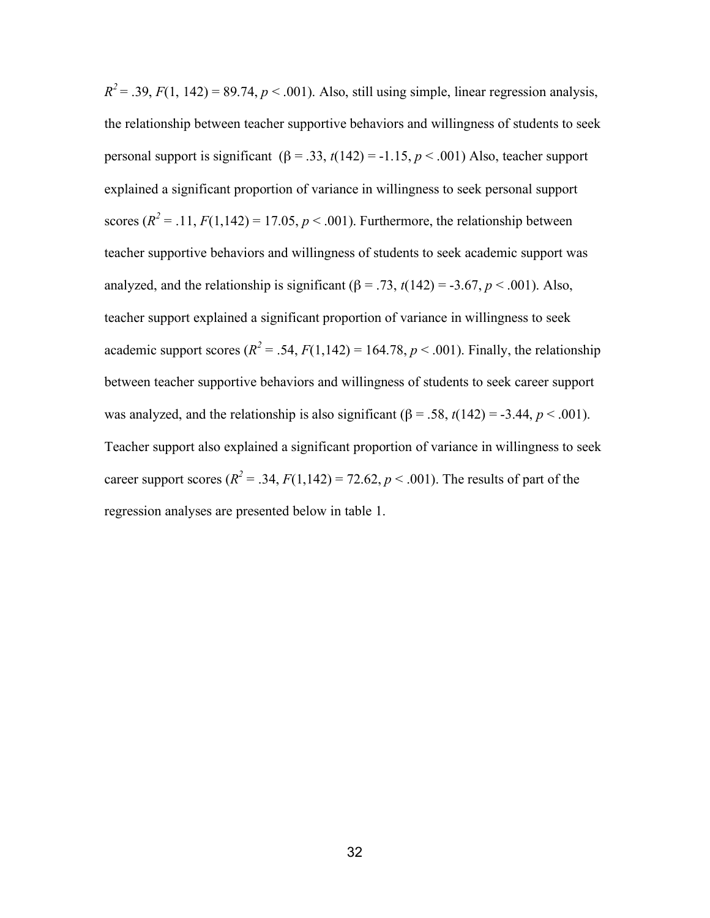$R^2 = .39$, $F(1, 142) = 89.74$, $p < .001$). Also, still using simple, linear regression analysis, the relationship between teacher supportive behaviors and willingness of students to seek personal support is significant ($\beta = .33$, $t(142) = -1.15$, $p < .001$) Also, teacher support explained a significant proportion of variance in willingness to seek personal support scores ($R^2 = .11$, $F(1,142) = 17.05$, $p < .001$). Furthermore, the relationship between teacher supportive behaviors and willingness of students to seek academic support was analyzed, and the relationship is significant ($\beta = .73$, $t(142) = -3.67$, $p < .001$). Also, teacher support explained a significant proportion of variance in willingness to seek academic support scores ($R^2 = .54$, $F(1,142) = 164.78$, $p < .001$). Finally, the relationship between teacher supportive behaviors and willingness of students to seek career support was analyzed, and the relationship is also significant ($\beta = .58$, $t(142) = -3.44$, $p < .001$). Teacher support also explained a significant proportion of variance in willingness to seek career support scores ($R^2 = .34$, $F(1,142) = 72.62$, $p < .001$). The results of part of the regression analyses are presented below in table 1.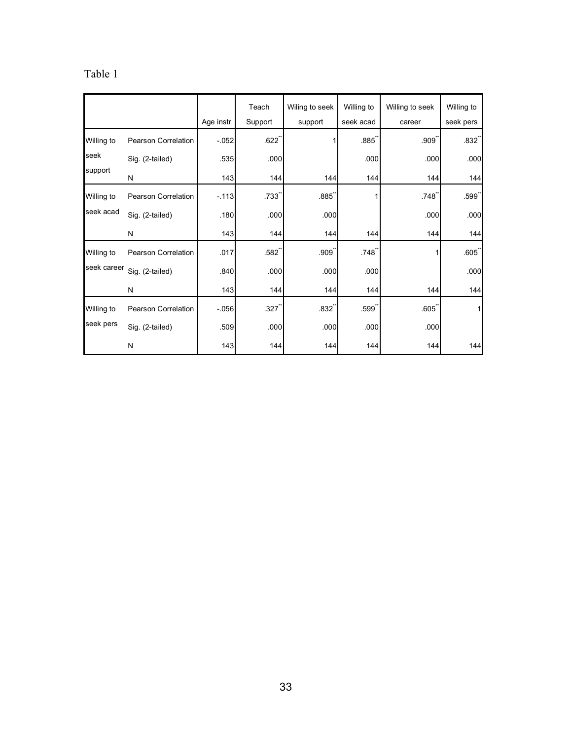Table 1

| | | Age instr | Teach Support | Wiling to seek support | Willing to seek acad | Willing to seek career | Willing to seek pers |
|---|---|---|---|---|---|---|---|
| Willing to seek support | Pearson Correlation | -.052 | .622** | 1 | .885** | .909** | .832** |
| | Sig. (2-tailed) | .535 | .000 | | .000 | .000 | .000 |
| | N | 143 | 144 | 144 | 144 | 144 | 144 |
| Willing to seek acad | Pearson Correlation | -.113 | .733** | .885** | 1 | .748** | .599** |
| | Sig. (2-tailed) | .180 | .000 | .000 | | .000 | .000 |
| | N | 143 | 144 | 144 | 144 | 144 | 144 |
| Willing to seek career | Pearson Correlation | .017 | .582** | .909** | .748** | 1 | .605** |
| | Sig. (2-tailed) | .840 | .000 | .000 | .000 | | .000 |
| | N | 143 | 144 | 144 | 144 | 144 | 144 |
| Willing to seek pers | Pearson Correlation | -.056 | .327** | .832** | .599** | .605** | 1 |
| | Sig. (2-tailed) | .509 | .000 | .000 | .000 | .000 | |
| | N | 143 | 144 | 144 | 144 | 144 | 144 |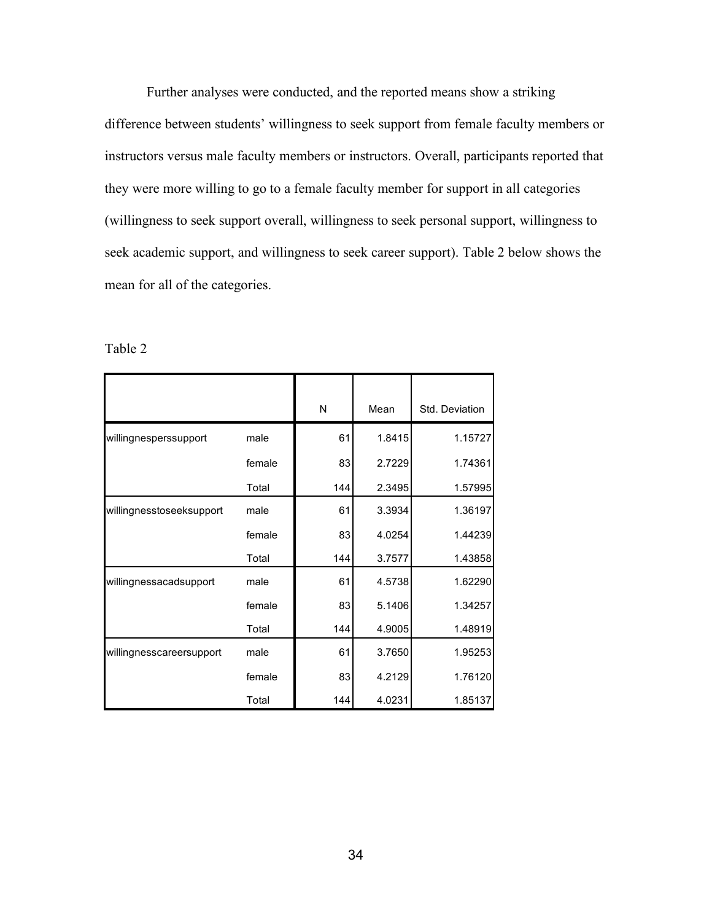Further analyses were conducted, and the reported means show a striking difference between students' willingness to seek support from female faculty members or instructors versus male faculty members or instructors. Overall, participants reported that they were more willing to go to a female faculty member for support in all categories (willingness to seek support overall, willingness to seek personal support, willingness to seek academic support, and willingness to seek career support). Table 2 below shows the mean for all of the categories.

Table 2

| | | N | Mean | Std. Deviation |
|---|---|---|---|---|
| willingnesperssupport | male | 61 | 1.8415 | 1.15727 |
| | female | 83 | 2.7229 | 1.74361 |
| | Total | 144 | 2.3495 | 1.57995 |
| willingnesstoseeksupport | male | 61 | 3.3934 | 1.36197 |
| | female | 83 | 4.0254 | 1.44239 |
| | Total | 144 | 3.7577 | 1.43858 |
| willingnessacadsupport | male | 61 | 4.5738 | 1.62290 |
| | female | 83 | 5.1406 | 1.34257 |
| | Total | 144 | 4.9005 | 1.48919 |
| willingnesscareersupport | male | 61 | 3.7650 | 1.95253 |
| | female | 83 | 4.2129 | 1.76120 |
| | Total | 144 | 4.0231 | 1.85137 |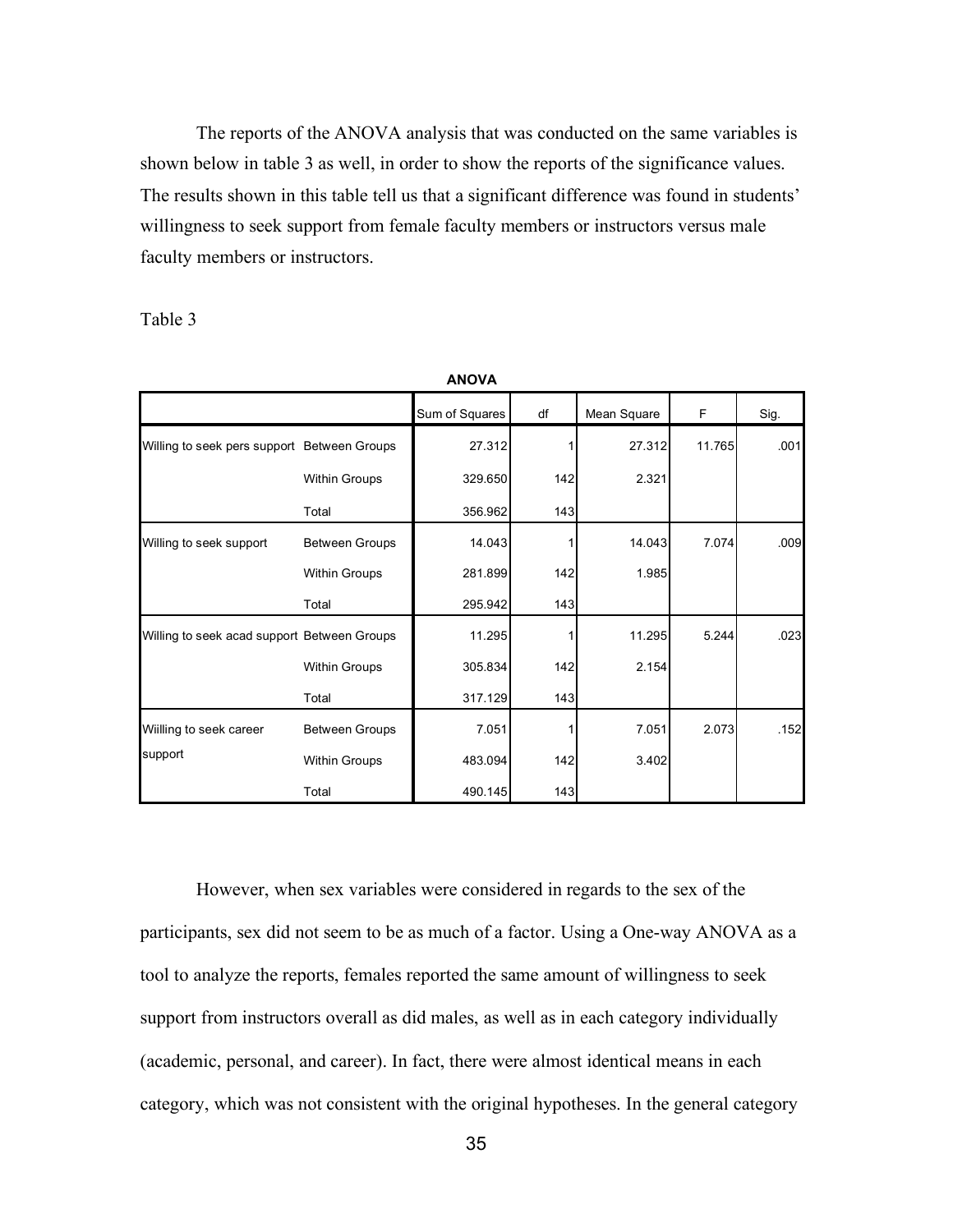The reports of the ANOVA analysis that was conducted on the same variables is shown below in table 3 as well, in order to show the reports of the significance values. The results shown in this table tell us that a significant difference was found in students' willingness to seek support from female faculty members or instructors versus male faculty members or instructors.

Table 3

**ANOVA**

| | | Sum of Squares | df | Mean Square | F | Sig. |
|---|---|---|---|---|---|---|
| Willing to seek pers support | Between Groups | 27.312 | 1 | 27.312 | 11.765 | .001 |
| | Within Groups | 329.650 | 142 | 2.321 | | |
| | Total | 356.962 | 143 | | | |
| Willing to seek support | Between Groups | 14.043 | 1 | 14.043 | 7.074 | .009 |
| | Within Groups | 281.899 | 142 | 1.985 | | |
| | Total | 295.942 | 143 | | | |
| Willing to seek acad support | Between Groups | 11.295 | 1 | 11.295 | 5.244 | .023 |
| | Within Groups | 305.834 | 142 | 2.154 | | |
| | Total | 317.129 | 143 | | | |
| Wiilling to seek career support | Between Groups | 7.051 | 1 | 7.051 | 2.073 | .152 |
| | Within Groups | 483.094 | 142 | 3.402 | | |
| | Total | 490.145 | 143 | | | |

However, when sex variables were considered in regards to the sex of the participants, sex did not seem to be as much of a factor. Using a One-way ANOVA as a tool to analyze the reports, females reported the same amount of willingness to seek support from instructors overall as did males, as well as in each category individually (academic, personal, and career). In fact, there were almost identical means in each category, which was not consistent with the original hypotheses. In the general category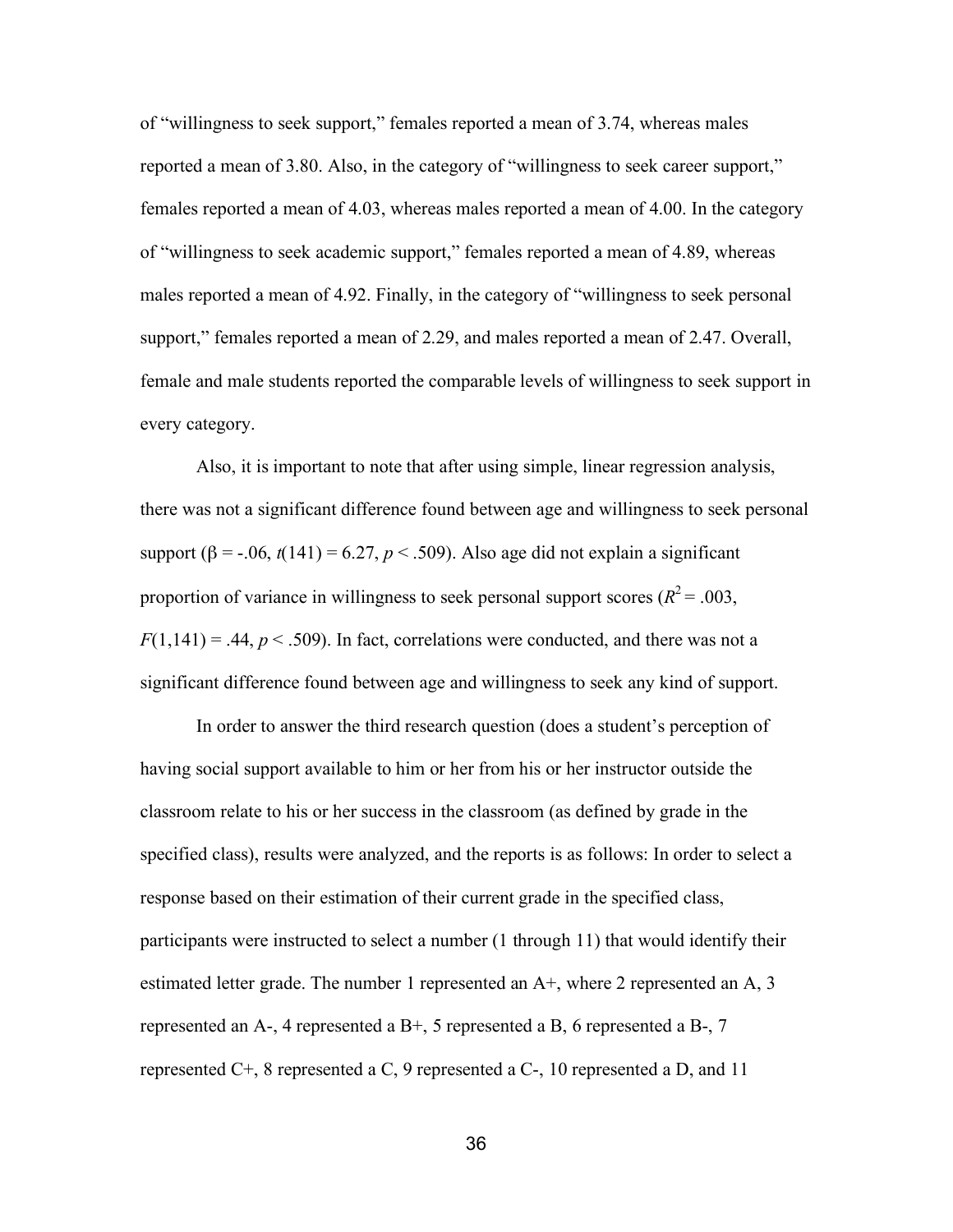of "willingness to seek support," females reported a mean of 3.74, whereas males reported a mean of 3.80. Also, in the category of "willingness to seek career support," females reported a mean of 4.03, whereas males reported a mean of 4.00. In the category of "willingness to seek academic support," females reported a mean of 4.89, whereas males reported a mean of 4.92. Finally, in the category of "willingness to seek personal support," females reported a mean of 2.29, and males reported a mean of 2.47. Overall, female and male students reported the comparable levels of willingness to seek support in every category.

Also, it is important to note that after using simple, linear regression analysis, there was not a significant difference found between age and willingness to seek personal support ($\beta = -.06$, $t(141) = 6.27$, $p < .509$). Also age did not explain a significant proportion of variance in willingness to seek personal support scores ($R^2 = .003$, $F(1,141) = .44$, $p < .509$). In fact, correlations were conducted, and there was not a significant difference found between age and willingness to seek any kind of support.

In order to answer the third research question (does a student's perception of having social support available to him or her from his or her instructor outside the classroom relate to his or her success in the classroom (as defined by grade in the specified class), results were analyzed, and the reports is as follows: In order to select a response based on their estimation of their current grade in the specified class, participants were instructed to select a number (1 through 11) that would identify their estimated letter grade. The number 1 represented an A+, where 2 represented an A, 3 represented an A-, 4 represented a B+, 5 represented a B, 6 represented a B-, 7 represented C+, 8 represented a C, 9 represented a C-, 10 represented a D, and 11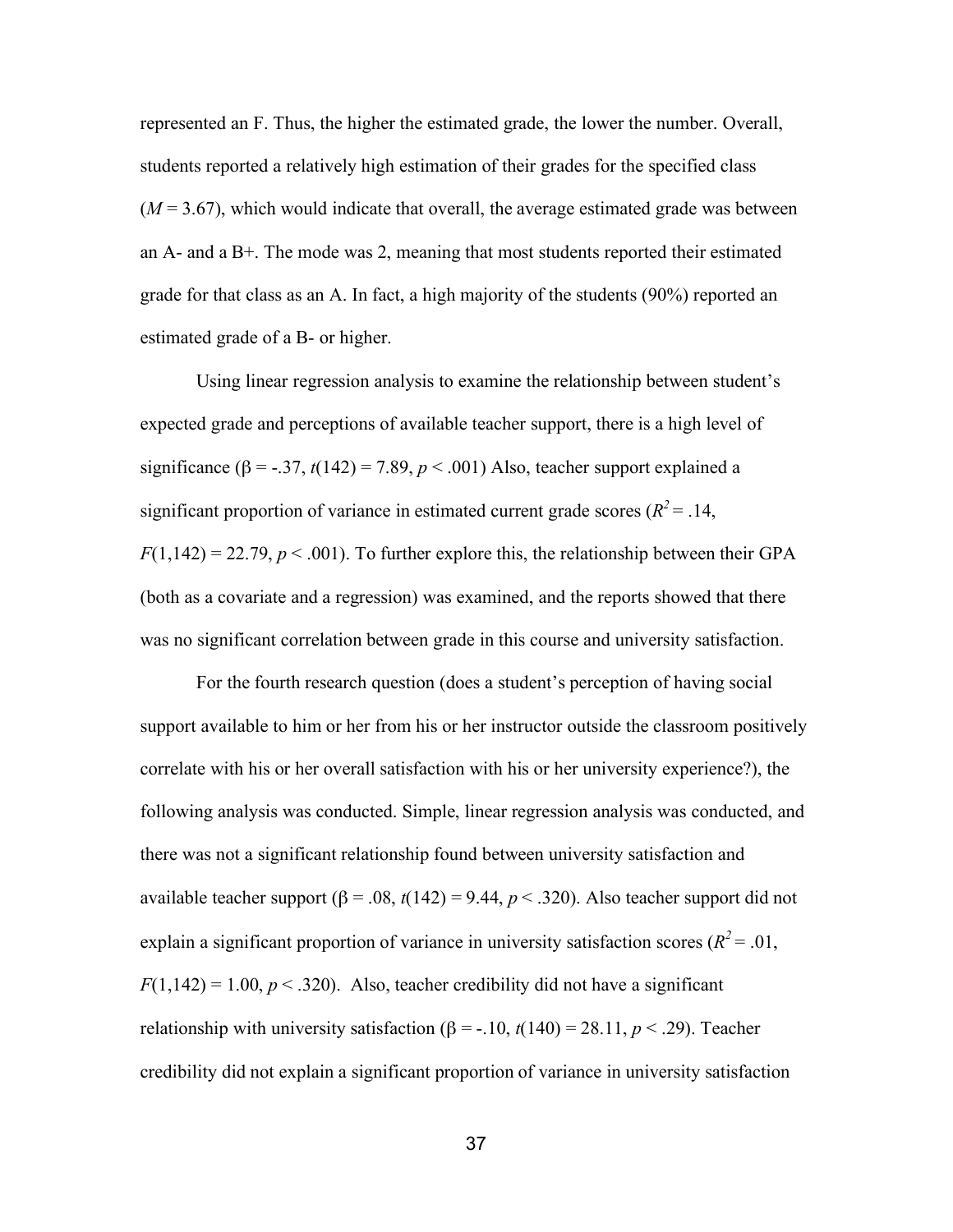represented an F. Thus, the higher the estimated grade, the lower the number. Overall, students reported a relatively high estimation of their grades for the specified class ($M$ = 3.67), which would indicate that overall, the average estimated grade was between an A- and a B+. The mode was 2, meaning that most students reported their estimated grade for that class as an A. In fact, a high majority of the students (90%) reported an estimated grade of a B- or higher.

Using linear regression analysis to examine the relationship between student's expected grade and perceptions of available teacher support, there is a high level of significance ($\beta = -.37$, $t(142) = 7.89$, $p < .001$) Also, teacher support explained a significant proportion of variance in estimated current grade scores ($R^2 = .14$, $F(1,142) = 22.79$, $p < .001$). To further explore this, the relationship between their GPA (both as a covariate and a regression) was examined, and the reports showed that there was no significant correlation between grade in this course and university satisfaction.

For the fourth research question (does a student's perception of having social support available to him or her from his or her instructor outside the classroom positively correlate with his or her overall satisfaction with his or her university experience?), the following analysis was conducted. Simple, linear regression analysis was conducted, and there was not a significant relationship found between university satisfaction and available teacher support ($\beta = .08$, $t(142) = 9.44$, $p < .320$). Also teacher support did not explain a significant proportion of variance in university satisfaction scores ($R^2 = .01$, $F(1,142) = 1.00$, $p < .320$). Also, teacher credibility did not have a significant relationship with university satisfaction ($\beta = -.10$, $t(140) = 28.11$, $p < .29$). Teacher credibility did not explain a significant proportion of variance in university satisfaction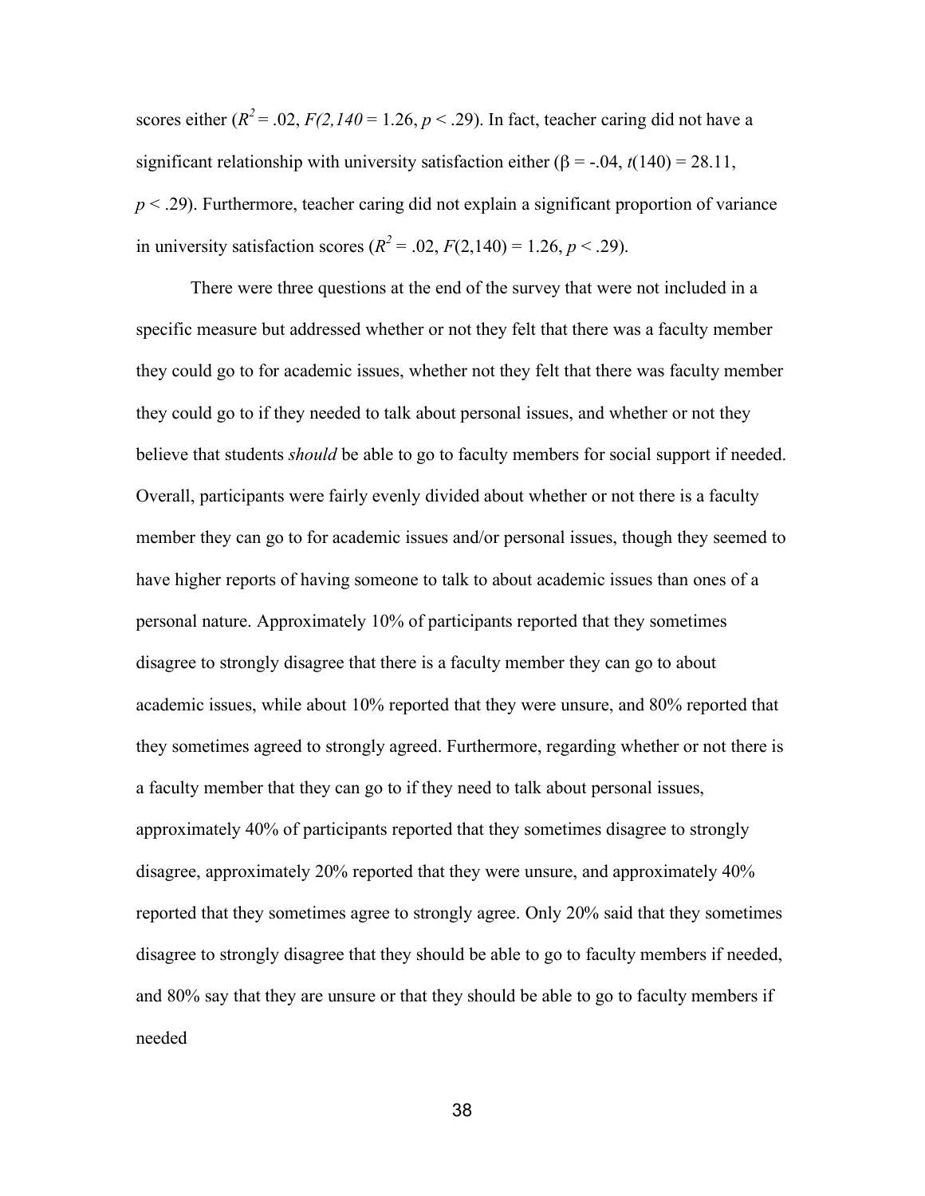scores either ($R^2 = .02$, $F(2,140 = 1.26$, $p < .29$). In fact, teacher caring did not have a significant relationship with university satisfaction either ($\beta = -.04$, $t(140) = 28.11$, $p < .29$). Furthermore, teacher caring did not explain a significant proportion of variance in university satisfaction scores ($R^2 = .02$, $F(2,140) = 1.26$, $p < .29$).

There were three questions at the end of the survey that were not included in a specific measure but addressed whether or not they felt that there was a faculty member they could go to for academic issues, whether not they felt that there was faculty member they could go to if they needed to talk about personal issues, and whether or not they believe that students *should* be able to go to faculty members for social support if needed. Overall, participants were fairly evenly divided about whether or not there is a faculty member they can go to for academic issues and/or personal issues, though they seemed to have higher reports of having someone to talk to about academic issues than ones of a personal nature. Approximately 10% of participants reported that they sometimes disagree to strongly disagree that there is a faculty member they can go to about academic issues, while about 10% reported that they were unsure, and 80% reported that they sometimes agreed to strongly agreed. Furthermore, regarding whether or not there is a faculty member that they can go to if they need to talk about personal issues, approximately 40% of participants reported that they sometimes disagree to strongly disagree, approximately 20% reported that they were unsure, and approximately 40% reported that they sometimes agree to strongly agree. Only 20% said that they sometimes disagree to strongly disagree that they should be able to go to faculty members if needed, and 80% say that they are unsure or that they should be able to go to faculty members if needed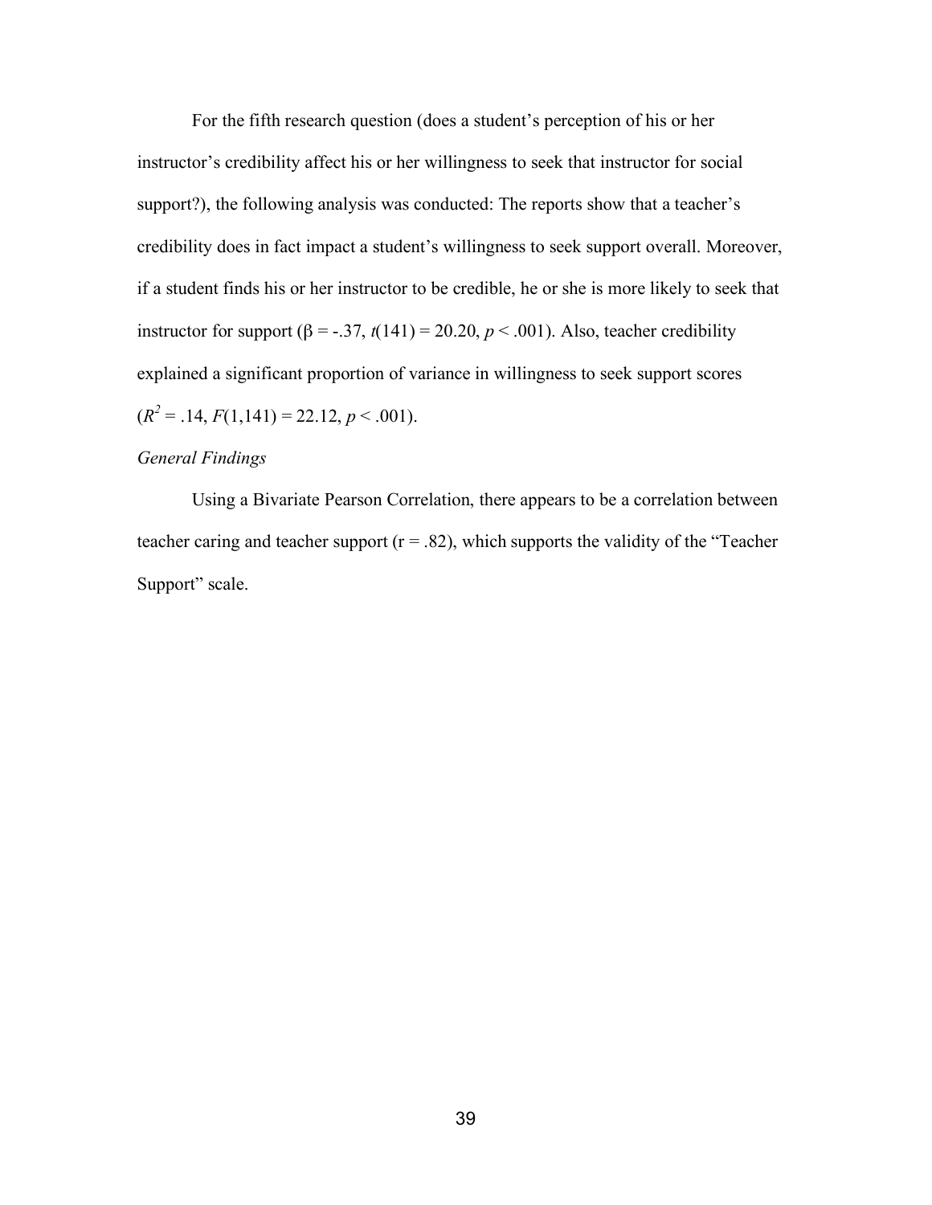For the fifth research question (does a student's perception of his or her instructor's credibility affect his or her willingness to seek that instructor for social support?), the following analysis was conducted: The reports show that a teacher's credibility does in fact impact a student's willingness to seek support overall. Moreover, if a student finds his or her instructor to be credible, he or she is more likely to seek that instructor for support ($\beta = -.37$, $t(141) = 20.20$, $p < .001$). Also, teacher credibility explained a significant proportion of variance in willingness to seek support scores ($R^2 = .14$, $F(1,141) = 22.12$, $p < .001$).

*General Findings*

Using a Bivariate Pearson Correlation, there appears to be a correlation between teacher caring and teacher support ($r = .82$), which supports the validity of the "Teacher Support" scale.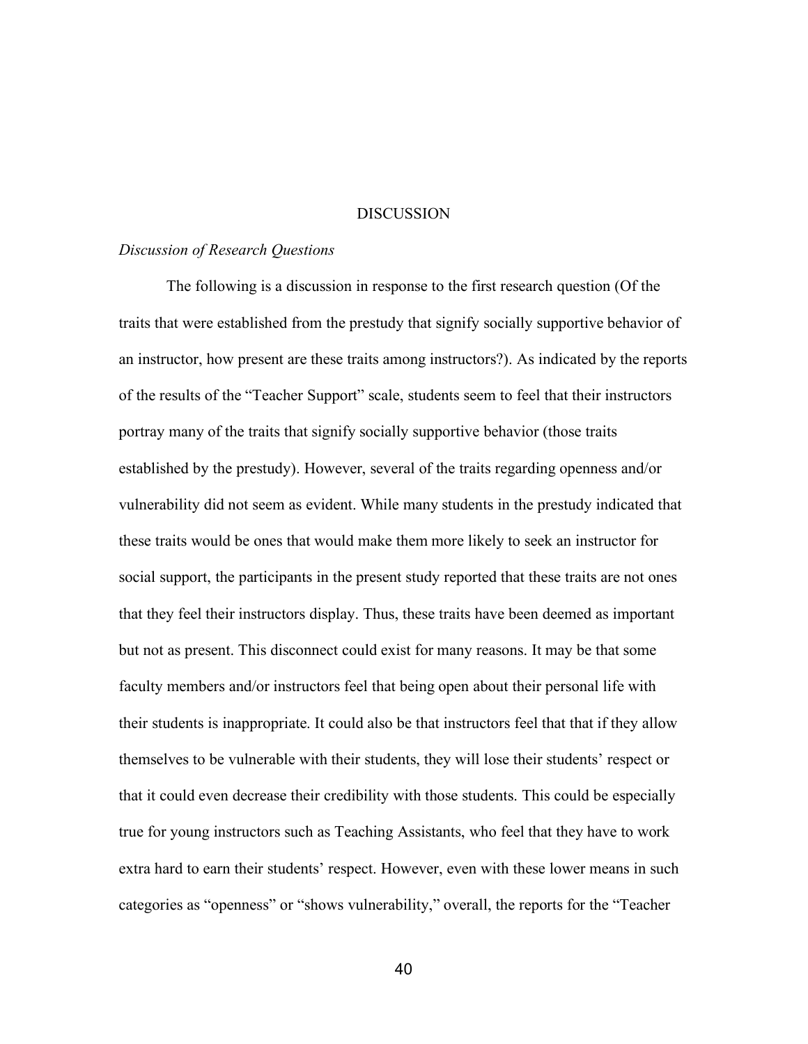# DISCUSSION

## *Discussion of Research Questions*

The following is a discussion in response to the first research question (Of the traits that were established from the prestudy that signify socially supportive behavior of an instructor, how present are these traits among instructors?). As indicated by the reports of the results of the "Teacher Support" scale, students seem to feel that their instructors portray many of the traits that signify socially supportive behavior (those traits established by the prestudy). However, several of the traits regarding openness and/or vulnerability did not seem as evident. While many students in the prestudy indicated that these traits would be ones that would make them more likely to seek an instructor for social support, the participants in the present study reported that these traits are not ones that they feel their instructors display. Thus, these traits have been deemed as important but not as present. This disconnect could exist for many reasons. It may be that some faculty members and/or instructors feel that being open about their personal life with their students is inappropriate. It could also be that instructors feel that that if they allow themselves to be vulnerable with their students, they will lose their students' respect or that it could even decrease their credibility with those students. This could be especially true for young instructors such as Teaching Assistants, who feel that they have to work extra hard to earn their students' respect. However, even with these lower means in such categories as "openness" or "shows vulnerability," overall, the reports for the "Teacher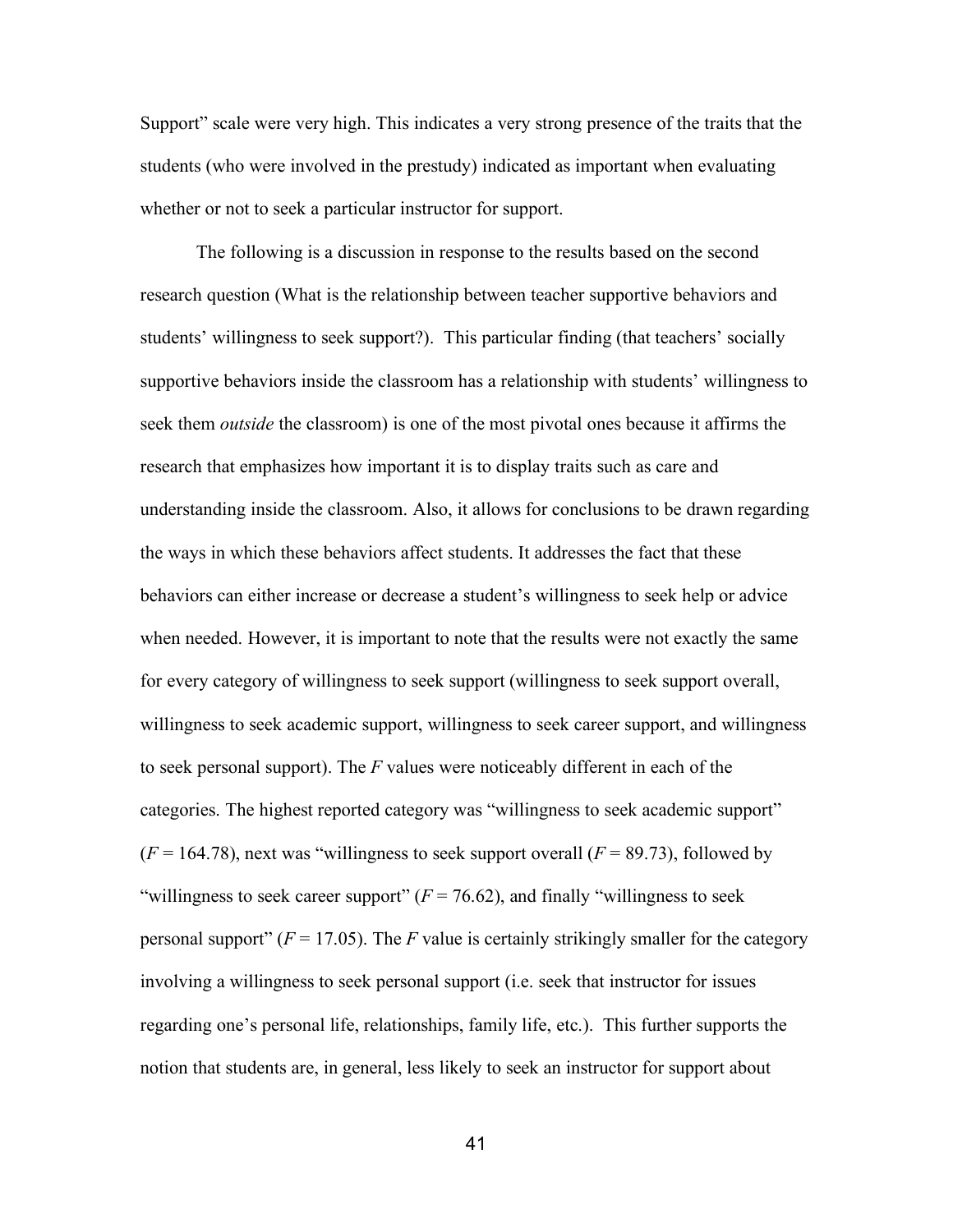Support" scale were very high. This indicates a very strong presence of the traits that the students (who were involved in the prestudy) indicated as important when evaluating whether or not to seek a particular instructor for support.

The following is a discussion in response to the results based on the second research question (What is the relationship between teacher supportive behaviors and students' willingness to seek support?). This particular finding (that teachers' socially supportive behaviors inside the classroom has a relationship with students' willingness to seek them *outside* the classroom) is one of the most pivotal ones because it affirms the research that emphasizes how important it is to display traits such as care and understanding inside the classroom. Also, it allows for conclusions to be drawn regarding the ways in which these behaviors affect students. It addresses the fact that these behaviors can either increase or decrease a student's willingness to seek help or advice when needed. However, it is important to note that the results were not exactly the same for every category of willingness to seek support (willingness to seek support overall, willingness to seek academic support, willingness to seek career support, and willingness to seek personal support). The $F$ values were noticeably different in each of the categories. The highest reported category was "willingness to seek academic support" ($F = 164.78$), next was "willingness to seek support overall ($F = 89.73$), followed by "willingness to seek career support" ($F = 76.62$), and finally "willingness to seek personal support" ($F = 17.05$). The $F$ value is certainly strikingly smaller for the category involving a willingness to seek personal support (i.e. seek that instructor for issues regarding one's personal life, relationships, family life, etc.). This further supports the notion that students are, in general, less likely to seek an instructor for support about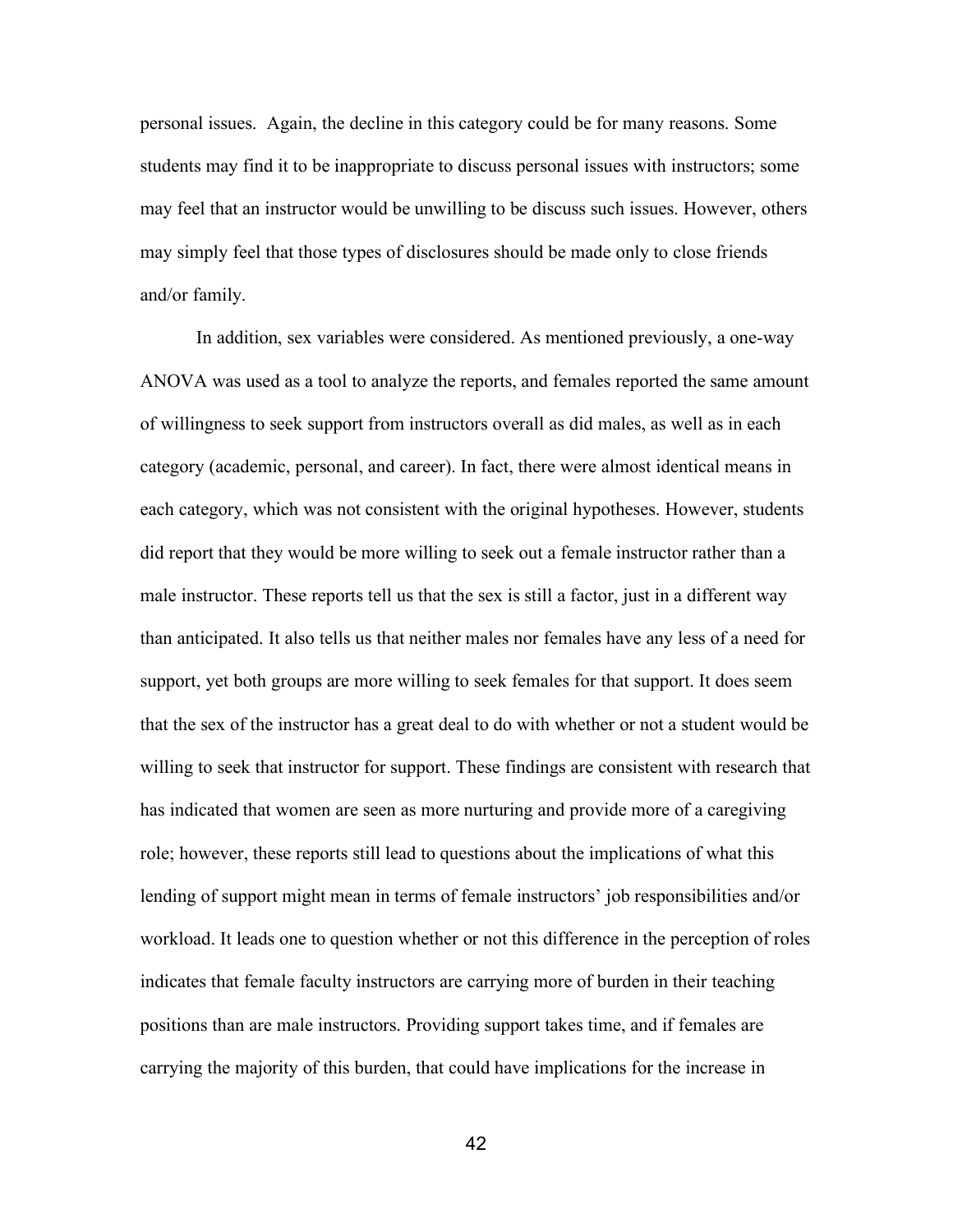personal issues. Again, the decline in this category could be for many reasons. Some students may find it to be inappropriate to discuss personal issues with instructors; some may feel that an instructor would be unwilling to be discuss such issues. However, others may simply feel that those types of disclosures should be made only to close friends and/or family.

In addition, sex variables were considered. As mentioned previously, a one-way ANOVA was used as a tool to analyze the reports, and females reported the same amount of willingness to seek support from instructors overall as did males, as well as in each category (academic, personal, and career). In fact, there were almost identical means in each category, which was not consistent with the original hypotheses. However, students did report that they would be more willing to seek out a female instructor rather than a male instructor. These reports tell us that the sex is still a factor, just in a different way than anticipated. It also tells us that neither males nor females have any less of a need for support, yet both groups are more willing to seek females for that support. It does seem that the sex of the instructor has a great deal to do with whether or not a student would be willing to seek that instructor for support. These findings are consistent with research that has indicated that women are seen as more nurturing and provide more of a caregiving role; however, these reports still lead to questions about the implications of what this lending of support might mean in terms of female instructors' job responsibilities and/or workload. It leads one to question whether or not this difference in the perception of roles indicates that female faculty instructors are carrying more of burden in their teaching positions than are male instructors. Providing support takes time, and if females are carrying the majority of this burden, that could have implications for the increase in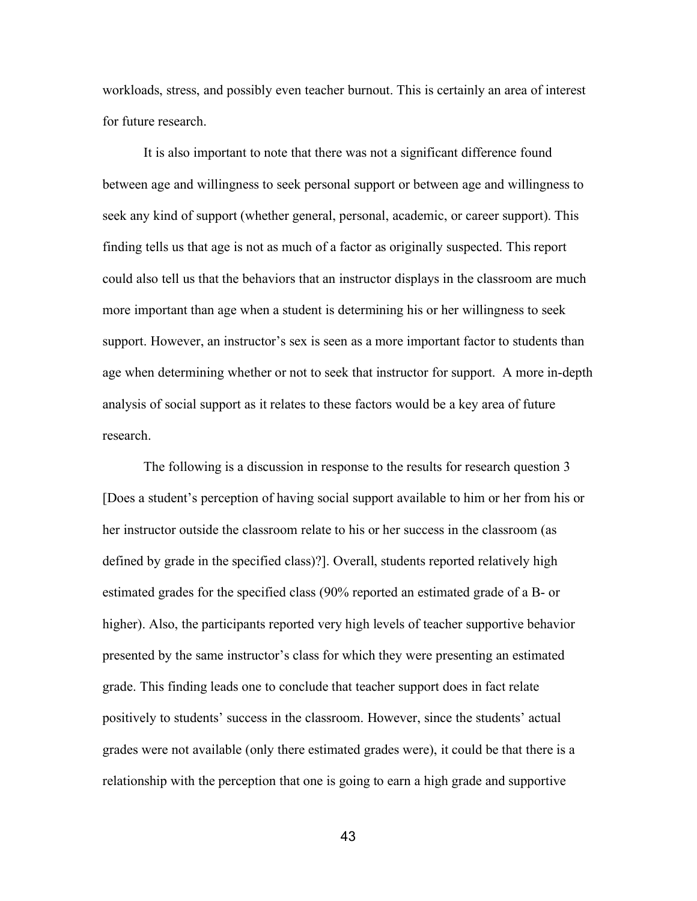workloads, stress, and possibly even teacher burnout. This is certainly an area of interest for future research.

It is also important to note that there was not a significant difference found between age and willingness to seek personal support or between age and willingness to seek any kind of support (whether general, personal, academic, or career support). This finding tells us that age is not as much of a factor as originally suspected. This report could also tell us that the behaviors that an instructor displays in the classroom are much more important than age when a student is determining his or her willingness to seek support. However, an instructor's sex is seen as a more important factor to students than age when determining whether or not to seek that instructor for support. A more in-depth analysis of social support as it relates to these factors would be a key area of future research.

The following is a discussion in response to the results for research question 3 [Does a student's perception of having social support available to him or her from his or her instructor outside the classroom relate to his or her success in the classroom (as defined by grade in the specified class)?]. Overall, students reported relatively high estimated grades for the specified class (90% reported an estimated grade of a B- or higher). Also, the participants reported very high levels of teacher supportive behavior presented by the same instructor's class for which they were presenting an estimated grade. This finding leads one to conclude that teacher support does in fact relate positively to students' success in the classroom. However, since the students' actual grades were not available (only there estimated grades were), it could be that there is a relationship with the perception that one is going to earn a high grade and supportive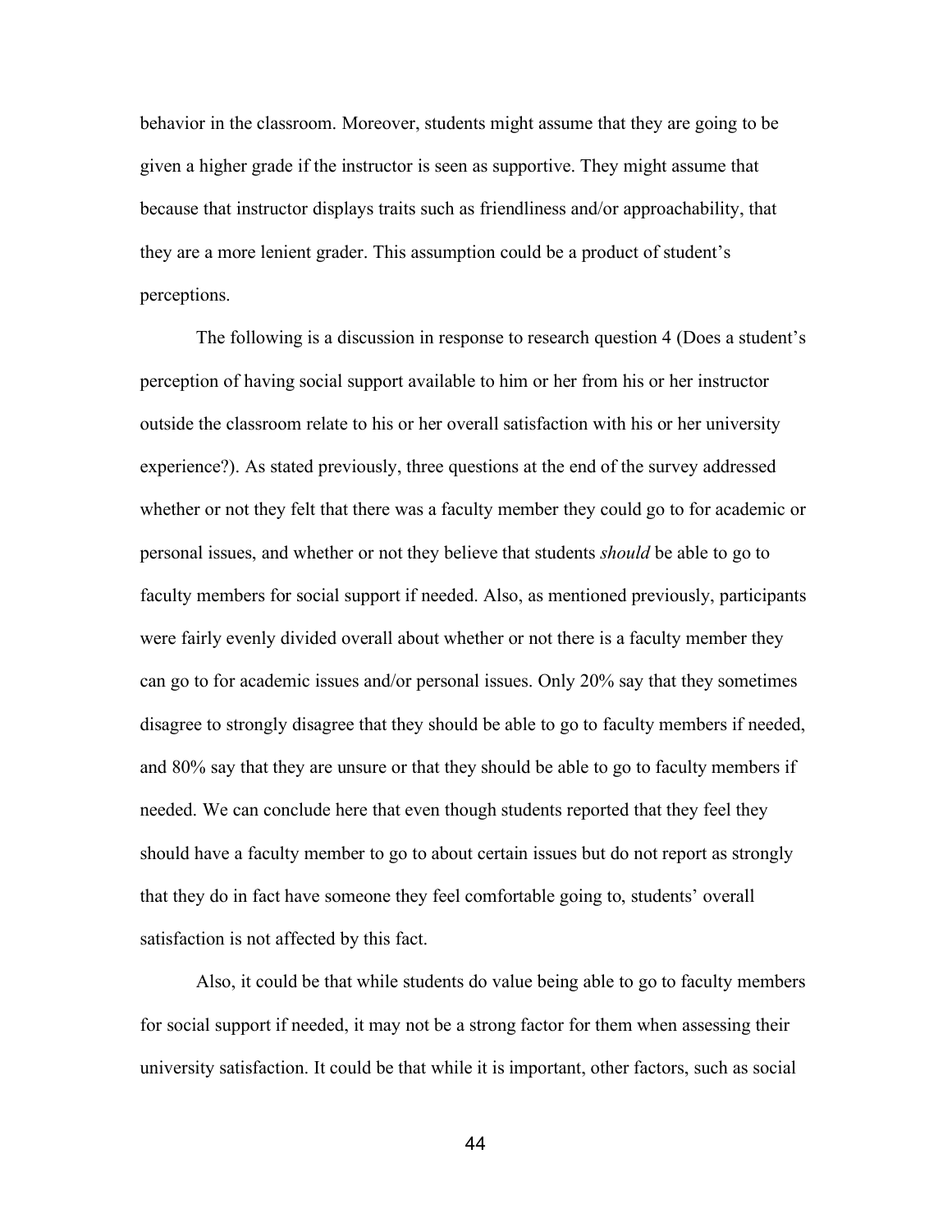behavior in the classroom. Moreover, students might assume that they are going to be given a higher grade if the instructor is seen as supportive. They might assume that because that instructor displays traits such as friendliness and/or approachability, that they are a more lenient grader. This assumption could be a product of student's perceptions.

The following is a discussion in response to research question 4 (Does a student's perception of having social support available to him or her from his or her instructor outside the classroom relate to his or her overall satisfaction with his or her university experience?). As stated previously, three questions at the end of the survey addressed whether or not they felt that there was a faculty member they could go to for academic or personal issues, and whether or not they believe that students *should* be able to go to faculty members for social support if needed. Also, as mentioned previously, participants were fairly evenly divided overall about whether or not there is a faculty member they can go to for academic issues and/or personal issues. Only 20% say that they sometimes disagree to strongly disagree that they should be able to go to faculty members if needed, and 80% say that they are unsure or that they should be able to go to faculty members if needed. We can conclude here that even though students reported that they feel they should have a faculty member to go to about certain issues but do not report as strongly that they do in fact have someone they feel comfortable going to, students' overall satisfaction is not affected by this fact.

Also, it could be that while students do value being able to go to faculty members for social support if needed, it may not be a strong factor for them when assessing their university satisfaction. It could be that while it is important, other factors, such as social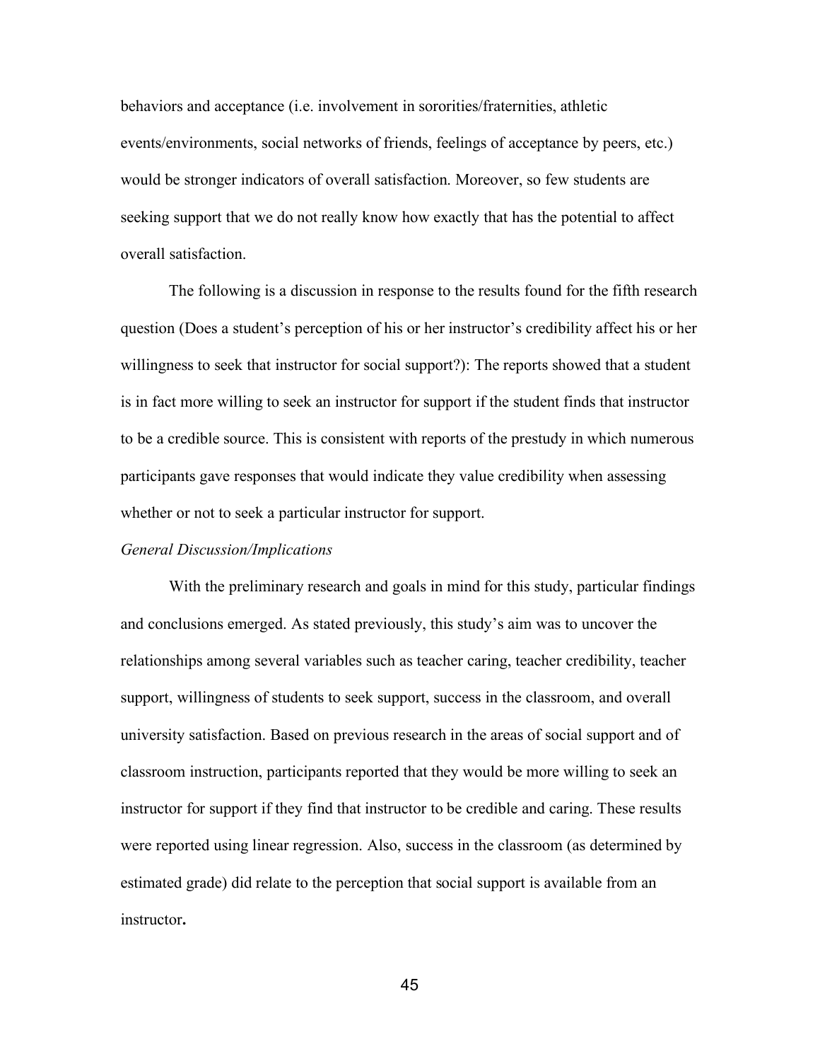behaviors and acceptance (i.e. involvement in sororities/fraternities, athletic events/environments, social networks of friends, feelings of acceptance by peers, etc.) would be stronger indicators of overall satisfaction. Moreover, so few students are seeking support that we do not really know how exactly that has the potential to affect overall satisfaction.

The following is a discussion in response to the results found for the fifth research question (Does a student's perception of his or her instructor's credibility affect his or her willingness to seek that instructor for social support?): The reports showed that a student is in fact more willing to seek an instructor for support if the student finds that instructor to be a credible source. This is consistent with reports of the prestudy in which numerous participants gave responses that would indicate they value credibility when assessing whether or not to seek a particular instructor for support.

*General Discussion/Implications*

With the preliminary research and goals in mind for this study, particular findings and conclusions emerged. As stated previously, this study's aim was to uncover the relationships among several variables such as teacher caring, teacher credibility, teacher support, willingness of students to seek support, success in the classroom, and overall university satisfaction. Based on previous research in the areas of social support and of classroom instruction, participants reported that they would be more willing to seek an instructor for support if they find that instructor to be credible and caring. These results were reported using linear regression. Also, success in the classroom (as determined by estimated grade) did relate to the perception that social support is available from an instructor**.**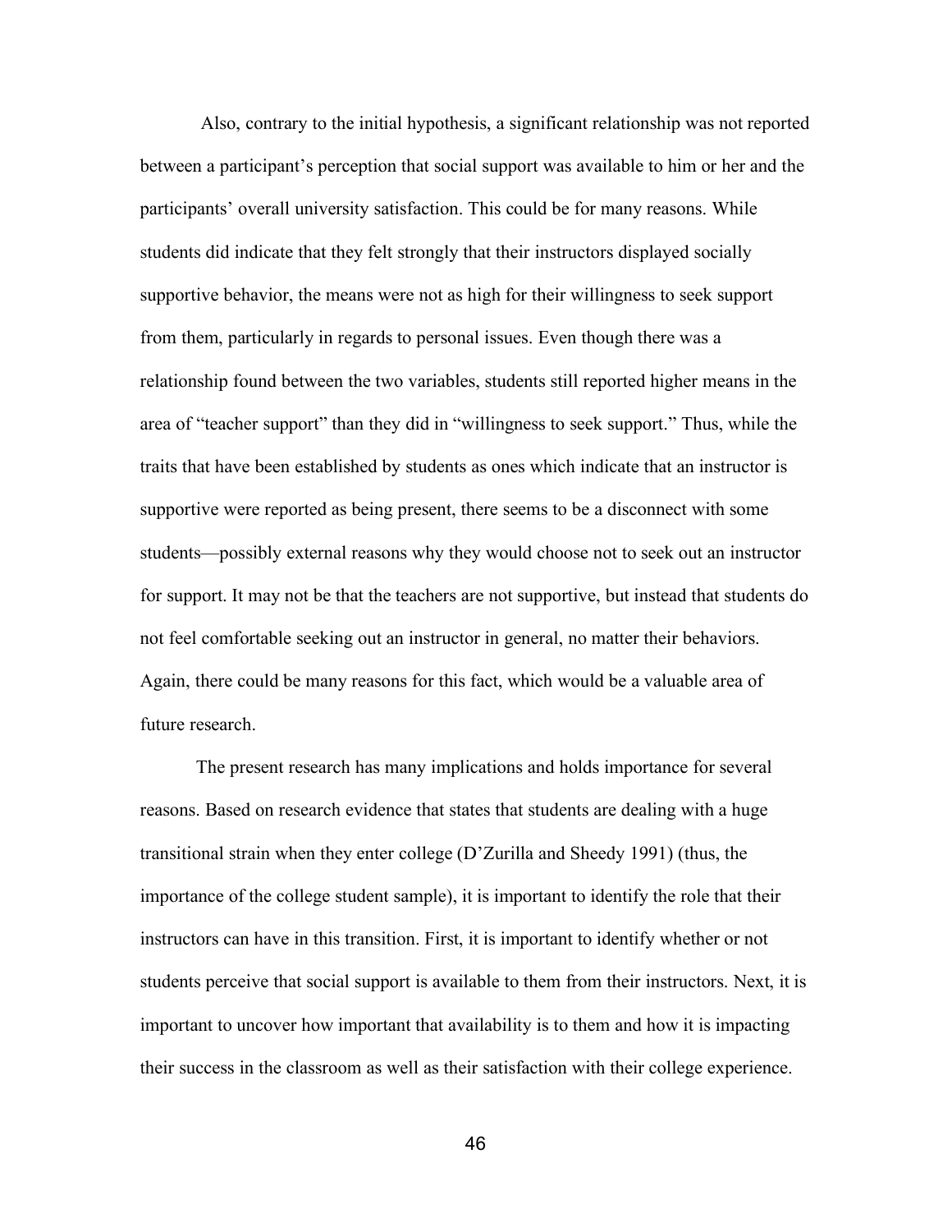Also, contrary to the initial hypothesis, a significant relationship was not reported between a participant's perception that social support was available to him or her and the participants' overall university satisfaction. This could be for many reasons. While students did indicate that they felt strongly that their instructors displayed socially supportive behavior, the means were not as high for their willingness to seek support from them, particularly in regards to personal issues. Even though there was a relationship found between the two variables, students still reported higher means in the area of "teacher support" than they did in "willingness to seek support." Thus, while the traits that have been established by students as ones which indicate that an instructor is supportive were reported as being present, there seems to be a disconnect with some students—possibly external reasons why they would choose not to seek out an instructor for support. It may not be that the teachers are not supportive, but instead that students do not feel comfortable seeking out an instructor in general, no matter their behaviors. Again, there could be many reasons for this fact, which would be a valuable area of future research.

The present research has many implications and holds importance for several reasons. Based on research evidence that states that students are dealing with a huge transitional strain when they enter college (D'Zurilla and Sheedy 1991) (thus, the importance of the college student sample), it is important to identify the role that their instructors can have in this transition. First, it is important to identify whether or not students perceive that social support is available to them from their instructors. Next, it is important to uncover how important that availability is to them and how it is impacting their success in the classroom as well as their satisfaction with their college experience.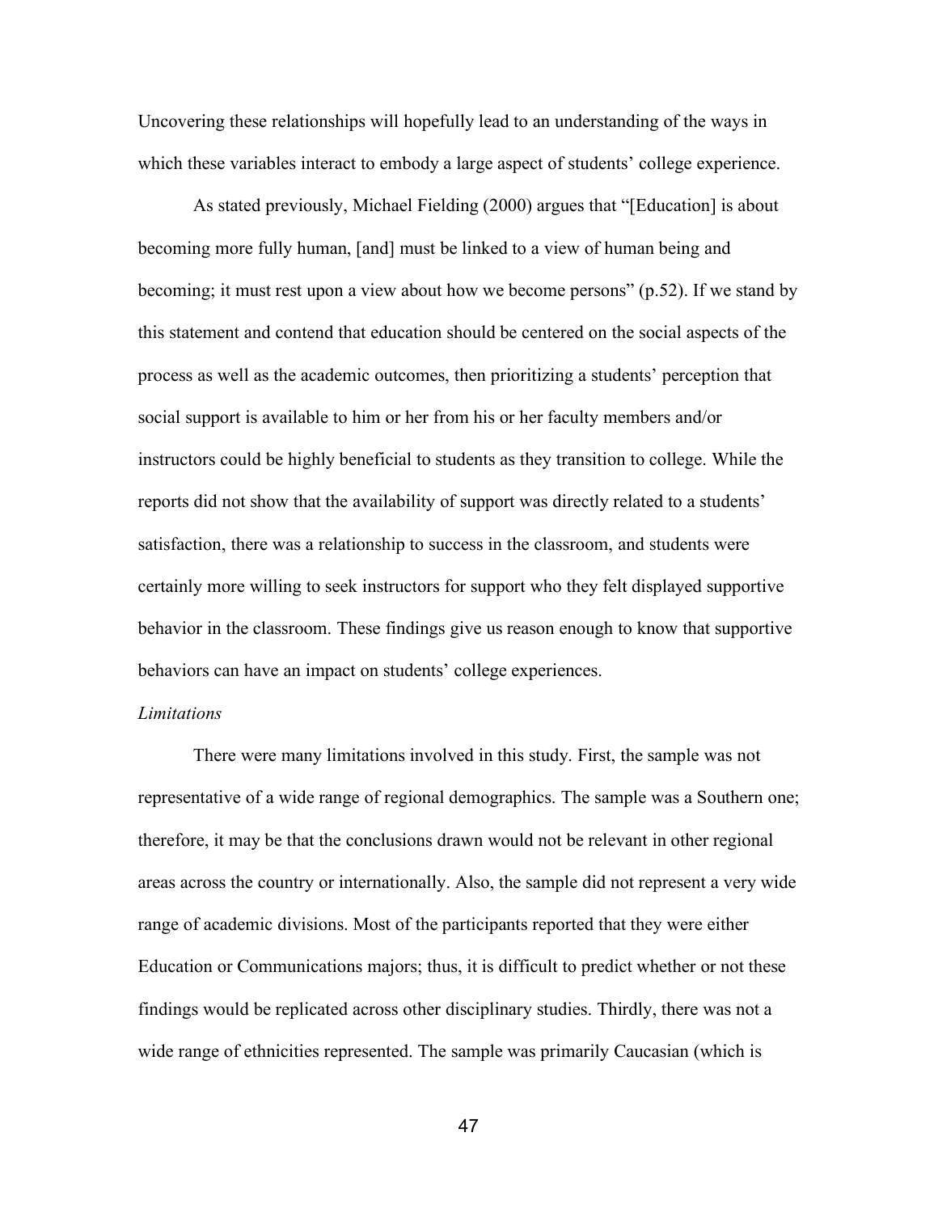Uncovering these relationships will hopefully lead to an understanding of the ways in which these variables interact to embody a large aspect of students' college experience.

As stated previously, Michael Fielding (2000) argues that "[Education] is about becoming more fully human, [and] must be linked to a view of human being and becoming; it must rest upon a view about how we become persons" (p.52). If we stand by this statement and contend that education should be centered on the social aspects of the process as well as the academic outcomes, then prioritizing a students' perception that social support is available to him or her from his or her faculty members and/or instructors could be highly beneficial to students as they transition to college. While the reports did not show that the availability of support was directly related to a students' satisfaction, there was a relationship to success in the classroom, and students were certainly more willing to seek instructors for support who they felt displayed supportive behavior in the classroom. These findings give us reason enough to know that supportive behaviors can have an impact on students' college experiences.

*Limitations*

There were many limitations involved in this study. First, the sample was not representative of a wide range of regional demographics. The sample was a Southern one; therefore, it may be that the conclusions drawn would not be relevant in other regional areas across the country or internationally. Also, the sample did not represent a very wide range of academic divisions. Most of the participants reported that they were either Education or Communications majors; thus, it is difficult to predict whether or not these findings would be replicated across other disciplinary studies. Thirdly, there was not a wide range of ethnicities represented. The sample was primarily Caucasian (which is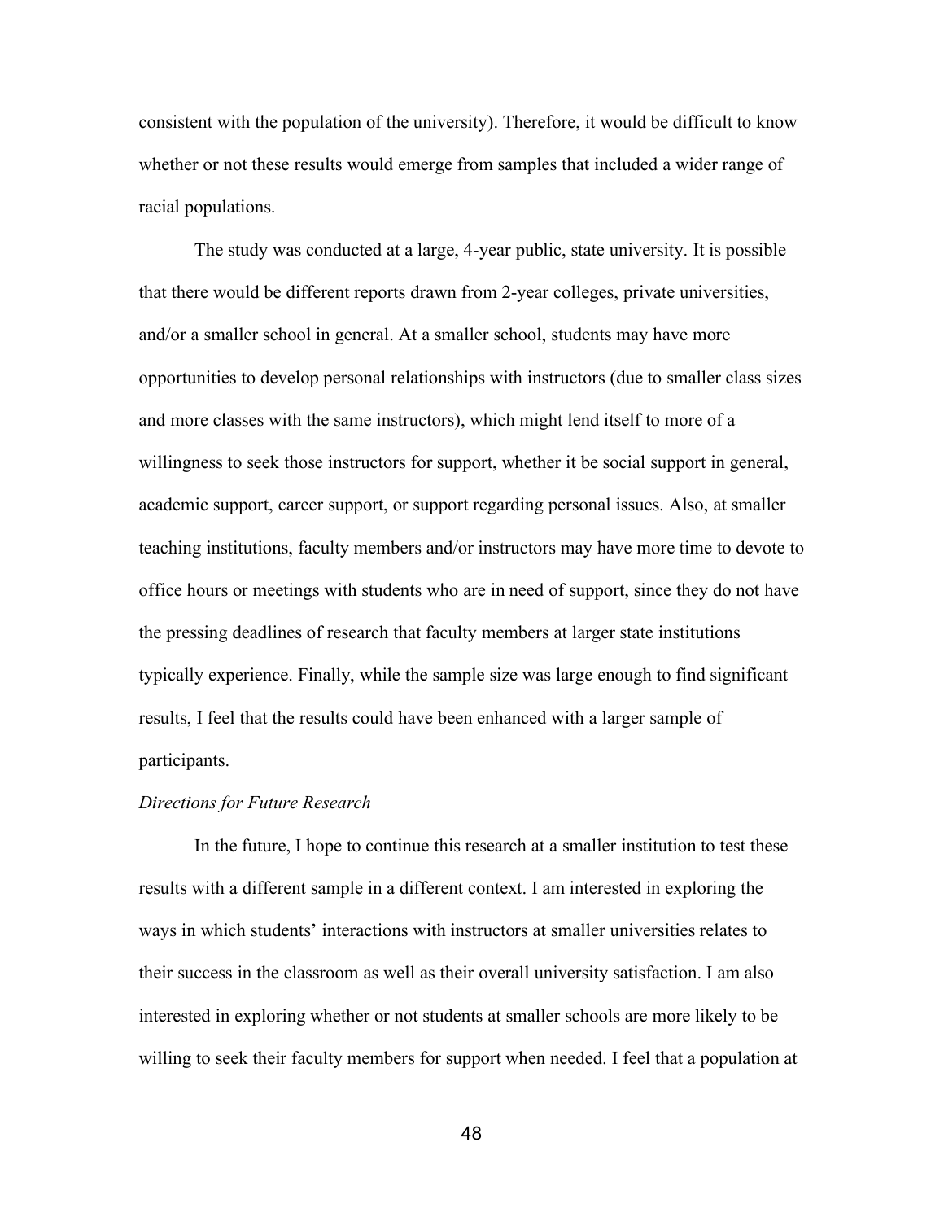consistent with the population of the university). Therefore, it would be difficult to know whether or not these results would emerge from samples that included a wider range of racial populations.

The study was conducted at a large, 4-year public, state university. It is possible that there would be different reports drawn from 2-year colleges, private universities, and/or a smaller school in general. At a smaller school, students may have more opportunities to develop personal relationships with instructors (due to smaller class sizes and more classes with the same instructors), which might lend itself to more of a willingness to seek those instructors for support, whether it be social support in general, academic support, career support, or support regarding personal issues. Also, at smaller teaching institutions, faculty members and/or instructors may have more time to devote to office hours or meetings with students who are in need of support, since they do not have the pressing deadlines of research that faculty members at larger state institutions typically experience. Finally, while the sample size was large enough to find significant results, I feel that the results could have been enhanced with a larger sample of participants.

*Directions for Future Research*

In the future, I hope to continue this research at a smaller institution to test these results with a different sample in a different context. I am interested in exploring the ways in which students' interactions with instructors at smaller universities relates to their success in the classroom as well as their overall university satisfaction. I am also interested in exploring whether or not students at smaller schools are more likely to be willing to seek their faculty members for support when needed. I feel that a population at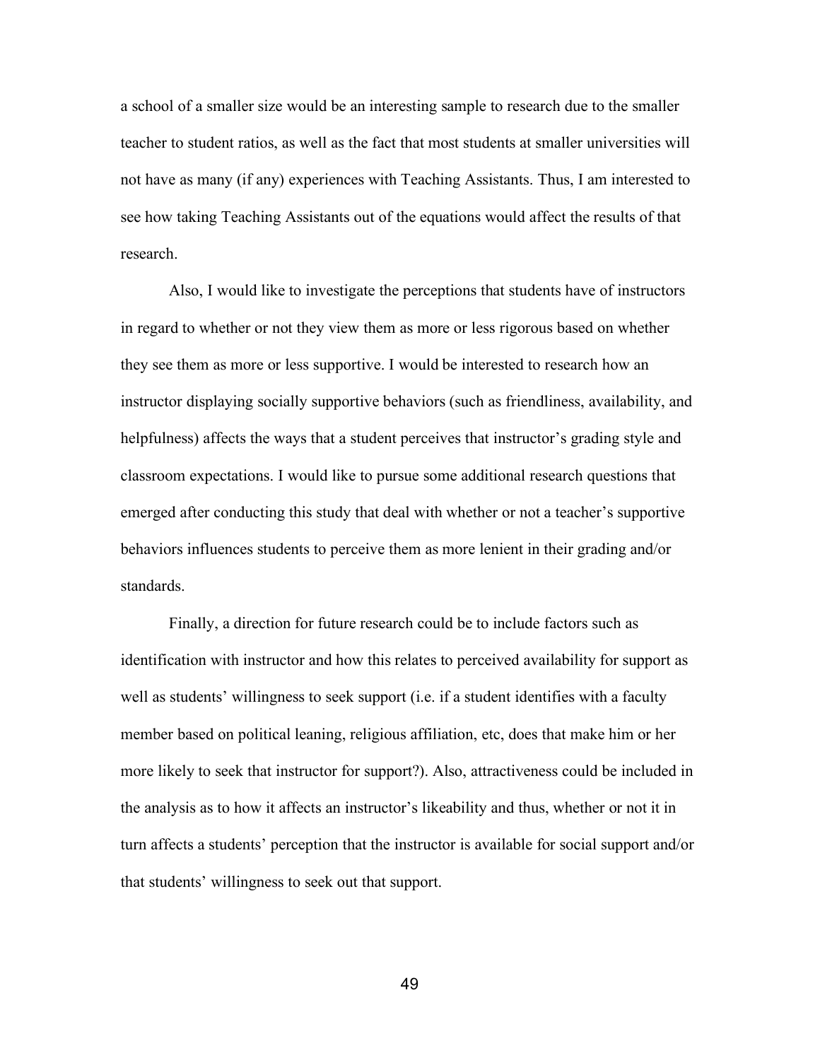a school of a smaller size would be an interesting sample to research due to the smaller teacher to student ratios, as well as the fact that most students at smaller universities will not have as many (if any) experiences with Teaching Assistants. Thus, I am interested to see how taking Teaching Assistants out of the equations would affect the results of that research.

Also, I would like to investigate the perceptions that students have of instructors in regard to whether or not they view them as more or less rigorous based on whether they see them as more or less supportive. I would be interested to research how an instructor displaying socially supportive behaviors (such as friendliness, availability, and helpfulness) affects the ways that a student perceives that instructor's grading style and classroom expectations. I would like to pursue some additional research questions that emerged after conducting this study that deal with whether or not a teacher's supportive behaviors influences students to perceive them as more lenient in their grading and/or standards.

Finally, a direction for future research could be to include factors such as identification with instructor and how this relates to perceived availability for support as well as students' willingness to seek support (i.e. if a student identifies with a faculty member based on political leaning, religious affiliation, etc, does that make him or her more likely to seek that instructor for support?). Also, attractiveness could be included in the analysis as to how it affects an instructor's likeability and thus, whether or not it in turn affects a students' perception that the instructor is available for social support and/or that students' willingness to seek out that support.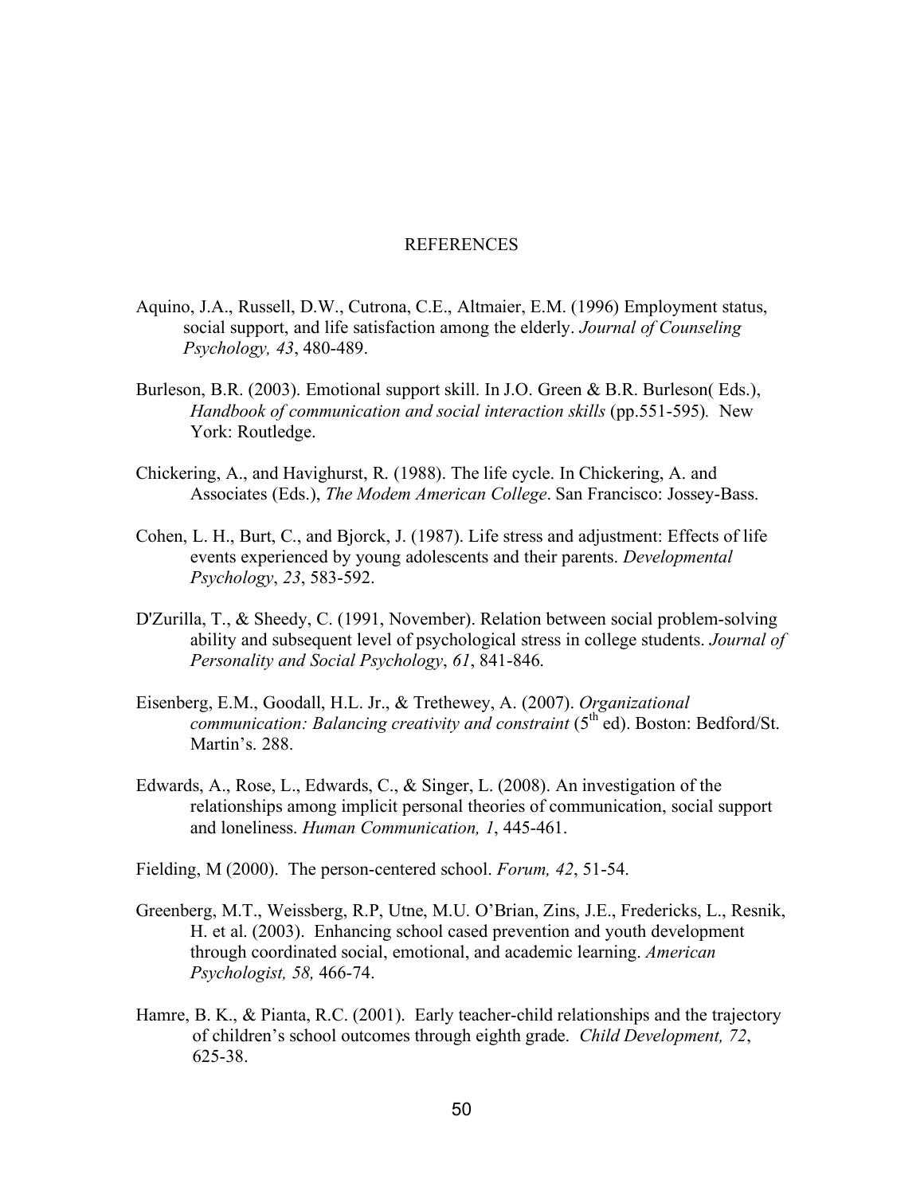# REFERENCES

Aquino, J.A., Russell, D.W., Cutrona, C.E., Altmaier, E.M. (1996) Employment status, social support, and life satisfaction among the elderly. *Journal of Counseling Psychology, 43*, 480-489.

Burleson, B.R. (2003). Emotional support skill. In J.O. Green & B.R. Burleson( Eds.), *Handbook of communication and social interaction skills* (pp.551-595). New York: Routledge.

Chickering, A., and Havighurst, R. (1988). The life cycle. In Chickering, A. and Associates (Eds.), *The Modem American College*. San Francisco: Jossey-Bass.

Cohen, L. H., Burt, C., and Bjorck, J. (1987). Life stress and adjustment: Effects of life events experienced by young adolescents and their parents. *Developmental Psychology*, *23*, 583-592.

D'Zurilla, T., & Sheedy, C. (1991, November). Relation between social problem-solving ability and subsequent level of psychological stress in college students. *Journal of Personality and Social Psychology*, *61*, 841-846.

Eisenberg, E.M., Goodall, H.L. Jr., & Trethewey, A. (2007). *Organizational communication: Balancing creativity and constraint* (5th ed). Boston: Bedford/St. Martin's. 288.

Edwards, A., Rose, L., Edwards, C., & Singer, L. (2008). An investigation of the relationships among implicit personal theories of communication, social support and loneliness. *Human Communication, 1*, 445-461.

Fielding, M (2000). The person-centered school. *Forum, 42*, 51-54.

Greenberg, M.T., Weissberg, R.P, Utne, M.U. O'Brian, Zins, J.E., Fredericks, L., Resnik, H. et al. (2003). Enhancing school cased prevention and youth development through coordinated social, emotional, and academic learning. *American Psychologist, 58,* 466-74.

Hamre, B. K., & Pianta, R.C. (2001). Early teacher-child relationships and the trajectory of children's school outcomes through eighth grade. *Child Development, 72*, 625-38.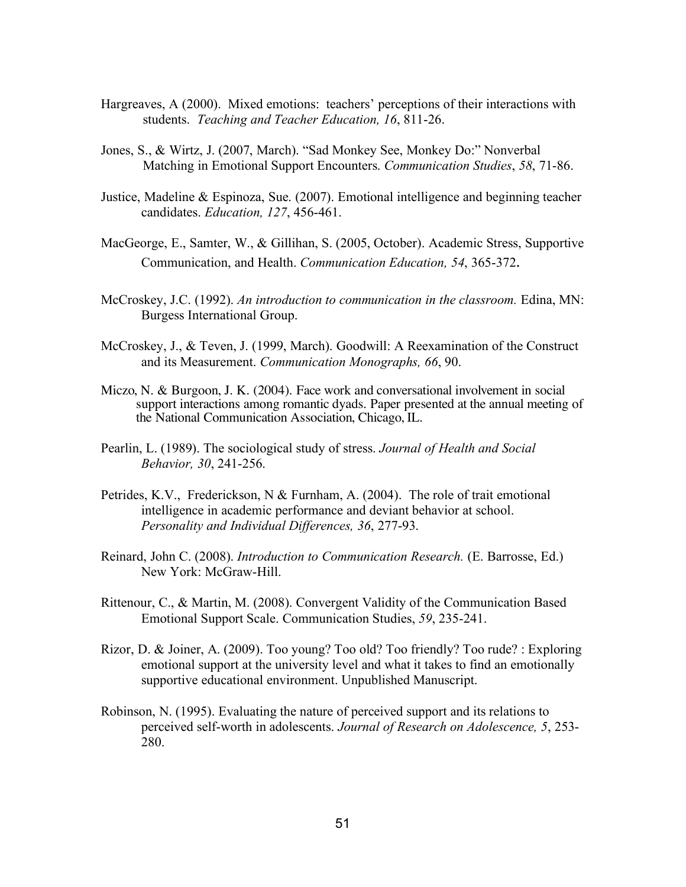Hargreaves, A (2000). Mixed emotions: teachers' perceptions of their interactions with students. *Teaching and Teacher Education, 16*, 811-26.

Jones, S., & Wirtz, J. (2007, March). "Sad Monkey See, Monkey Do:" Nonverbal Matching in Emotional Support Encounters. *Communication Studies*, *58*, 71-86.

Justice, Madeline & Espinoza, Sue. (2007). Emotional intelligence and beginning teacher candidates. *Education, 127*, 456-461.

MacGeorge, E., Samter, W., & Gillihan, S. (2005, October). Academic Stress, Supportive Communication, and Health. *Communication Education, 54*, 365-372.

McCroskey, J.C. (1992). *An introduction to communication in the classroom.* Edina, MN: Burgess International Group.

McCroskey, J., & Teven, J. (1999, March). Goodwill: A Reexamination of the Construct and its Measurement. *Communication Monographs, 66*, 90.

Miczo, N. & Burgoon, J. K. (2004). Face work and conversational involvement in social support interactions among romantic dyads. Paper presented at the annual meeting of the National Communication Association, Chicago, IL.

Pearlin, L. (1989). The sociological study of stress. *Journal of Health and Social Behavior, 30*, 241-256.

Petrides, K.V., Frederickson, N & Furnham, A. (2004). The role of trait emotional intelligence in academic performance and deviant behavior at school. *Personality and Individual Differences, 36*, 277-93.

Reinard, John C. (2008). *Introduction to Communication Research.* (E. Barrosse, Ed.) New York: McGraw-Hill.

Rittenour, C., & Martin, M. (2008). Convergent Validity of the Communication Based Emotional Support Scale. Communication Studies, *59*, 235-241.

Rizor, D. & Joiner, A. (2009). Too young? Too old? Too friendly? Too rude? : Exploring emotional support at the university level and what it takes to find an emotionally supportive educational environment. Unpublished Manuscript.

Robinson, N. (1995). Evaluating the nature of perceived support and its relations to perceived self-worth in adolescents. *Journal of Research on Adolescence, 5*, 253-280.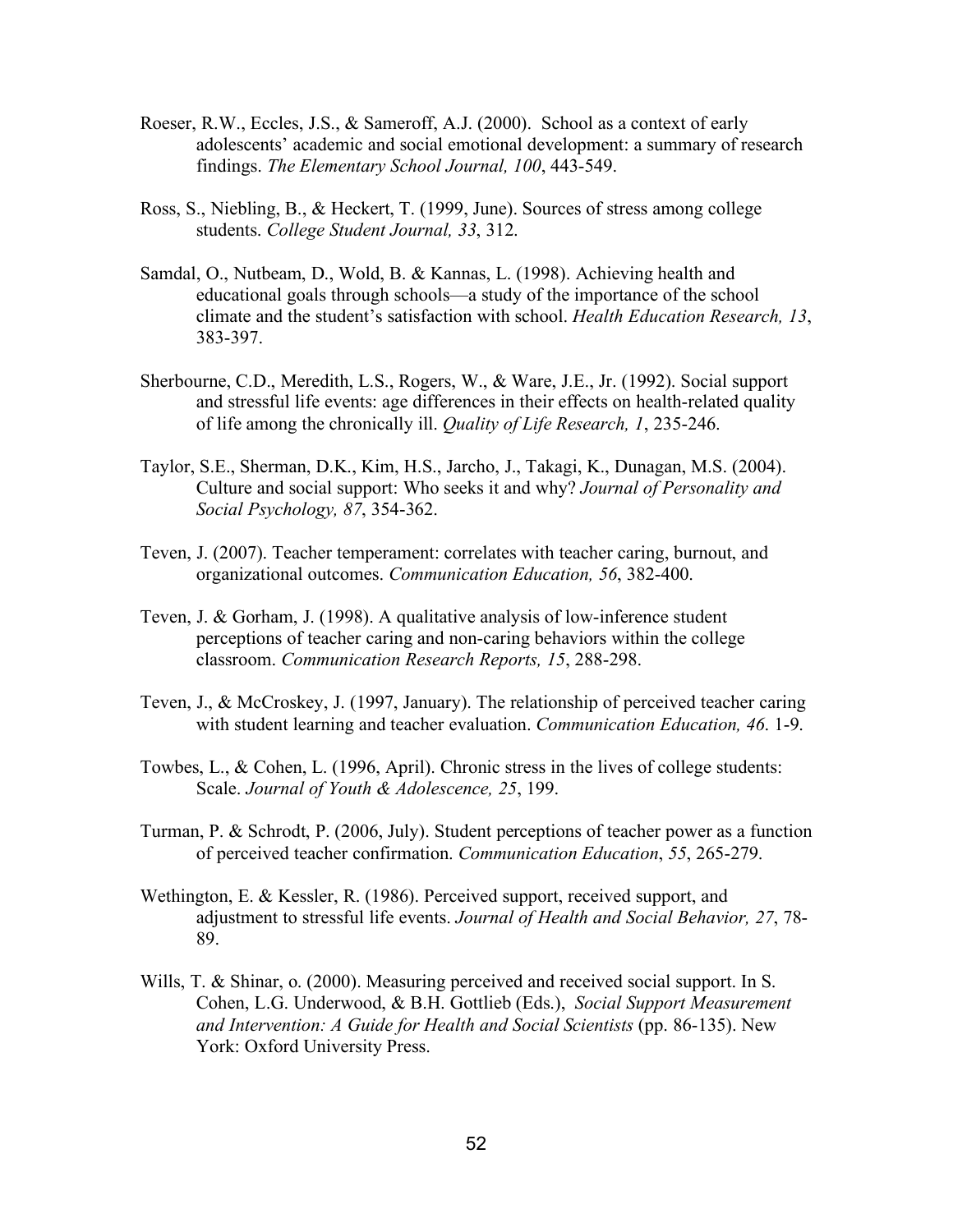Roeser, R.W., Eccles, J.S., & Sameroff, A.J. (2000). School as a context of early adolescents' academic and social emotional development: a summary of research findings. *The Elementary School Journal, 100*, 443-549.

Ross, S., Niebling, B., & Heckert, T. (1999, June). Sources of stress among college students. *College Student Journal, 33*, 312.

Samdal, O., Nutbeam, D., Wold, B. & Kannas, L. (1998). Achieving health and educational goals through schools—a study of the importance of the school climate and the student's satisfaction with school. *Health Education Research, 13*, 383-397.

Sherbourne, C.D., Meredith, L.S., Rogers, W., & Ware, J.E., Jr. (1992). Social support and stressful life events: age differences in their effects on health-related quality of life among the chronically ill. *Quality of Life Research, 1*, 235-246.

Taylor, S.E., Sherman, D.K., Kim, H.S., Jarcho, J., Takagi, K., Dunagan, M.S. (2004). Culture and social support: Who seeks it and why? *Journal of Personality and Social Psychology, 87*, 354-362.

Teven, J. (2007). Teacher temperament: correlates with teacher caring, burnout, and organizational outcomes. *Communication Education, 56*, 382-400.

Teven, J. & Gorham, J. (1998). A qualitative analysis of low-inference student perceptions of teacher caring and non-caring behaviors within the college classroom. *Communication Research Reports, 15*, 288-298.

Teven, J., & McCroskey, J. (1997, January). The relationship of perceived teacher caring with student learning and teacher evaluation. *Communication Education, 46*. 1-9.

Towbes, L., & Cohen, L. (1996, April). Chronic stress in the lives of college students: Scale. *Journal of Youth & Adolescence, 25*, 199.

Turman, P. & Schrodt, P. (2006, July). Student perceptions of teacher power as a function of perceived teacher confirmation. *Communication Education*, *55*, 265-279.

Wethington, E. & Kessler, R. (1986). Perceived support, received support, and adjustment to stressful life events. *Journal of Health and Social Behavior, 27*, 78-89.

Wills, T. & Shinar, o. (2000). Measuring perceived and received social support. In S. Cohen, L.G. Underwood, & B.H. Gottlieb (Eds.), *Social Support Measurement and Intervention: A Guide for Health and Social Scientists* (pp. 86-135). New York: Oxford University Press.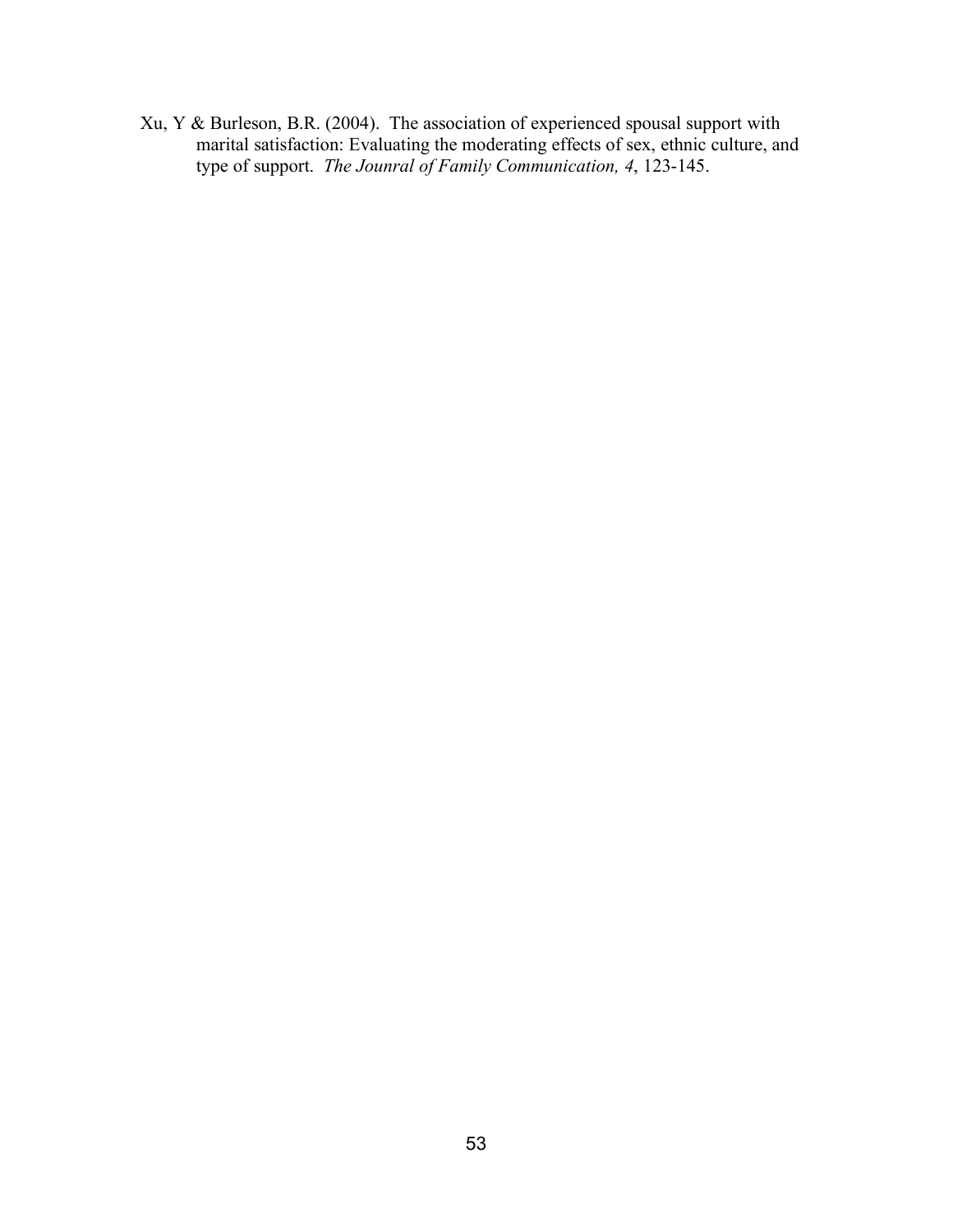Xu, Y & Burleson, B.R. (2004). The association of experienced spousal support with marital satisfaction: Evaluating the moderating effects of sex, ethnic culture, and type of support. *The Jounral of Family Communication, 4*, 123-145.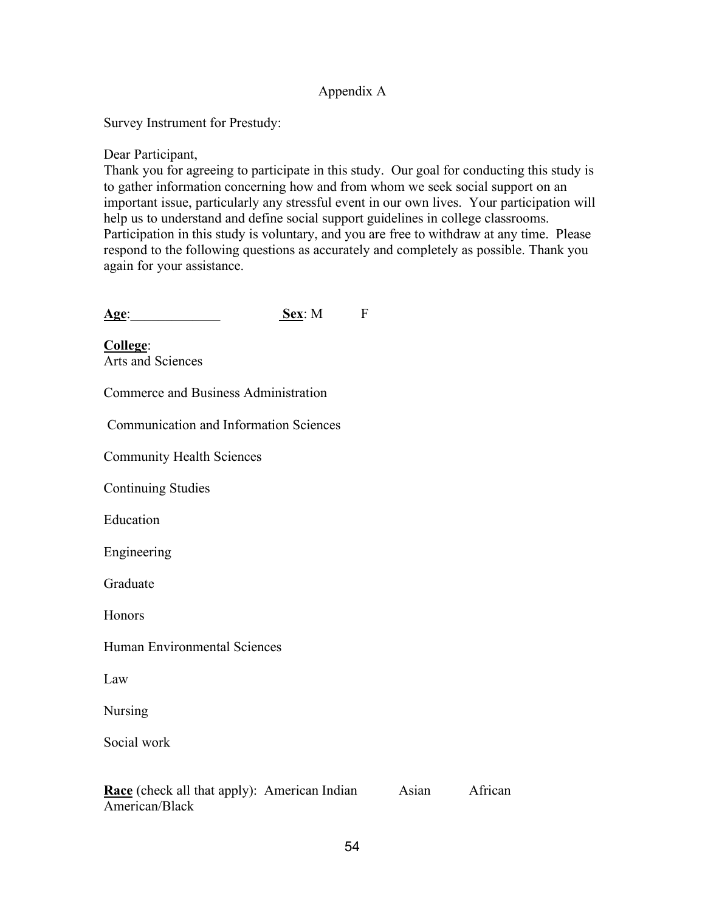Appendix A

Survey Instrument for Prestudy:

Dear Participant,
Thank you for agreeing to participate in this study. Our goal for conducting this study is to gather information concerning how and from whom we seek social support on an important issue, particularly any stressful event in our own lives. Your participation will help us to understand and define social support guidelines in college classrooms. Participation in this study is voluntary, and you are free to withdraw at any time. Please respond to the following questions as accurately and completely as possible. Thank you again for your assistance.

**Age**:_____________ **Sex**: M F

**College**:
Arts and Sciences

Commerce and Business Administration

Communication and Information Sciences

Community Health Sciences

Continuing Studies

Education

Engineering

Graduate

Honors

Human Environmental Sciences

Law

Nursing

Social work

**Race** (check all that apply): American Indian Asian African American/Black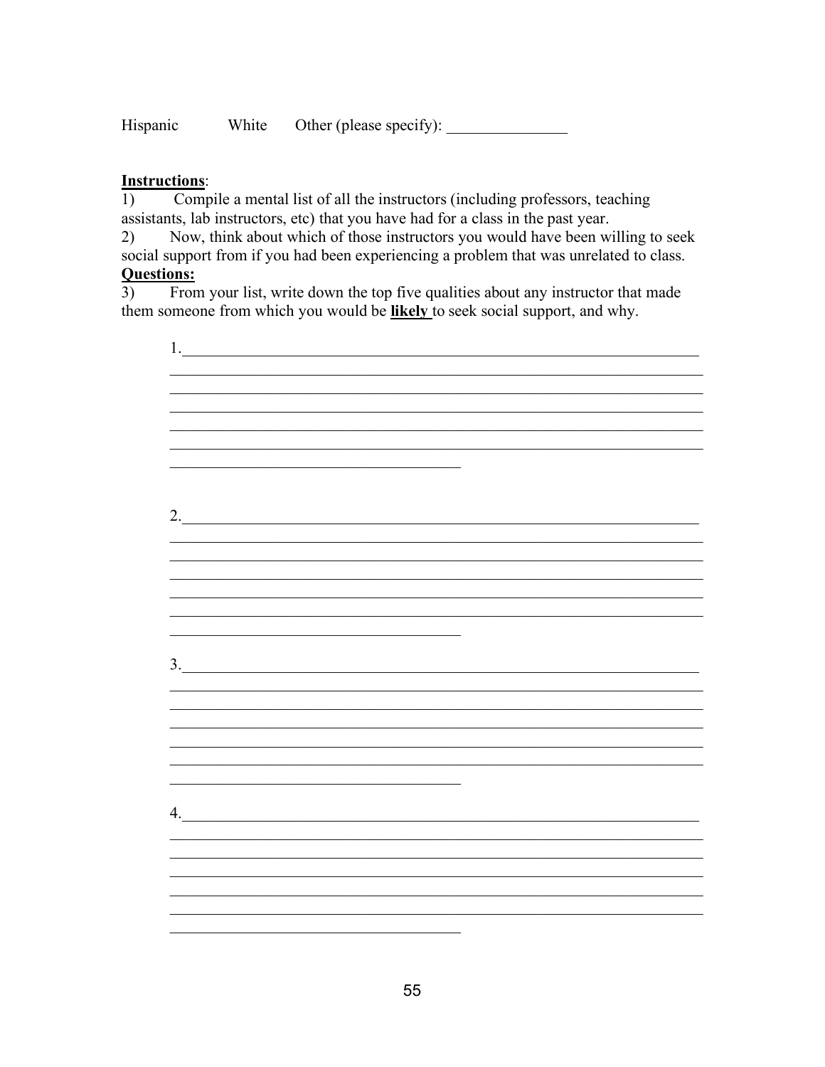Hispanic White Other (please specify): _______________

**Instructions**:

1) Compile a mental list of all the instructors (including professors, teaching assistants, lab instructors, etc) that you have had for a class in the past year.

2) Now, think about which of those instructors you would have been willing to seek social support from if you had been experiencing a problem that was unrelated to class.

**Questions:**

3) From your list, write down the top five qualities about any instructor that made them someone from which you would be **likely** to seek social support, and why.

1.____________________________________________________________________

______________________________________________________________________

______________________________________________________________________

______________________________________________________________________

______________________________________________________________________

______________________________________________________________________

_____________________________________

2.____________________________________________________________________

______________________________________________________________________

______________________________________________________________________

______________________________________________________________________

______________________________________________________________________

______________________________________________________________________

_____________________________________

3.____________________________________________________________________

______________________________________________________________________

______________________________________________________________________

______________________________________________________________________

______________________________________________________________________

______________________________________________________________________

_____________________________________

4.____________________________________________________________________

______________________________________________________________________

______________________________________________________________________

______________________________________________________________________

______________________________________________________________________

______________________________________________________________________

_____________________________________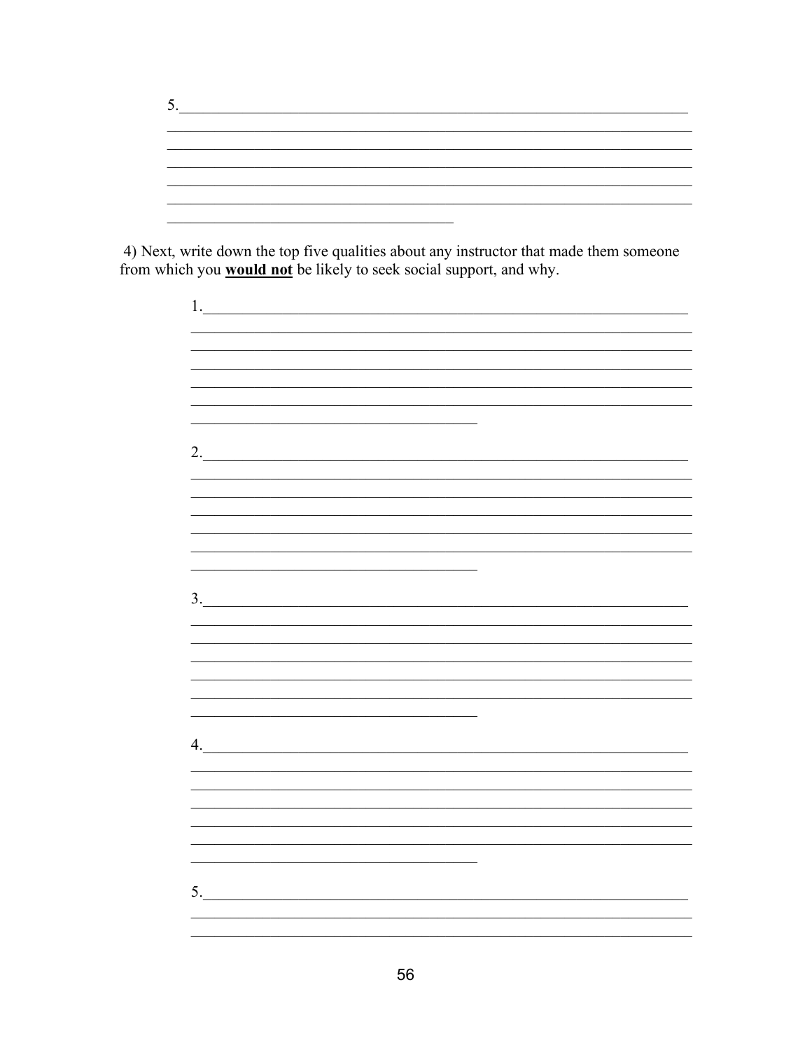5.

4) Next, write down the top five qualities about any instructor that made them someone from which you **would not** be likely to seek social support, and why.

1.

2.

3.

4.

5.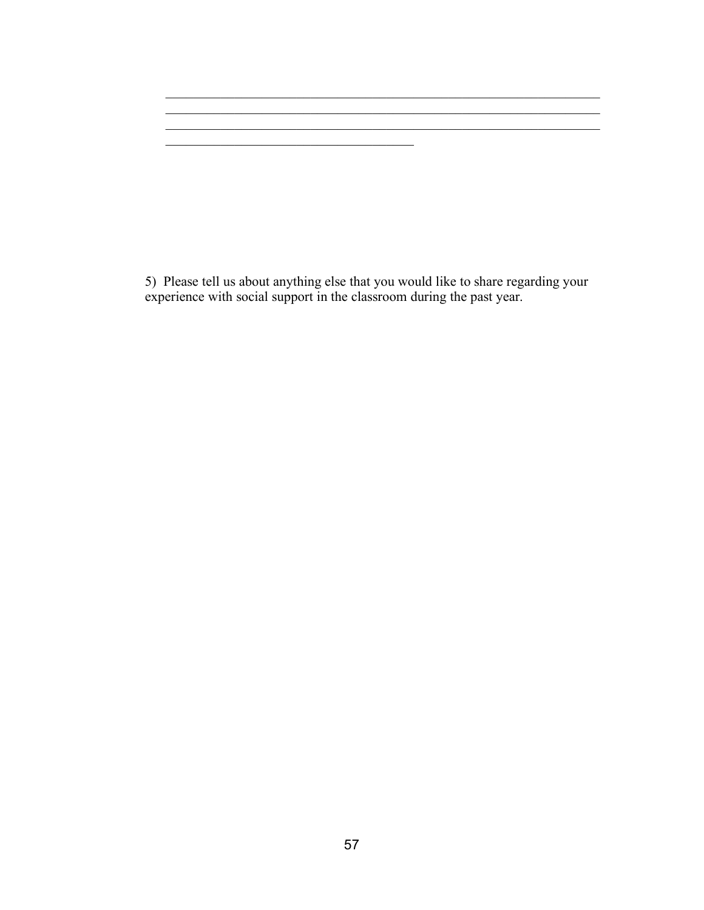______________________________________________________________________
______________________________________________________________________
______________________________________________________________________
________________________________________

5) Please tell us about anything else that you would like to share regarding your experience with social support in the classroom during the past year.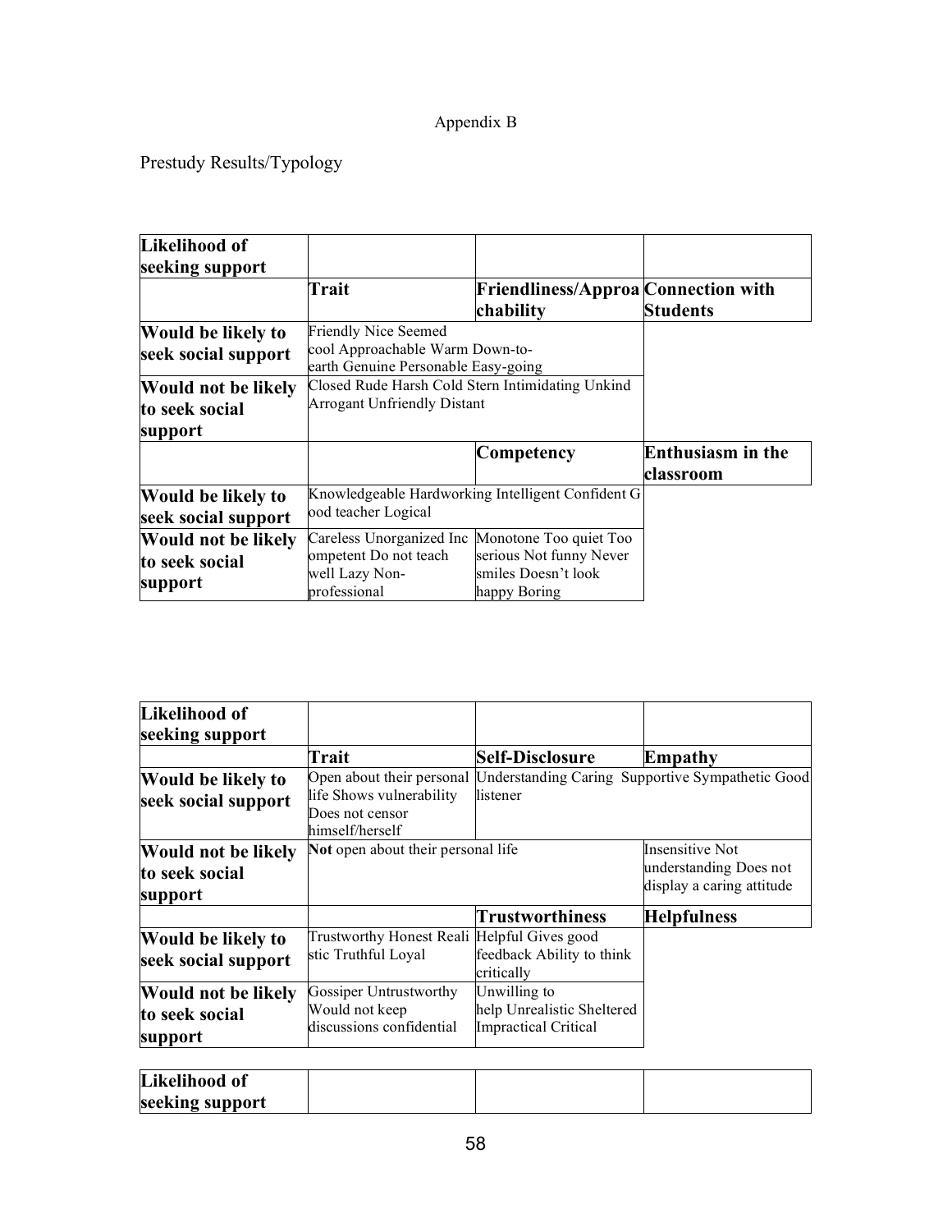Appendix B

Prestudy Results/Typology

| Likelihood of seeking support | | | |
|---|---|---|---|
| | Trait | Friendliness/Approachability | Connection with Students |
| Would be likely to seek social support | Friendly Nice Seemed cool Approachable Warm Down-to-earth Genuine Personable Easy-going | | |
| Would not be likely to seek social support | Closed Rude Harsh Cold Stern Intimidating Unkind Arrogant Unfriendly Distant | | |
| | | Competency | Enthusiasm in the classroom |
| Would be likely to seek social support | Knowledgeable Hardworking Intelligent Confident Good teacher Logical | | |
| Would not be likely to seek social support | Careless Unorganized Incompetent Do not teach well Lazy Non-professional | Monotone Too quiet Too serious Not funny Never smiles Doesn't look happy Boring | |

| Likelihood of seeking support | | | |
|---|---|---|---|
| | Trait | Self-Disclosure | Empathy |
| Would be likely to seek social support | Open about their personal life Shows vulnerability Does not censor himself/herself | Understanding Caring Supportive Sympathetic Good listener | |
| Would not be likely to seek social support | **Not** open about their personal life | | Insensitive Not understanding Does not display a caring attitude |
| | | Trustworthiness | Helpfulness |
| Would be likely to seek social support | Trustworthy Honest Realistic Truthful Loyal | Helpful Gives good feedback Ability to think critically | |
| Would not be likely to seek social support | Gossiper Untrustworthy Would not keep discussions confidential | Unwilling to help Unrealistic Sheltered Impractical Critical | |

| Likelihood of seeking support | | | |
|---|---|---|---|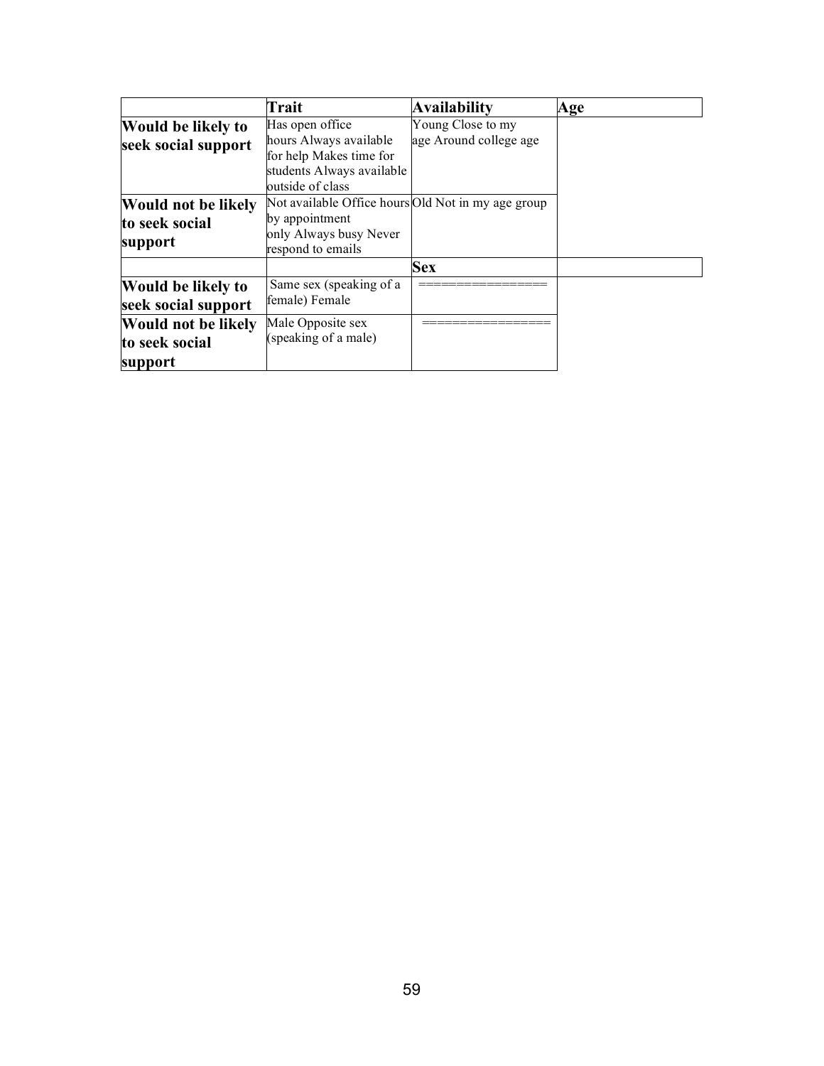| | Trait | Availability | Age |
|---|---|---|---|
| **Would be likely to seek social support** | Has open office hours Always available for help Makes time for students Always available outside of class | Young Close to my age Around college age | |
| **Would not be likely to seek social support** | Not available Office hours by appointment only Always busy Never respond to emails | Old Not in my age group | |
| | | **Sex** | |
| **Would be likely to seek social support** | Same sex (speaking of a female) Female | ================ | |
| **Would not be likely to seek social support** | Male Opposite sex (speaking of a male) | ================ | |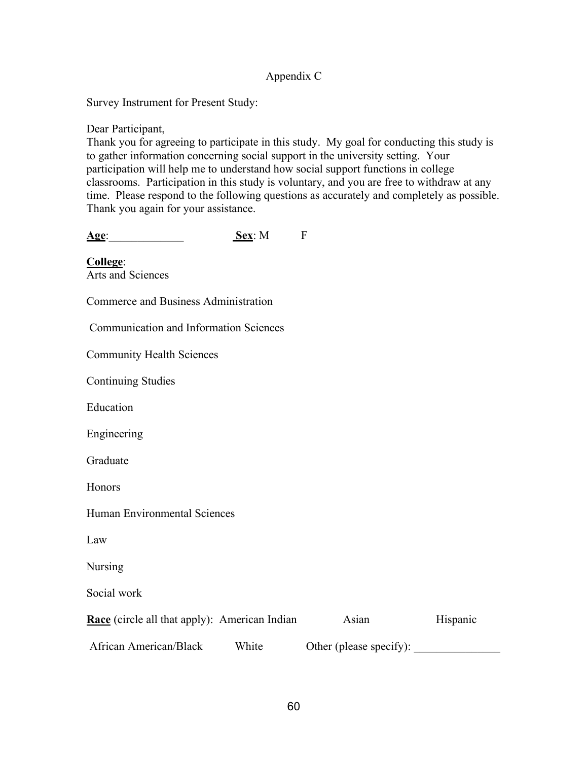Appendix C

Survey Instrument for Present Study:

Dear Participant,
Thank you for agreeing to participate in this study. My goal for conducting this study is to gather information concerning social support in the university setting. Your participation will help me to understand how social support functions in college classrooms. Participation in this study is voluntary, and you are free to withdraw at any time. Please respond to the following questions as accurately and completely as possible. Thank you again for your assistance.

**Age**:_____________ **Sex**: M F

**College**:
Arts and Sciences

Commerce and Business Administration

Communication and Information Sciences

Community Health Sciences

Continuing Studies

Education

Engineering

Graduate

Honors

Human Environmental Sciences

Law

Nursing

Social work

**Race** (circle all that apply): American Indian Asian Hispanic

African American/Black White Other (please specify): _______________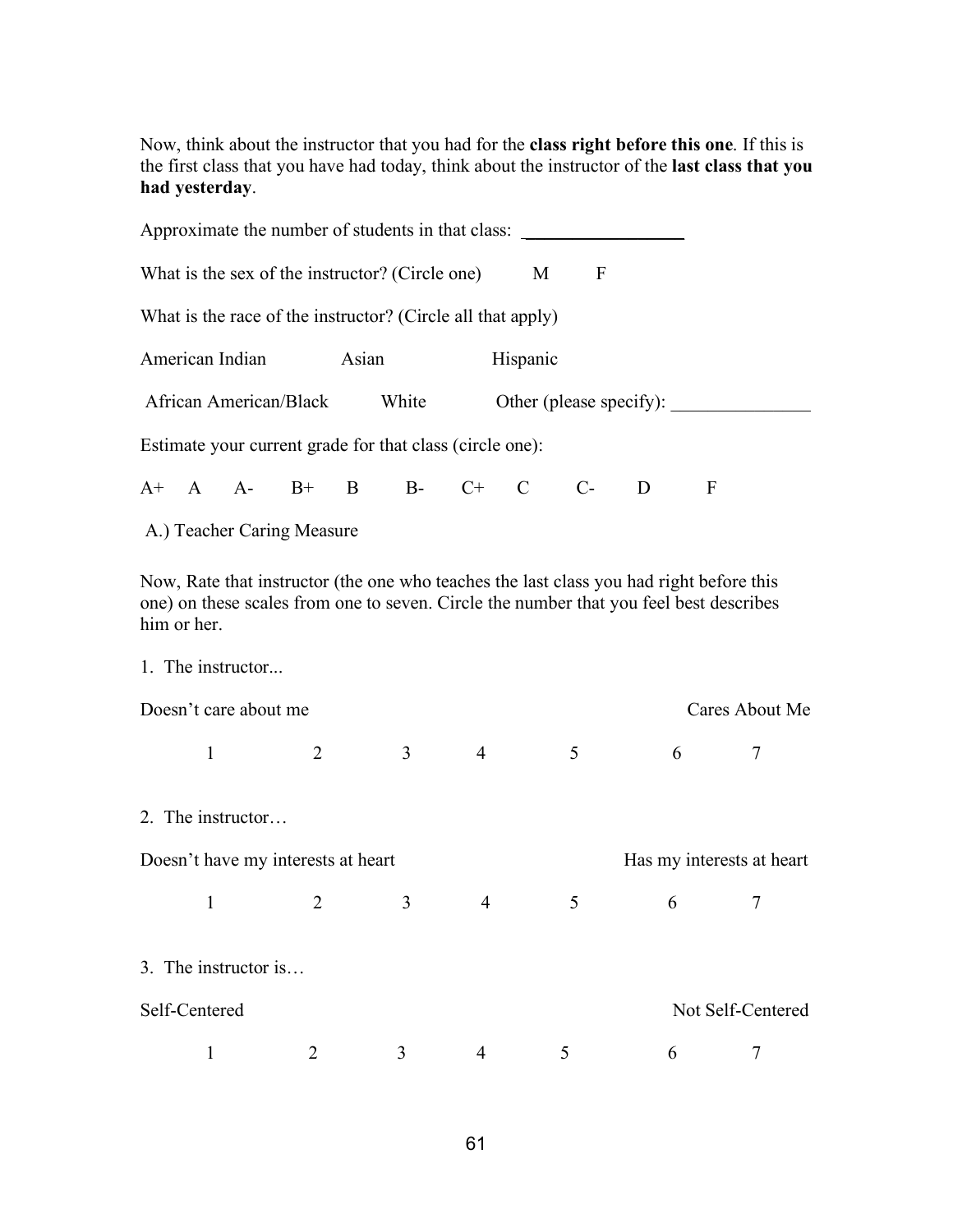Now, think about the instructor that you had for the **class right before this one**. If this is the first class that you have had today, think about the instructor of the **last class that you had yesterday**.

Approximate the number of students in that class: __________________

What is the sex of the instructor? (Circle one) M F

What is the race of the instructor? (Circle all that apply)

American Indian Asian Hispanic

African American/Black White Other (please specify): _______________

Estimate your current grade for that class (circle one):

A+ A A- B+ B B- C+ C C- D F

A.) Teacher Caring Measure

Now, Rate that instructor (the one who teaches the last class you had right before this one) on these scales from one to seven. Circle the number that you feel best describes him or her.

1. The instructor...

Doesn't care about me — Cares About Me

1 2 3 4 5 6 7

2. The instructor…

Doesn't have my interests at heart — Has my interests at heart

1 2 3 4 5 6 7

3. The instructor is…

Self-Centered — Not Self-Centered

1 2 3 4 5 6 7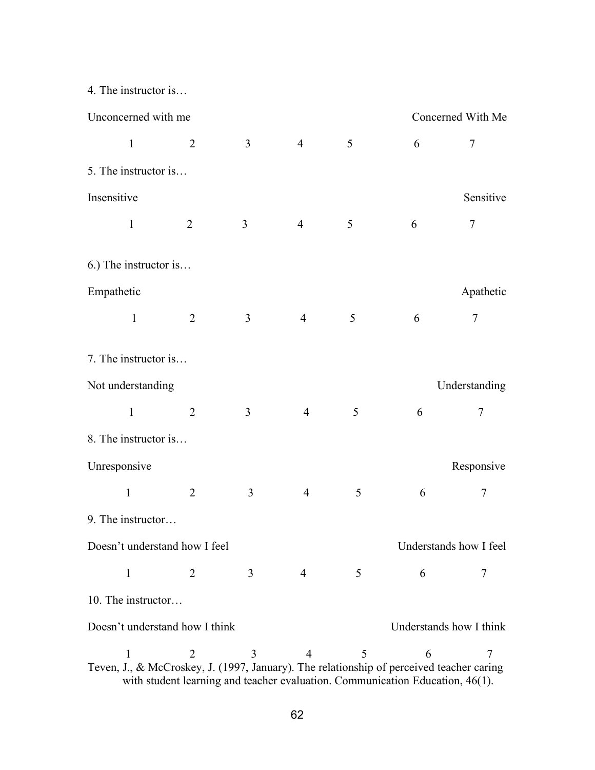4. The instructor is…

Unconcerned with me Concerned With Me

1 2 3 4 5 6 7

5. The instructor is…

Insensitive Sensitive

1 2 3 4 5 6 7

6.) The instructor is…

Empathetic Apathetic

1 2 3 4 5 6 7

7. The instructor is…

Not understanding Understanding

1 2 3 4 5 6 7

8. The instructor is…

Unresponsive Responsive

1 2 3 4 5 6 7

9. The instructor…

Doesn't understand how I feel Understands how I feel

1 2 3 4 5 6 7

10. The instructor…

Doesn't understand how I think Understands how I think

1 2 3 4 5 6 7

Teven, J., & McCroskey, J. (1997, January). The relationship of perceived teacher caring with student learning and teacher evaluation. Communication Education, 46(1).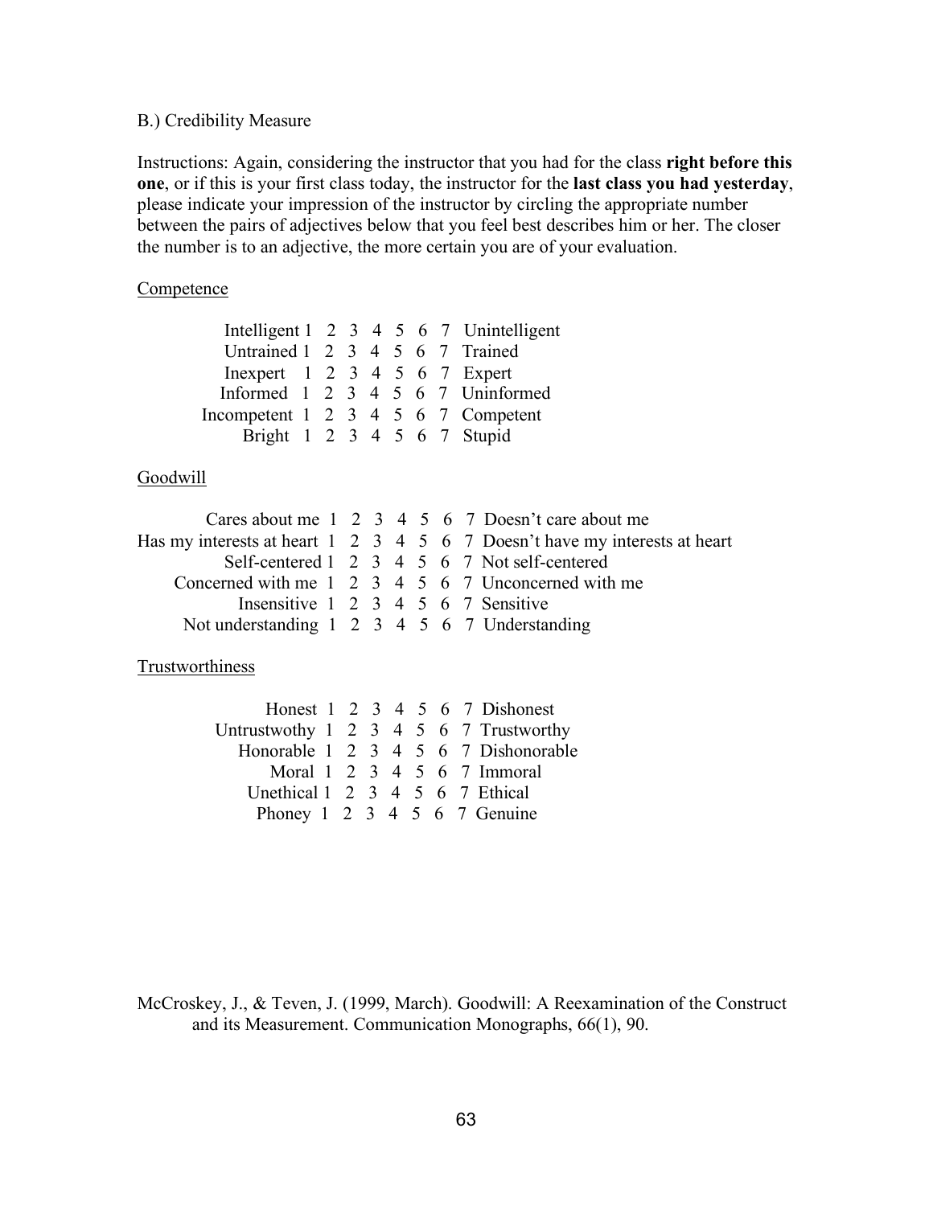B.) Credibility Measure

Instructions: Again, considering the instructor that you had for the class **right before this one**, or if this is your first class today, the instructor for the **last class you had yesterday**, please indicate your impression of the instructor by circling the appropriate number between the pairs of adjectives below that you feel best describes him or her. The closer the number is to an adjective, the more certain you are of your evaluation.

Competence

Intelligent 1 2 3 4 5 6 7 Unintelligent
Untrained 1 2 3 4 5 6 7 Trained
Inexpert 1 2 3 4 5 6 7 Expert
Informed 1 2 3 4 5 6 7 Uninformed
Incompetent 1 2 3 4 5 6 7 Competent
Bright 1 2 3 4 5 6 7 Stupid

Goodwill

Cares about me 1 2 3 4 5 6 7 Doesn't care about me
Has my interests at heart 1 2 3 4 5 6 7 Doesn't have my interests at heart
Self-centered 1 2 3 4 5 6 7 Not self-centered
Concerned with me 1 2 3 4 5 6 7 Unconcerned with me
Insensitive 1 2 3 4 5 6 7 Sensitive
Not understanding 1 2 3 4 5 6 7 Understanding

Trustworthiness

Honest 1 2 3 4 5 6 7 Dishonest
Untrustwothy 1 2 3 4 5 6 7 Trustworthy
Honorable 1 2 3 4 5 6 7 Dishonorable
Moral 1 2 3 4 5 6 7 Immoral
Unethical 1 2 3 4 5 6 7 Ethical
Phoney 1 2 3 4 5 6 7 Genuine

McCroskey, J., & Teven, J. (1999, March). Goodwill: A Reexamination of the Construct and its Measurement. Communication Monographs, 66(1), 90.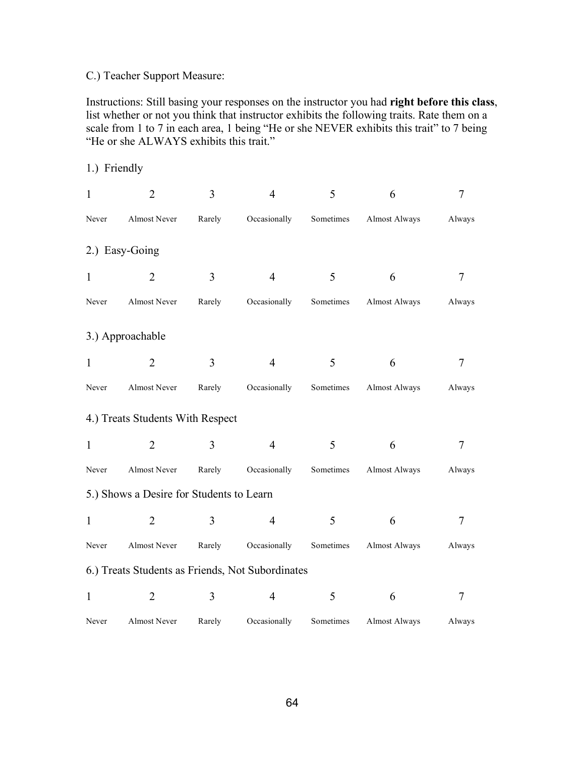C.) Teacher Support Measure:

Instructions: Still basing your responses on the instructor you had **right before this class**, list whether or not you think that instructor exhibits the following traits. Rate them on a scale from 1 to 7 in each area, 1 being "He or she NEVER exhibits this trait" to 7 being "He or she ALWAYS exhibits this trait."

1.) Friendly

| 1 | 2 | 3 | 4 | 5 | 6 | 7 |
|---|---|---|---|---|---|---|
| Never | Almost Never | Rarely | Occasionally | Sometimes | Almost Always | Always |

2.) Easy-Going

| 1 | 2 | 3 | 4 | 5 | 6 | 7 |
|---|---|---|---|---|---|---|
| Never | Almost Never | Rarely | Occasionally | Sometimes | Almost Always | Always |

3.) Approachable

| 1 | 2 | 3 | 4 | 5 | 6 | 7 |
|---|---|---|---|---|---|---|
| Never | Almost Never | Rarely | Occasionally | Sometimes | Almost Always | Always |

4.) Treats Students With Respect

| 1 | 2 | 3 | 4 | 5 | 6 | 7 |
|---|---|---|---|---|---|---|
| Never | Almost Never | Rarely | Occasionally | Sometimes | Almost Always | Always |

5.) Shows a Desire for Students to Learn

| 1 | 2 | 3 | 4 | 5 | 6 | 7 |
|---|---|---|---|---|---|---|
| Never | Almost Never | Rarely | Occasionally | Sometimes | Almost Always | Always |

6.) Treats Students as Friends, Not Subordinates

| 1 | 2 | 3 | 4 | 5 | 6 | 7 |
|---|---|---|---|---|---|---|
| Never | Almost Never | Rarely | Occasionally | Sometimes | Almost Always | Always |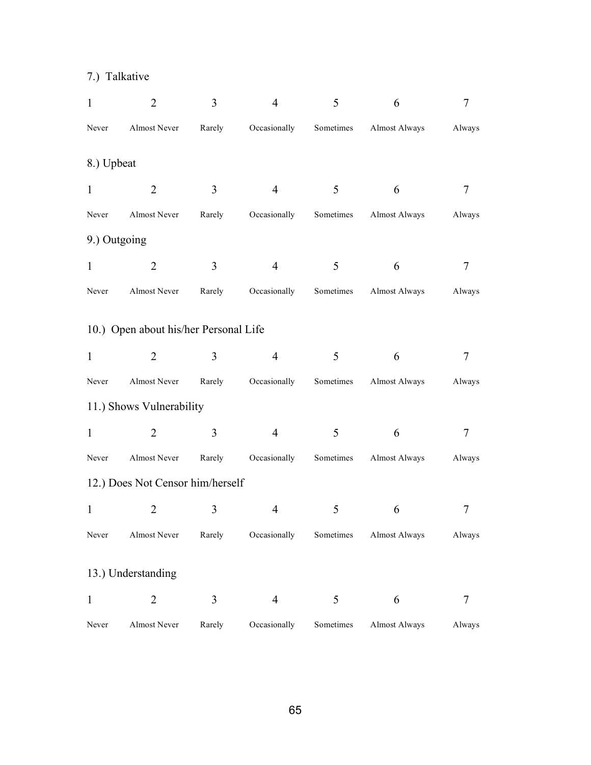7.) Talkative

| 1 | 2 | 3 | 4 | 5 | 6 | 7 |
|---|---|---|---|---|---|---|
| Never | Almost Never | Rarely | Occasionally | Sometimes | Almost Always | Always |

8.) Upbeat

| 1 | 2 | 3 | 4 | 5 | 6 | 7 |
|---|---|---|---|---|---|---|
| Never | Almost Never | Rarely | Occasionally | Sometimes | Almost Always | Always |

9.) Outgoing

| 1 | 2 | 3 | 4 | 5 | 6 | 7 |
|---|---|---|---|---|---|---|
| Never | Almost Never | Rarely | Occasionally | Sometimes | Almost Always | Always |

10.) Open about his/her Personal Life

| 1 | 2 | 3 | 4 | 5 | 6 | 7 |
|---|---|---|---|---|---|---|
| Never | Almost Never | Rarely | Occasionally | Sometimes | Almost Always | Always |

11.) Shows Vulnerability

| 1 | 2 | 3 | 4 | 5 | 6 | 7 |
|---|---|---|---|---|---|---|
| Never | Almost Never | Rarely | Occasionally | Sometimes | Almost Always | Always |

12.) Does Not Censor him/herself

| 1 | 2 | 3 | 4 | 5 | 6 | 7 |
|---|---|---|---|---|---|---|
| Never | Almost Never | Rarely | Occasionally | Sometimes | Almost Always | Always |

13.) Understanding

| 1 | 2 | 3 | 4 | 5 | 6 | 7 |
|---|---|---|---|---|---|---|
| Never | Almost Never | Rarely | Occasionally | Sometimes | Almost Always | Always |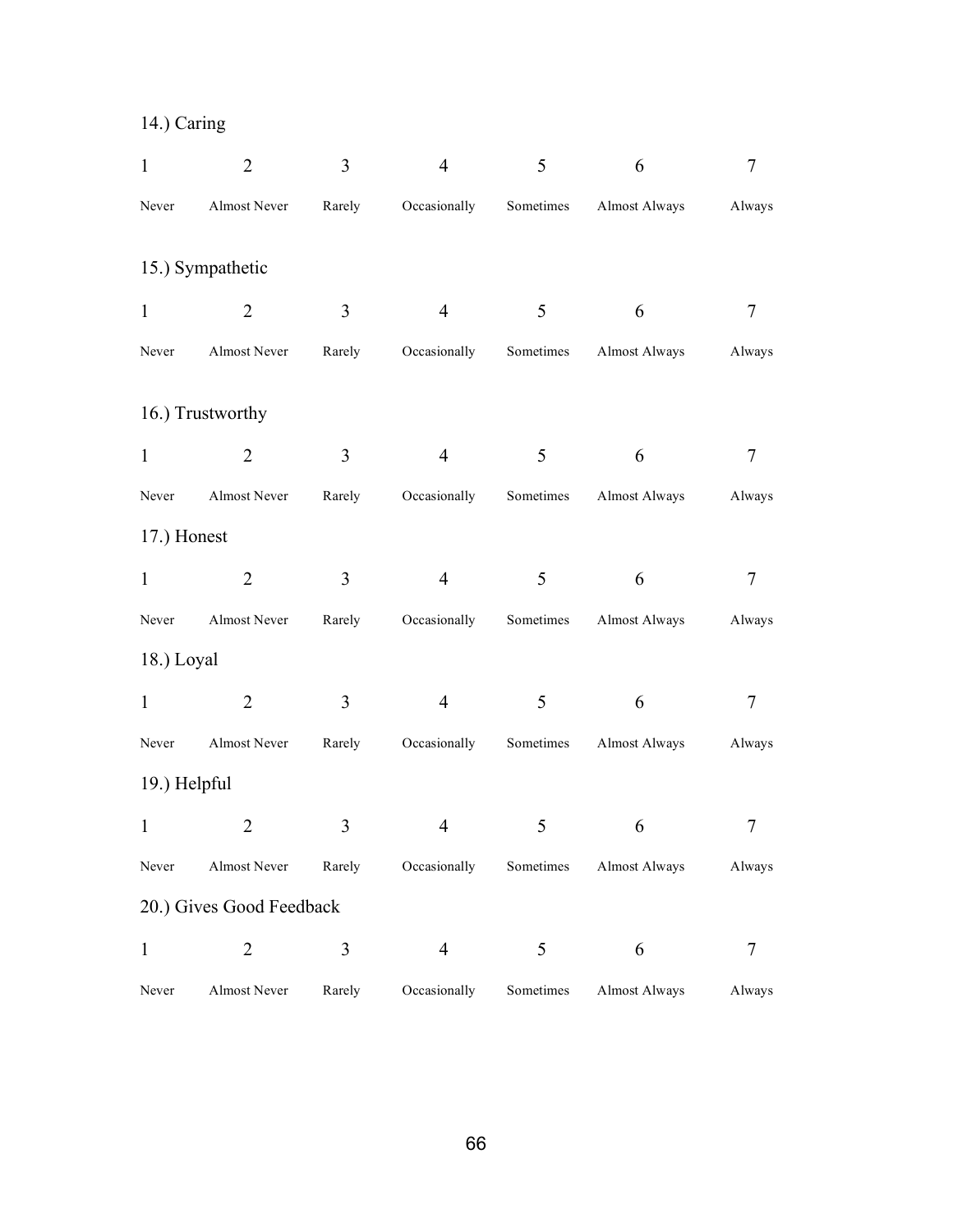14.) Caring

| 1 | 2 | 3 | 4 | 5 | 6 | 7 |
|---|---|---|---|---|---|---|
| Never | Almost Never | Rarely | Occasionally | Sometimes | Almost Always | Always |

15.) Sympathetic

| 1 | 2 | 3 | 4 | 5 | 6 | 7 |
|---|---|---|---|---|---|---|
| Never | Almost Never | Rarely | Occasionally | Sometimes | Almost Always | Always |

16.) Trustworthy

| 1 | 2 | 3 | 4 | 5 | 6 | 7 |
|---|---|---|---|---|---|---|
| Never | Almost Never | Rarely | Occasionally | Sometimes | Almost Always | Always |

17.) Honest

| 1 | 2 | 3 | 4 | 5 | 6 | 7 |
|---|---|---|---|---|---|---|
| Never | Almost Never | Rarely | Occasionally | Sometimes | Almost Always | Always |

18.) Loyal

| 1 | 2 | 3 | 4 | 5 | 6 | 7 |
|---|---|---|---|---|---|---|
| Never | Almost Never | Rarely | Occasionally | Sometimes | Almost Always | Always |

19.) Helpful

| 1 | 2 | 3 | 4 | 5 | 6 | 7 |
|---|---|---|---|---|---|---|
| Never | Almost Never | Rarely | Occasionally | Sometimes | Almost Always | Always |

20.) Gives Good Feedback

| 1 | 2 | 3 | 4 | 5 | 6 | 7 |
|---|---|---|---|---|---|---|
| Never | Almost Never | Rarely | Occasionally | Sometimes | Almost Always | Always |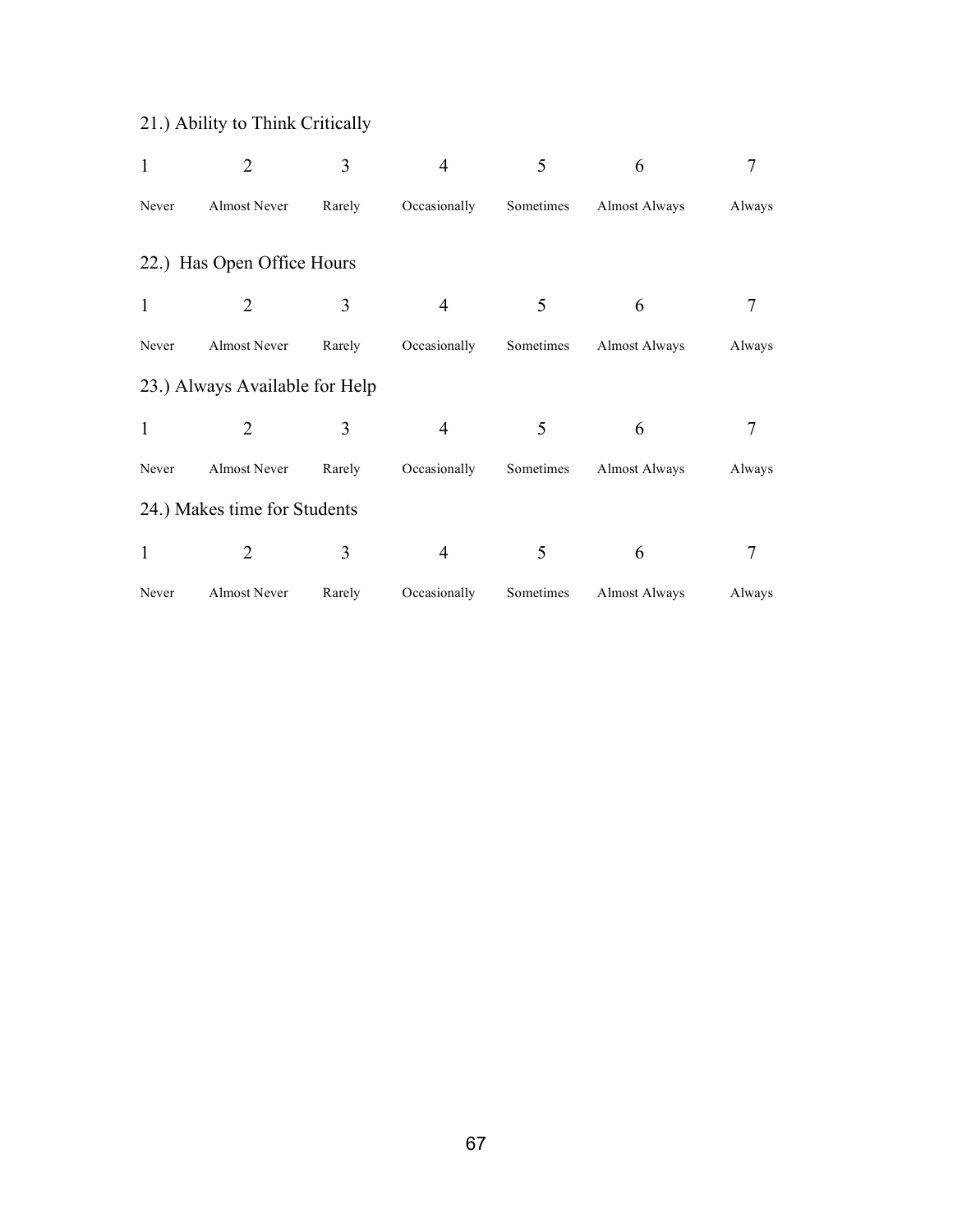21.) Ability to Think Critically

| 1 | 2 | 3 | 4 | 5 | 6 | 7 |
|---|---|---|---|---|---|---|
| Never | Almost Never | Rarely | Occasionally | Sometimes | Almost Always | Always |

22.) Has Open Office Hours

| 1 | 2 | 3 | 4 | 5 | 6 | 7 |
|---|---|---|---|---|---|---|
| Never | Almost Never | Rarely | Occasionally | Sometimes | Almost Always | Always |

23.) Always Available for Help

| 1 | 2 | 3 | 4 | 5 | 6 | 7 |
|---|---|---|---|---|---|---|
| Never | Almost Never | Rarely | Occasionally | Sometimes | Almost Always | Always |

24.) Makes time for Students

| 1 | 2 | 3 | 4 | 5 | 6 | 7 |
|---|---|---|---|---|---|---|
| Never | Almost Never | Rarely | Occasionally | Sometimes | Almost Always | Always |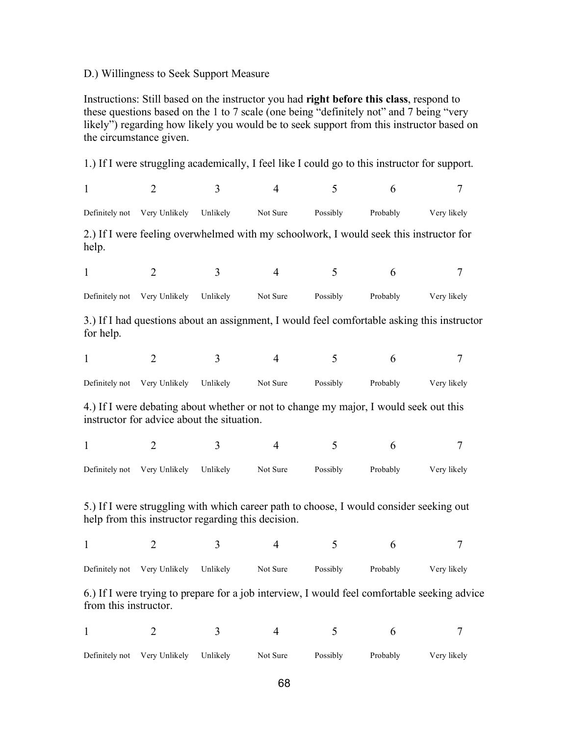D.) Willingness to Seek Support Measure

Instructions: Still based on the instructor you had **right before this class**, respond to these questions based on the 1 to 7 scale (one being "definitely not" and 7 being "very likely") regarding how likely you would be to seek support from this instructor based on the circumstance given.

1.) If I were struggling academically, I feel like I could go to this instructor for support.

| 1 | 2 | 3 | 4 | 5 | 6 | 7 |
|---|---|---|---|---|---|---|
| Definitely not | Very Unlikely | Unlikely | Not Sure | Possibly | Probably | Very likely |

2.) If I were feeling overwhelmed with my schoolwork, I would seek this instructor for help.

| 1 | 2 | 3 | 4 | 5 | 6 | 7 |
|---|---|---|---|---|---|---|
| Definitely not | Very Unlikely | Unlikely | Not Sure | Possibly | Probably | Very likely |

3.) If I had questions about an assignment, I would feel comfortable asking this instructor for help.

| 1 | 2 | 3 | 4 | 5 | 6 | 7 |
|---|---|---|---|---|---|---|
| Definitely not | Very Unlikely | Unlikely | Not Sure | Possibly | Probably | Very likely |

4.) If I were debating about whether or not to change my major, I would seek out this instructor for advice about the situation.

| 1 | 2 | 3 | 4 | 5 | 6 | 7 |
|---|---|---|---|---|---|---|
| Definitely not | Very Unlikely | Unlikely | Not Sure | Possibly | Probably | Very likely |

5.) If I were struggling with which career path to choose, I would consider seeking out help from this instructor regarding this decision.

| 1 | 2 | 3 | 4 | 5 | 6 | 7 |
|---|---|---|---|---|---|---|
| Definitely not | Very Unlikely | Unlikely | Not Sure | Possibly | Probably | Very likely |

6.) If I were trying to prepare for a job interview, I would feel comfortable seeking advice from this instructor.

| 1 | 2 | 3 | 4 | 5 | 6 | 7 |
|---|---|---|---|---|---|---|
| Definitely not | Very Unlikely | Unlikely | Not Sure | Possibly | Probably | Very likely |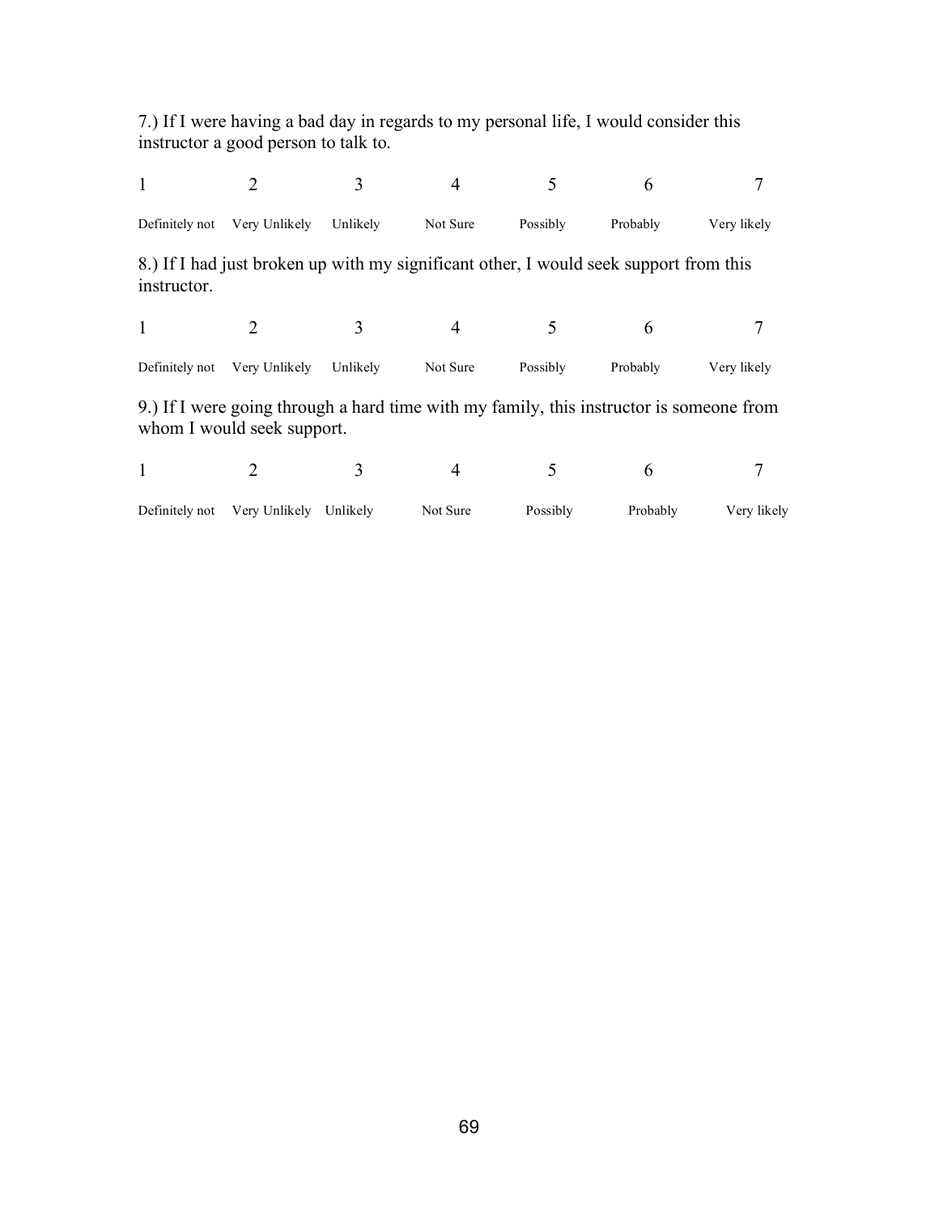7.) If I were having a bad day in regards to my personal life, I would consider this instructor a good person to talk to.

| 1 | 2 | 3 | 4 | 5 | 6 | 7 |
|---|---|---|---|---|---|---|
| Definitely not | Very Unlikely | Unlikely | Not Sure | Possibly | Probably | Very likely |

8.) If I had just broken up with my significant other, I would seek support from this instructor.

| 1 | 2 | 3 | 4 | 5 | 6 | 7 |
|---|---|---|---|---|---|---|
| Definitely not | Very Unlikely | Unlikely | Not Sure | Possibly | Probably | Very likely |

9.) If I were going through a hard time with my family, this instructor is someone from whom I would seek support.

| 1 | 2 | 3 | 4 | 5 | 6 | 7 |
|---|---|---|---|---|---|---|
| Definitely not | Very Unlikely | Unlikely | Not Sure | Possibly | Probably | Very likely |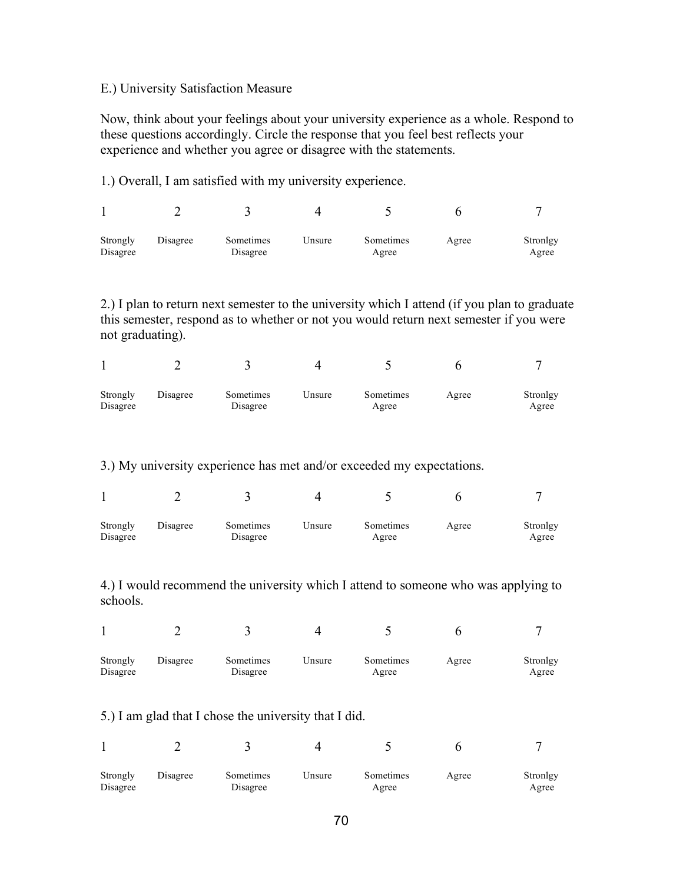E.) University Satisfaction Measure

Now, think about your feelings about your university experience as a whole. Respond to these questions accordingly. Circle the response that you feel best reflects your experience and whether you agree or disagree with the statements.

1.) Overall, I am satisfied with my university experience.

| 1 | 2 | 3 | 4 | 5 | 6 | 7 |
|---|---|---|---|---|---|---|
| Strongly Disagree | Disagree | Sometimes Disagree | Unsure | Sometimes Agree | Agree | Stronlgy Agree |

2.) I plan to return next semester to the university which I attend (if you plan to graduate this semester, respond as to whether or not you would return next semester if you were not graduating).

| 1 | 2 | 3 | 4 | 5 | 6 | 7 |
|---|---|---|---|---|---|---|
| Strongly Disagree | Disagree | Sometimes Disagree | Unsure | Sometimes Agree | Agree | Stronlgy Agree |

3.) My university experience has met and/or exceeded my expectations.

| 1 | 2 | 3 | 4 | 5 | 6 | 7 |
|---|---|---|---|---|---|---|
| Strongly Disagree | Disagree | Sometimes Disagree | Unsure | Sometimes Agree | Agree | Stronlgy Agree |

4.) I would recommend the university which I attend to someone who was applying to schools.

| 1 | 2 | 3 | 4 | 5 | 6 | 7 |
|---|---|---|---|---|---|---|
| Strongly Disagree | Disagree | Sometimes Disagree | Unsure | Sometimes Agree | Agree | Stronlgy Agree |

5.) I am glad that I chose the university that I did.

| 1 | 2 | 3 | 4 | 5 | 6 | 7 |
|---|---|---|---|---|---|---|
| Strongly Disagree | Disagree | Sometimes Disagree | Unsure | Sometimes Agree | Agree | Stronlgy Agree |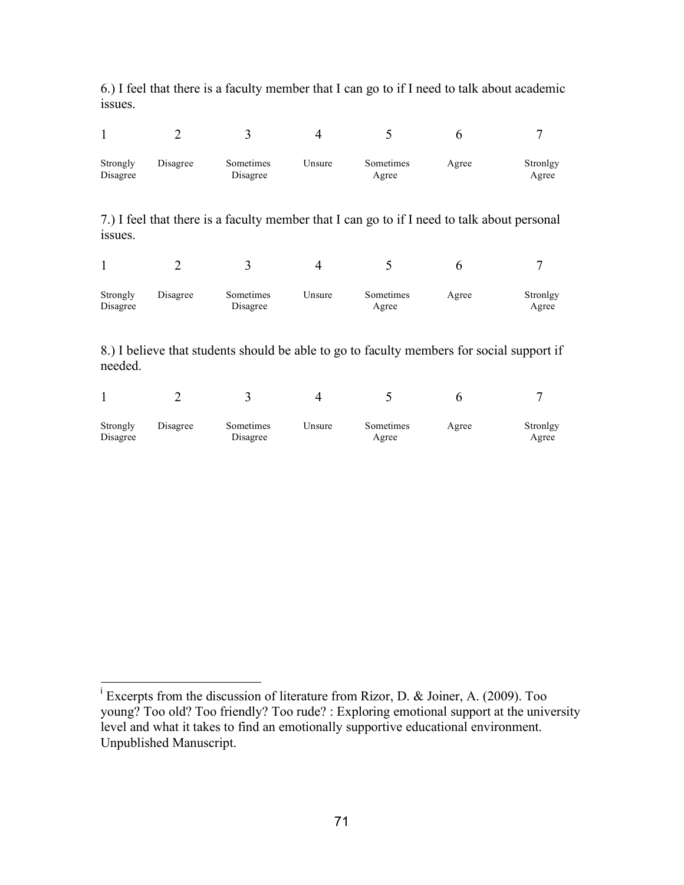6.) I feel that there is a faculty member that I can go to if I need to talk about academic issues.

| 1 | 2 | 3 | 4 | 5 | 6 | 7 |
|---|---|---|---|---|---|---|
| Strongly Disagree | Disagree | Sometimes Disagree | Unsure | Sometimes Agree | Agree | Stronlgy Agree |

7.) I feel that there is a faculty member that I can go to if I need to talk about personal issues.

| 1 | 2 | 3 | 4 | 5 | 6 | 7 |
|---|---|---|---|---|---|---|
| Strongly Disagree | Disagree | Sometimes Disagree | Unsure | Sometimes Agree | Agree | Stronlgy Agree |

8.) I believe that students should be able to go to faculty members for social support if needed.

| 1 | 2 | 3 | 4 | 5 | 6 | 7 |
|---|---|---|---|---|---|---|
| Strongly Disagree | Disagree | Sometimes Disagree | Unsure | Sometimes Agree | Agree | Stronlgy Agree |

[i] Excerpts from the discussion of literature from Rizor, D. & Joiner, A. (2009). Too young? Too old? Too friendly? Too rude? : Exploring emotional support at the university level and what it takes to find an emotionally supportive educational environment. Unpublished Manuscript.